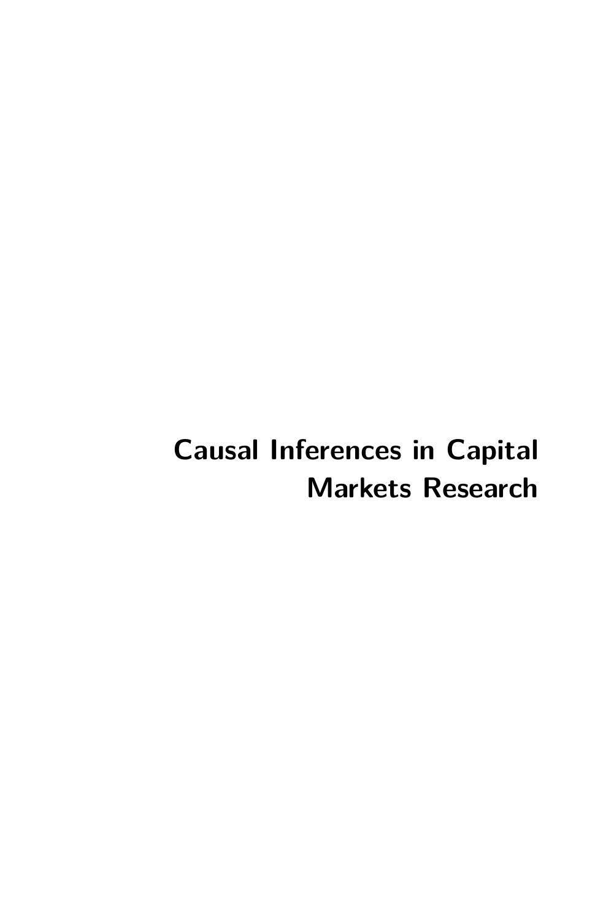# Causal Inferences in Capital Markets Research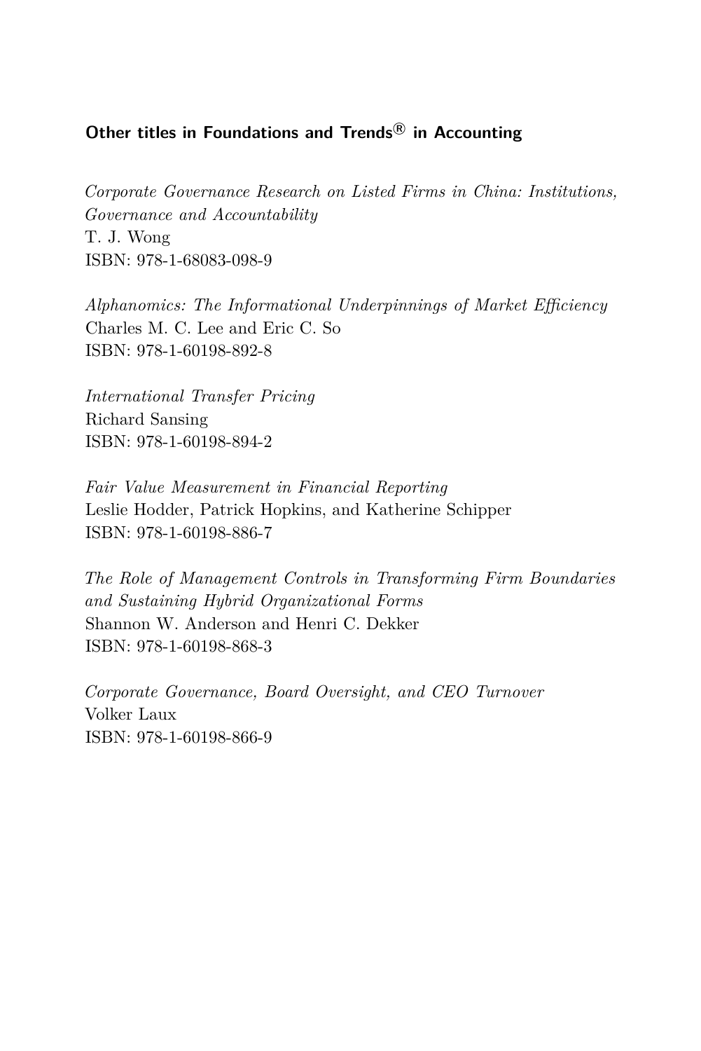## Other titles in Foundations and Trends® in Accounting

*Corporate Governance Research on Listed Firms in China: Institutions, Governance and Accountability*
T. J. Wong
ISBN: 978-1-68083-098-9

*Alphanomics: The Informational Underpinnings of Market Efficiency*
Charles M. C. Lee and Eric C. So
ISBN: 978-1-60198-892-8

*International Transfer Pricing*
Richard Sansing
ISBN: 978-1-60198-894-2

*Fair Value Measurement in Financial Reporting*
Leslie Hodder, Patrick Hopkins, and Katherine Schipper
ISBN: 978-1-60198-886-7

*The Role of Management Controls in Transforming Firm Boundaries and Sustaining Hybrid Organizational Forms*
Shannon W. Anderson and Henri C. Dekker
ISBN: 978-1-60198-868-3

*Corporate Governance, Board Oversight, and CEO Turnover*
Volker Laux
ISBN: 978-1-60198-866-9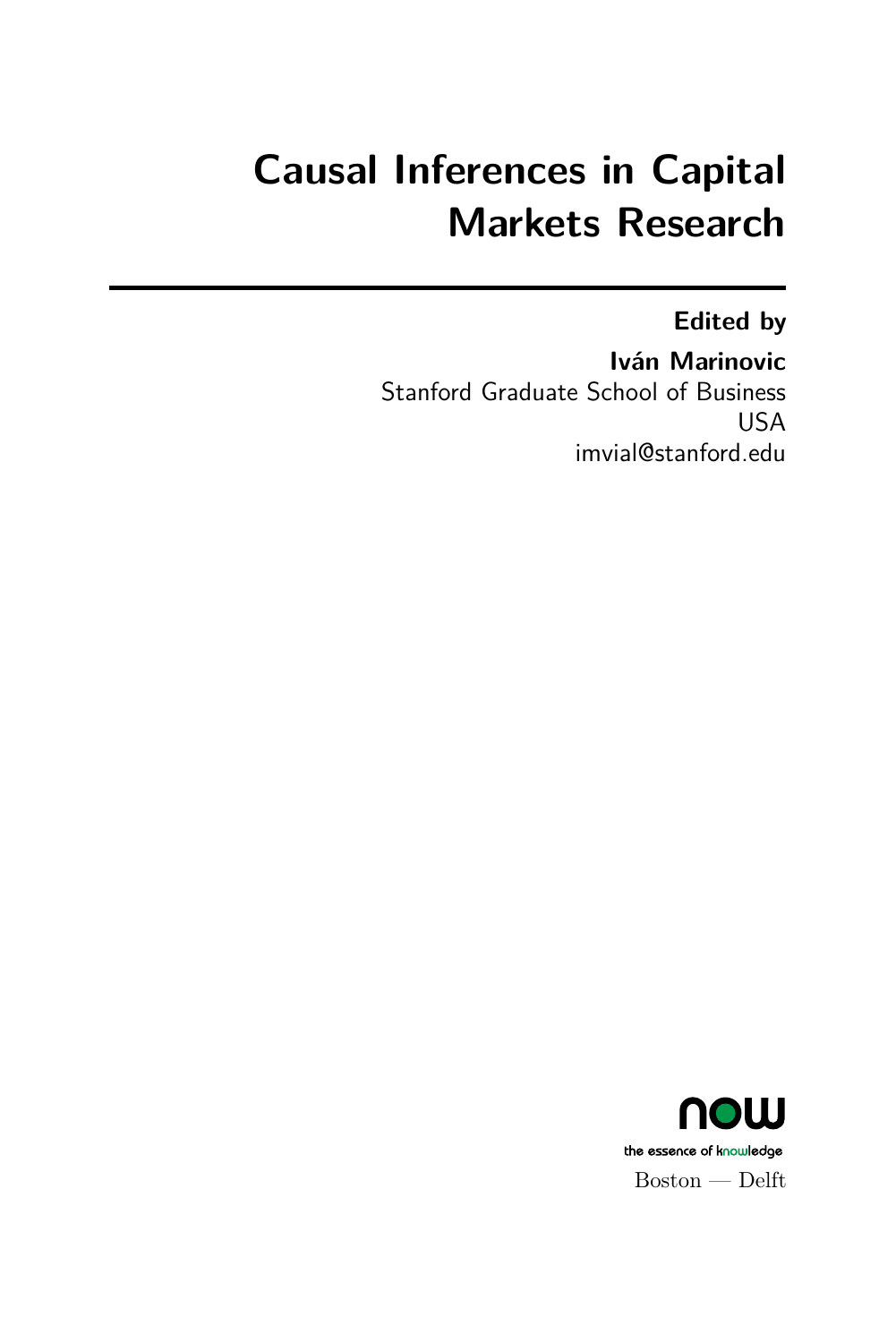# Causal Inferences in Capital Markets Research

**Edited by**

**Iván Marinovic**

Stanford Graduate School of Business
USA
imvial@stanford.edu

now
the essence of knowledge
Boston — Delft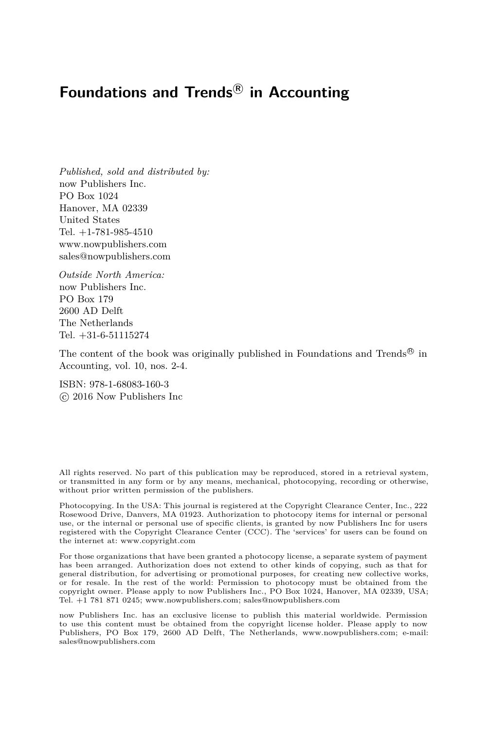# Foundations and Trends® in Accounting

*Published, sold and distributed by:*
now Publishers Inc.
PO Box 1024
Hanover, MA 02339
United States
Tel. +1-781-985-4510
www.nowpublishers.com
sales@nowpublishers.com

*Outside North America:*
now Publishers Inc.
PO Box 179
2600 AD Delft
The Netherlands
Tel. +31-6-51115274

The content of the book was originally published in Foundations and Trends® in Accounting, vol. 10, nos. 2-4.

ISBN: 978-1-68083-160-3
© 2016 Now Publishers Inc

All rights reserved. No part of this publication may be reproduced, stored in a retrieval system, or transmitted in any form or by any means, mechanical, photocopying, recording or otherwise, without prior written permission of the publishers.

Photocopying. In the USA: This journal is registered at the Copyright Clearance Center, Inc., 222 Rosewood Drive, Danvers, MA 01923. Authorization to photocopy items for internal or personal use, or the internal or personal use of specific clients, is granted by now Publishers Inc for users registered with the Copyright Clearance Center (CCC). The 'services' for users can be found on the internet at: www.copyright.com

For those organizations that have been granted a photocopy license, a separate system of payment has been arranged. Authorization does not extend to other kinds of copying, such as that for general distribution, for advertising or promotional purposes, for creating new collective works, or for resale. In the rest of the world: Permission to photocopy must be obtained from the copyright owner. Please apply to now Publishers Inc., PO Box 1024, Hanover, MA 02339, USA; Tel. +1 781 871 0245; www.nowpublishers.com; sales@nowpublishers.com

now Publishers Inc. has an exclusive license to publish this material worldwide. Permission to use this content must be obtained from the copyright license holder. Please apply to now Publishers, PO Box 179, 2600 AD Delft, The Netherlands, www.nowpublishers.com; e-mail: sales@nowpublishers.com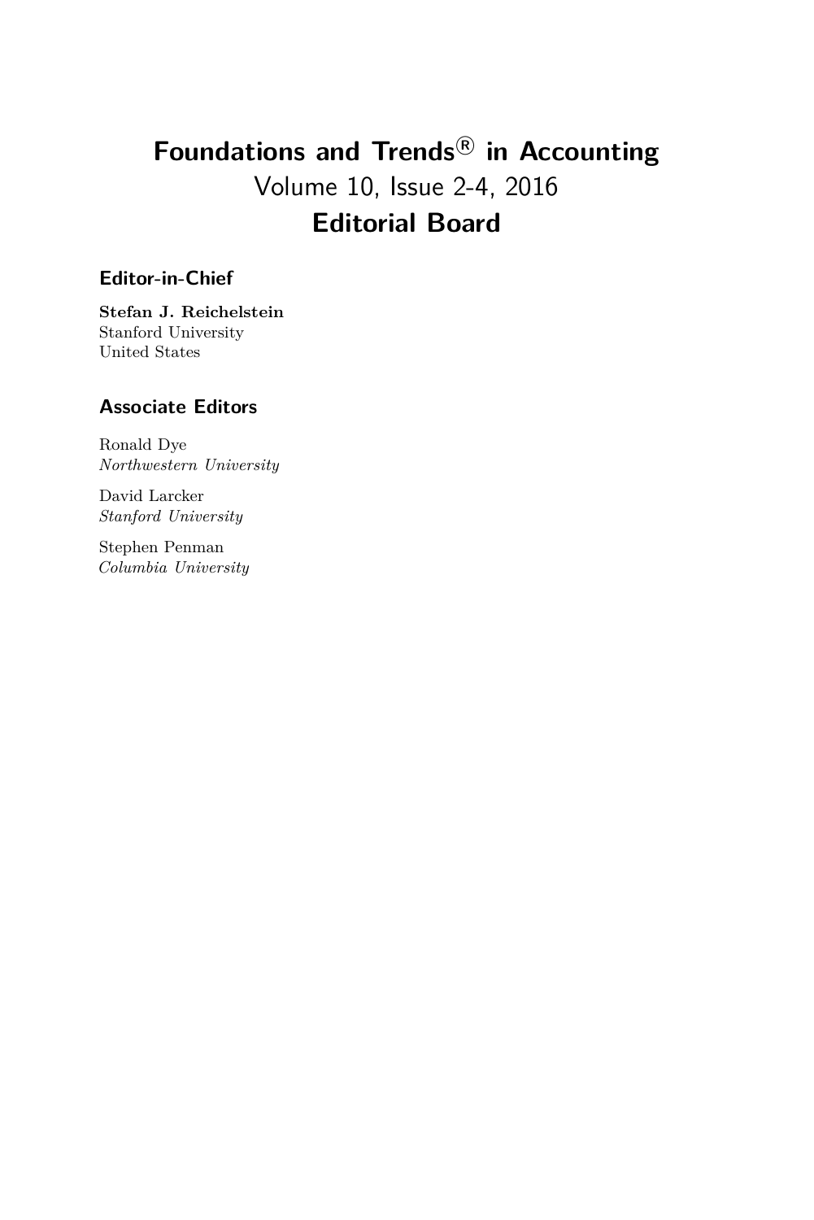# Foundations and Trends® in Accounting

Volume 10, Issue 2-4, 2016

## Editorial Board

### Editor-in-Chief

**Stefan J. Reichelstein**
Stanford University
United States

### Associate Editors

Ronald Dye
*Northwestern University*

David Larcker
*Stanford University*

Stephen Penman
*Columbia University*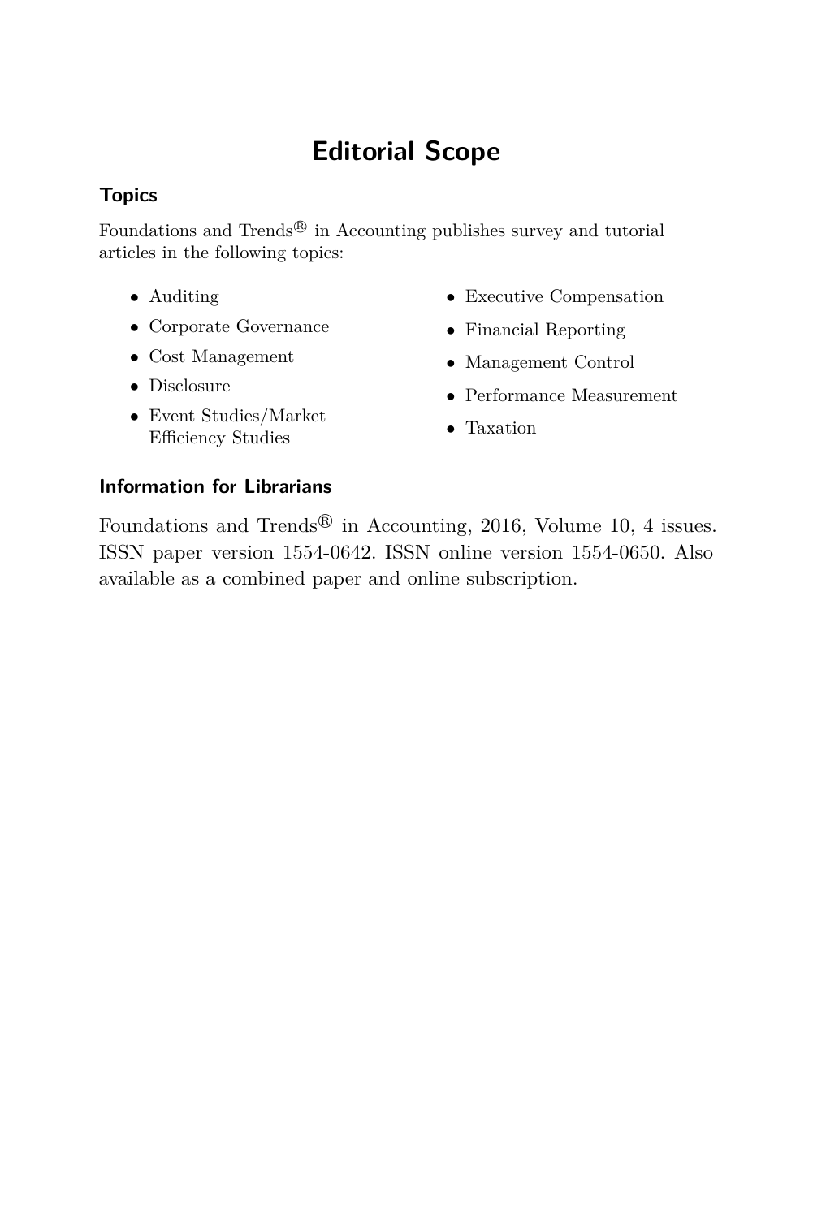# Editorial Scope

### Topics

Foundations and Trends® in Accounting publishes survey and tutorial articles in the following topics:

- Auditing
- Corporate Governance
- Cost Management
- Disclosure
- Event Studies/Market Efficiency Studies
- Executive Compensation
- Financial Reporting
- Management Control
- Performance Measurement
- Taxation

### Information for Librarians

Foundations and Trends® in Accounting, 2016, Volume 10, 4 issues. ISSN paper version 1554-0642. ISSN online version 1554-0650. Also available as a combined paper and online subscription.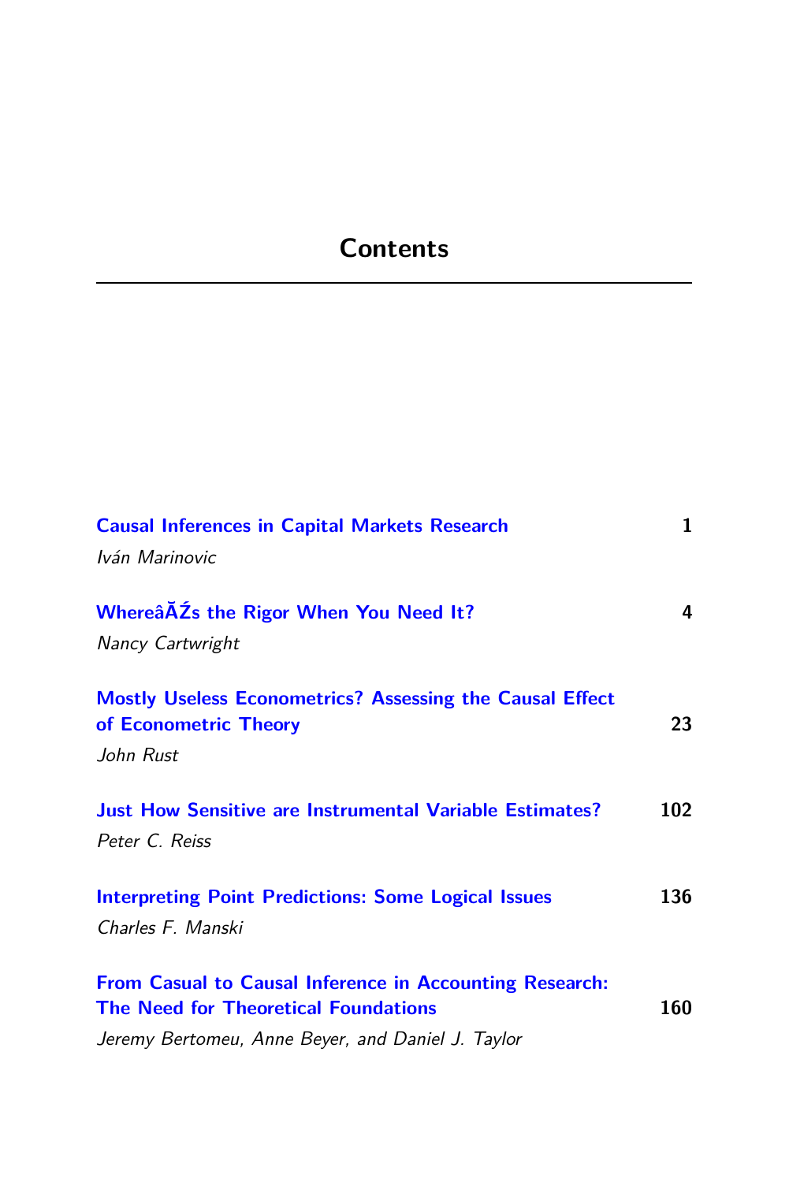# Contents

[Causal Inferences in Capital Markets Research](#) 1
*Iván Marinovic*

[WhereâĂŹs the Rigor When You Need It?](#) 4
*Nancy Cartwright*

[Mostly Useless Econometrics? Assessing the Causal Effect of Econometric Theory](#) 23
*John Rust*

[Just How Sensitive are Instrumental Variable Estimates?](#) 102
*Peter C. Reiss*

[Interpreting Point Predictions: Some Logical Issues](#) 136
*Charles F. Manski*

[From Casual to Causal Inference in Accounting Research: The Need for Theoretical Foundations](#) 160
*Jeremy Bertomeu, Anne Beyer, and Daniel J. Taylor*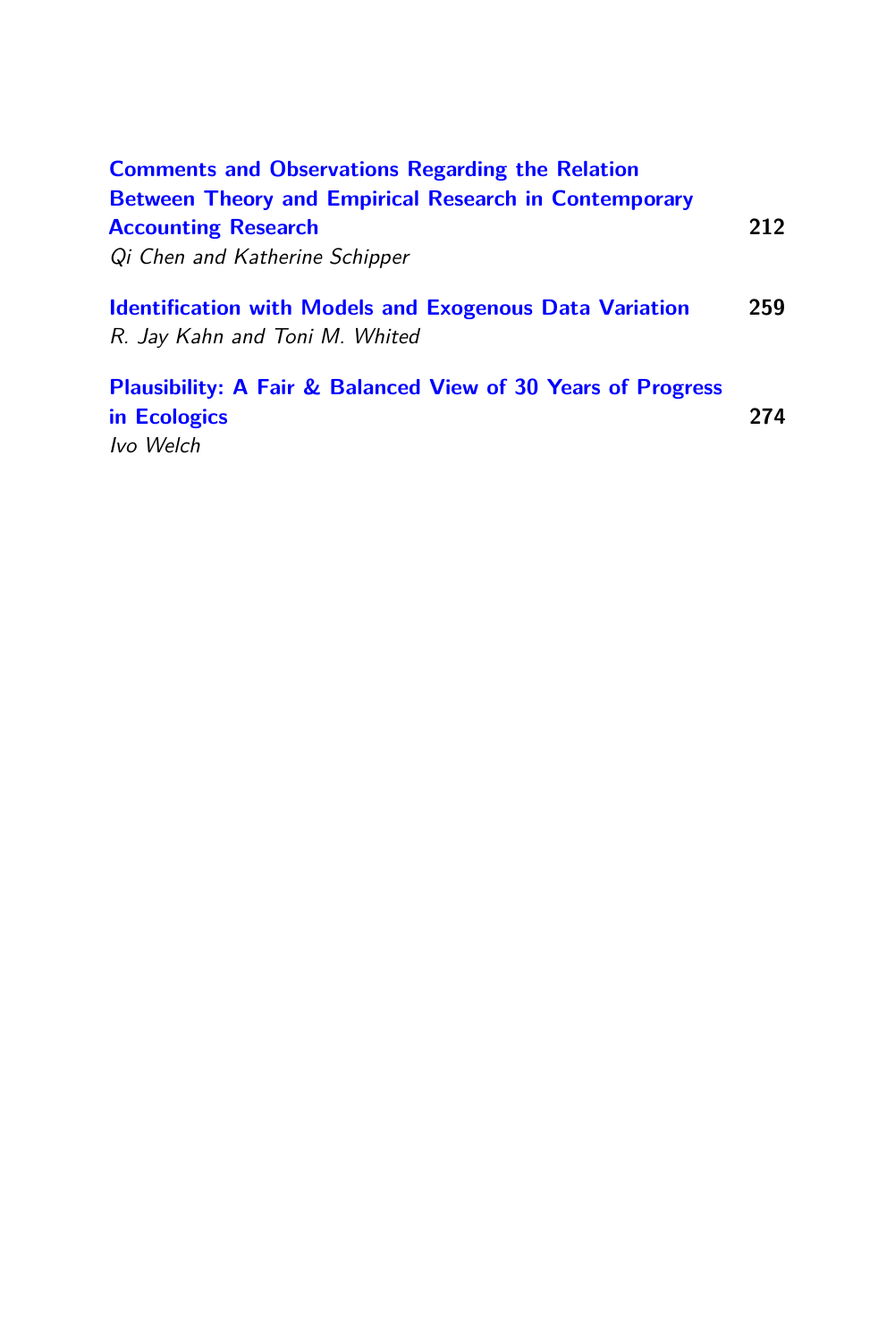**Comments and Observations Regarding the Relation Between Theory and Empirical Research in Contemporary Accounting Research** 212
*Qi Chen and Katherine Schipper*

**Identification with Models and Exogenous Data Variation** 259
*R. Jay Kahn and Toni M. Whited*

**Plausibility: A Fair & Balanced View of 30 Years of Progress in Ecologics** 274
*Ivo Welch*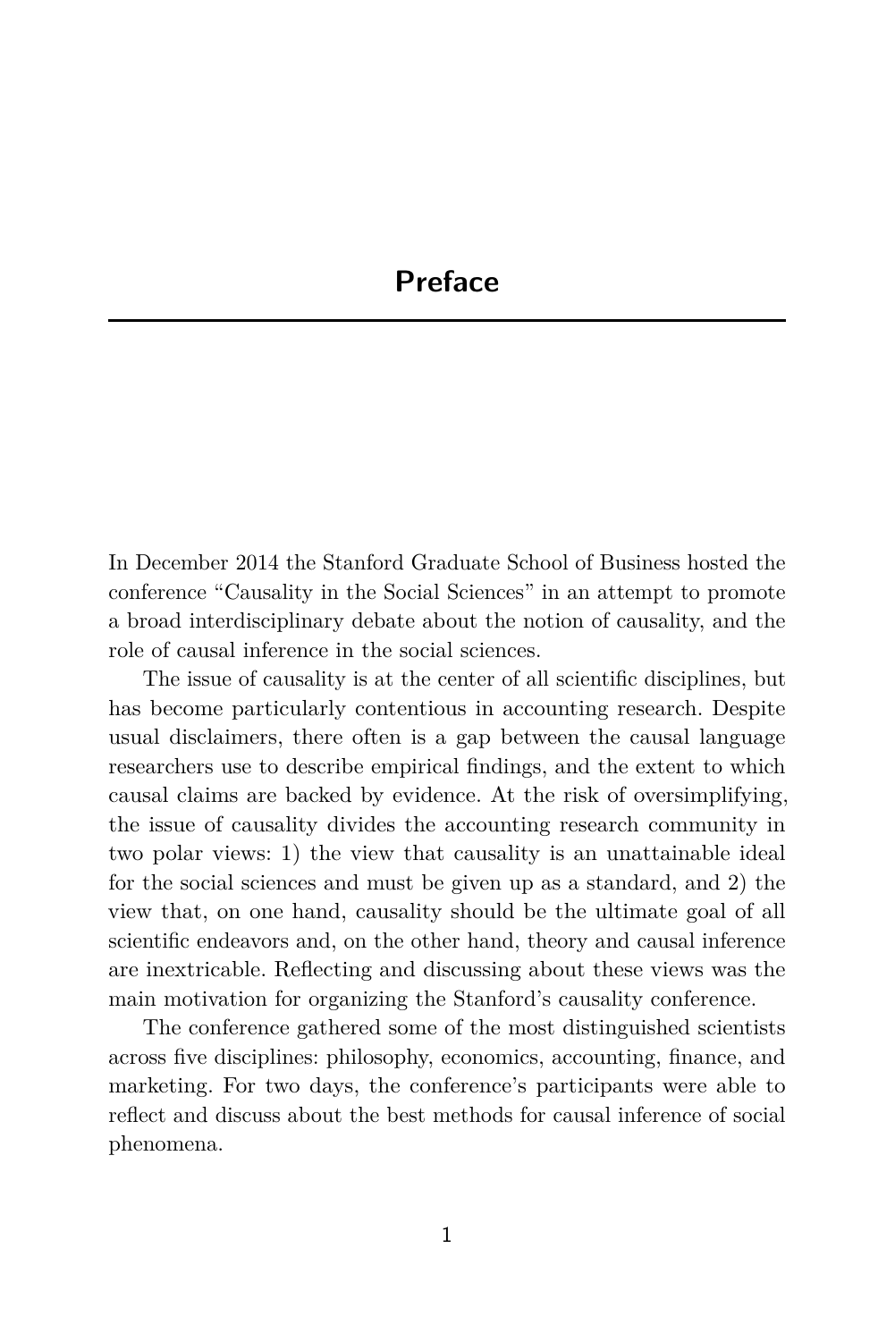# Preface

In December 2014 the Stanford Graduate School of Business hosted the conference "Causality in the Social Sciences" in an attempt to promote a broad interdisciplinary debate about the notion of causality, and the role of causal inference in the social sciences.

The issue of causality is at the center of all scientific disciplines, but has become particularly contentious in accounting research. Despite usual disclaimers, there often is a gap between the causal language researchers use to describe empirical findings, and the extent to which causal claims are backed by evidence. At the risk of oversimplifying, the issue of causality divides the accounting research community in two polar views: 1) the view that causality is an unattainable ideal for the social sciences and must be given up as a standard, and 2) the view that, on one hand, causality should be the ultimate goal of all scientific endeavors and, on the other hand, theory and causal inference are inextricable. Reflecting and discussing about these views was the main motivation for organizing the Stanford's causality conference.

The conference gathered some of the most distinguished scientists across five disciplines: philosophy, economics, accounting, finance, and marketing. For two days, the conference's participants were able to reflect and discuss about the best methods for causal inference of social phenomena.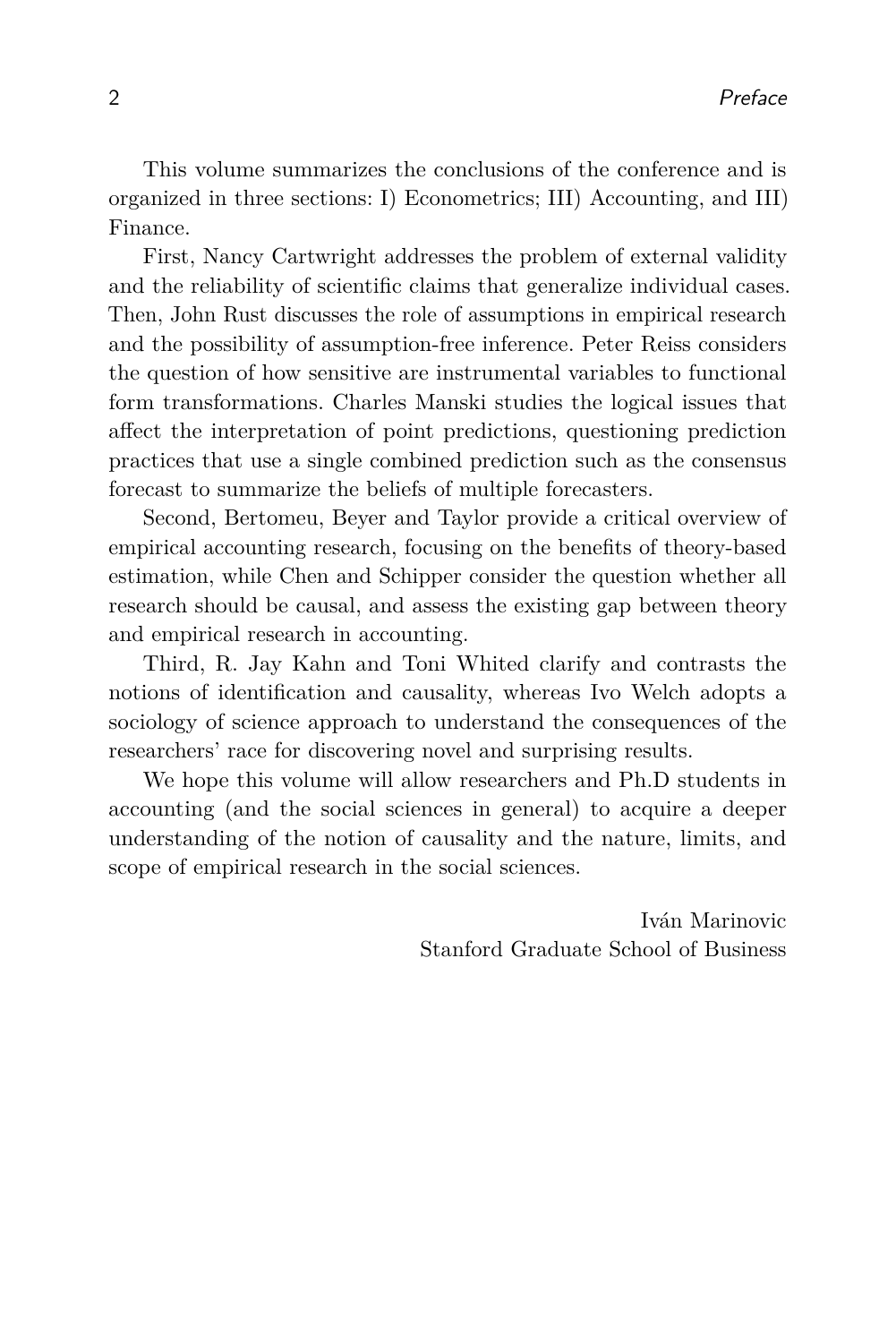This volume summarizes the conclusions of the conference and is organized in three sections: I) Econometrics; III) Accounting, and III) Finance.

First, Nancy Cartwright addresses the problem of external validity and the reliability of scientific claims that generalize individual cases. Then, John Rust discusses the role of assumptions in empirical research and the possibility of assumption-free inference. Peter Reiss considers the question of how sensitive are instrumental variables to functional form transformations. Charles Manski studies the logical issues that affect the interpretation of point predictions, questioning prediction practices that use a single combined prediction such as the consensus forecast to summarize the beliefs of multiple forecasters.

Second, Bertomeu, Beyer and Taylor provide a critical overview of empirical accounting research, focusing on the benefits of theory-based estimation, while Chen and Schipper consider the question whether all research should be causal, and assess the existing gap between theory and empirical research in accounting.

Third, R. Jay Kahn and Toni Whited clarify and contrasts the notions of identification and causality, whereas Ivo Welch adopts a sociology of science approach to understand the consequences of the researchers' race for discovering novel and surprising results.

We hope this volume will allow researchers and Ph.D students in accounting (and the social sciences in general) to acquire a deeper understanding of the notion of causality and the nature, limits, and scope of empirical research in the social sciences.

Iván Marinovic
Stanford Graduate School of Business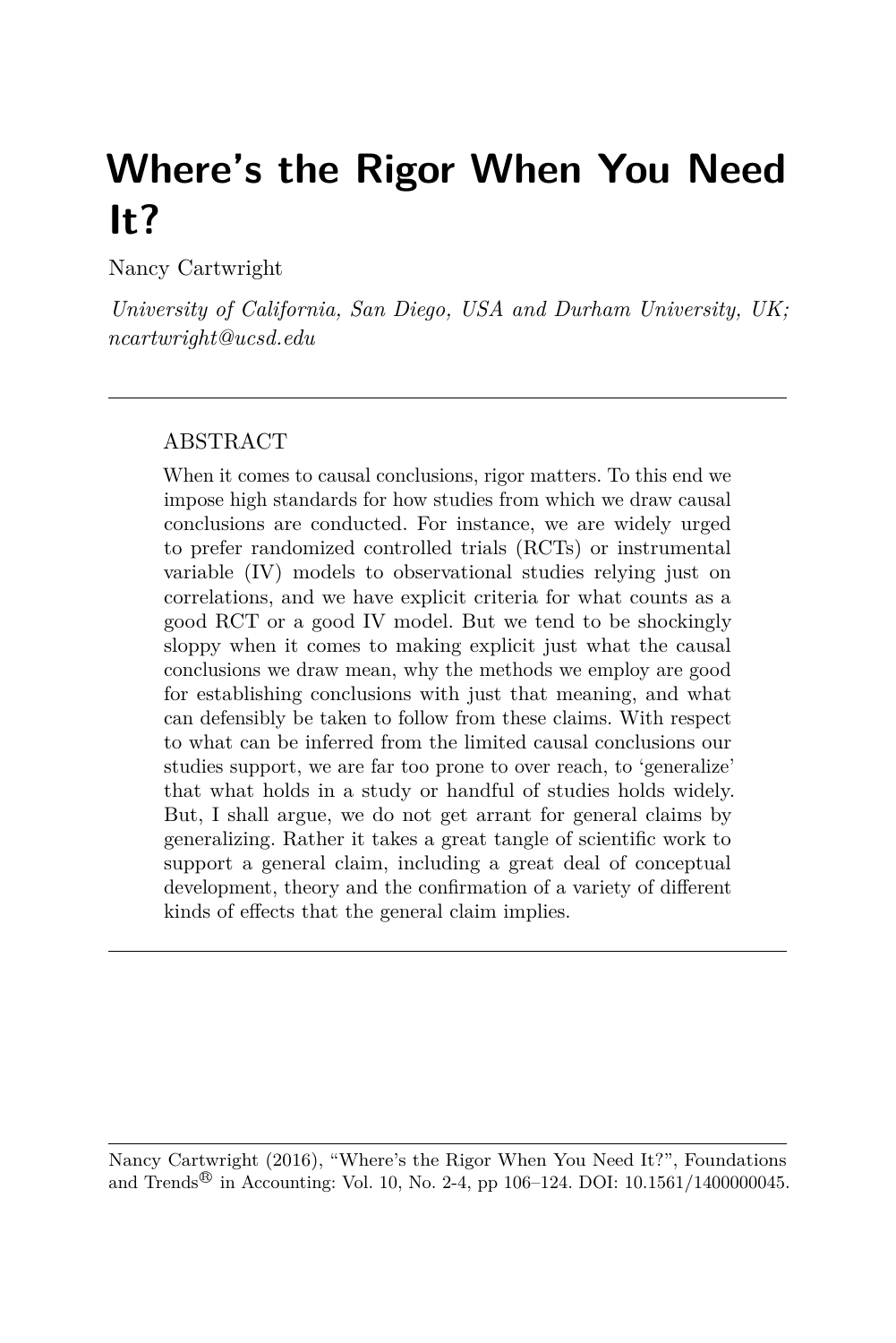# Where's the Rigor When You Need It?

Nancy Cartwright

*University of California, San Diego, USA and Durham University, UK; ncartwright@ucsd.edu*

---

## ABSTRACT

When it comes to causal conclusions, rigor matters. To this end we impose high standards for how studies from which we draw causal conclusions are conducted. For instance, we are widely urged to prefer randomized controlled trials (RCTs) or instrumental variable (IV) models to observational studies relying just on correlations, and we have explicit criteria for what counts as a good RCT or a good IV model. But we tend to be shockingly sloppy when it comes to making explicit just what the causal conclusions we draw mean, why the methods we employ are good for establishing conclusions with just that meaning, and what can defensibly be taken to follow from these claims. With respect to what can be inferred from the limited causal conclusions our studies support, we are far too prone to over reach, to 'generalize' that what holds in a study or handful of studies holds widely. But, I shall argue, we do not get arrant for general claims by generalizing. Rather it takes a great tangle of scientific work to support a general claim, including a great deal of conceptual development, theory and the confirmation of a variety of different kinds of effects that the general claim implies.

---

Nancy Cartwright (2016), "Where's the Rigor When You Need It?", Foundations and Trends® in Accounting: Vol. 10, No. 2-4, pp 106–124. DOI: 10.1561/1400000045.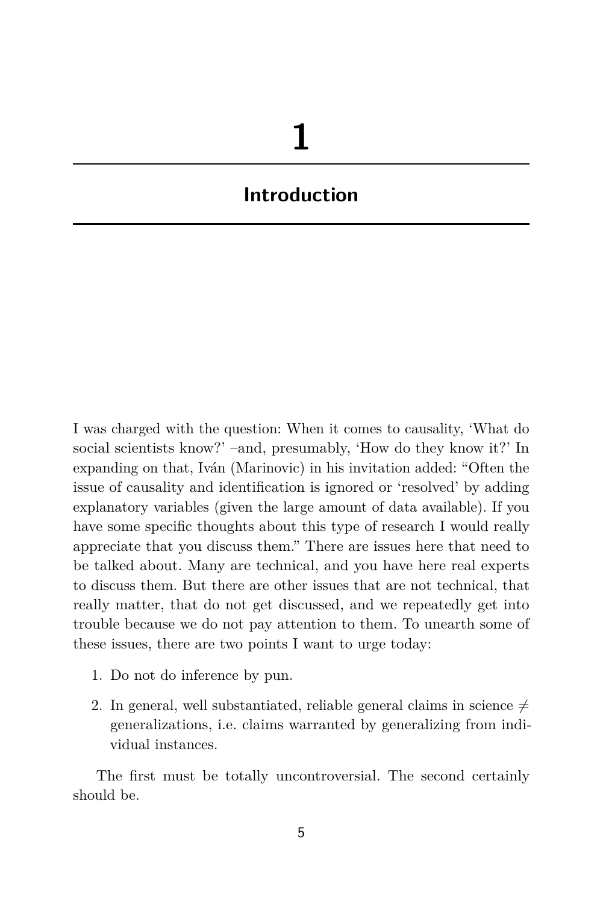# 1 Introduction

I was charged with the question: When it comes to causality, 'What do social scientists know?' –and, presumably, 'How do they know it?' In expanding on that, Iván (Marinovic) in his invitation added: "Often the issue of causality and identification is ignored or 'resolved' by adding explanatory variables (given the large amount of data available). If you have some specific thoughts about this type of research I would really appreciate that you discuss them." There are issues here that need to be talked about. Many are technical, and you have here real experts to discuss them. But there are other issues that are not technical, that really matter, that do not get discussed, and we repeatedly get into trouble because we do not pay attention to them. To unearth some of these issues, there are two points I want to urge today:

1. Do not do inference by pun.
2. In general, well substantiated, reliable general claims in science $\neq$ generalizations, i.e. claims warranted by generalizing from individual instances.

The first must be totally uncontroversial. The second certainly should be.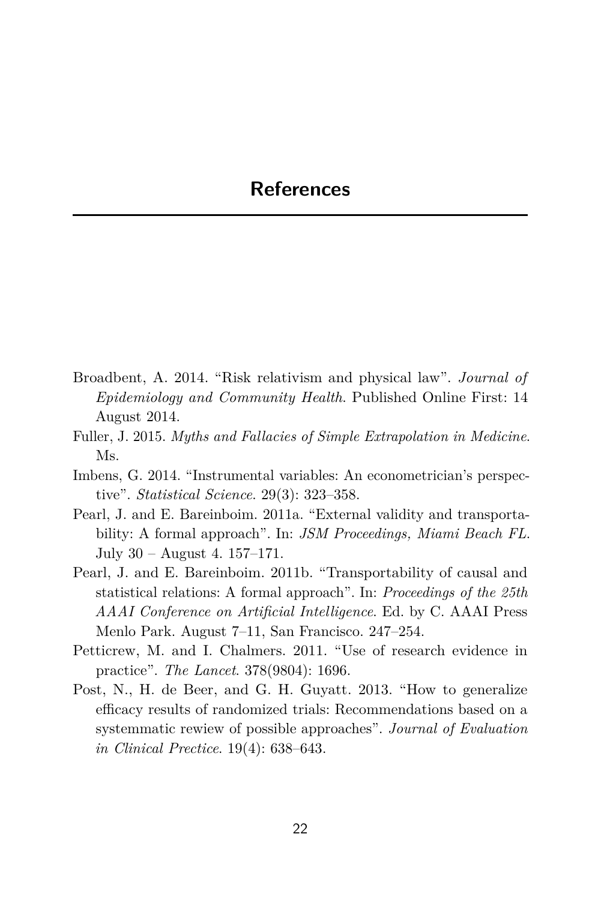# References

Broadbent, A. 2014. "Risk relativism and physical law". *Journal of Epidemiology and Community Health*. Published Online First: 14 August 2014.

Fuller, J. 2015. *Myths and Fallacies of Simple Extrapolation in Medicine*. Ms.

Imbens, G. 2014. "Instrumental variables: An econometrician's perspective". *Statistical Science*. 29(3): 323–358.

Pearl, J. and E. Bareinboim. 2011a. "External validity and transportability: A formal approach". In: *JSM Proceedings, Miami Beach FL*. July 30 – August 4. 157–171.

Pearl, J. and E. Bareinboim. 2011b. "Transportability of causal and statistical relations: A formal approach". In: *Proceedings of the 25th AAAI Conference on Artificial Intelligence*. Ed. by C. AAAI Press Menlo Park. August 7–11, San Francisco. 247–254.

Petticrew, M. and I. Chalmers. 2011. "Use of research evidence in practice". *The Lancet*. 378(9804): 1696.

Post, N., H. de Beer, and G. H. Guyatt. 2013. "How to generalize efficacy results of randomized trials: Recommendations based on a systemmatic rewiew of possible approaches". *Journal of Evaluation in Clinical Prectice*. 19(4): 638–643.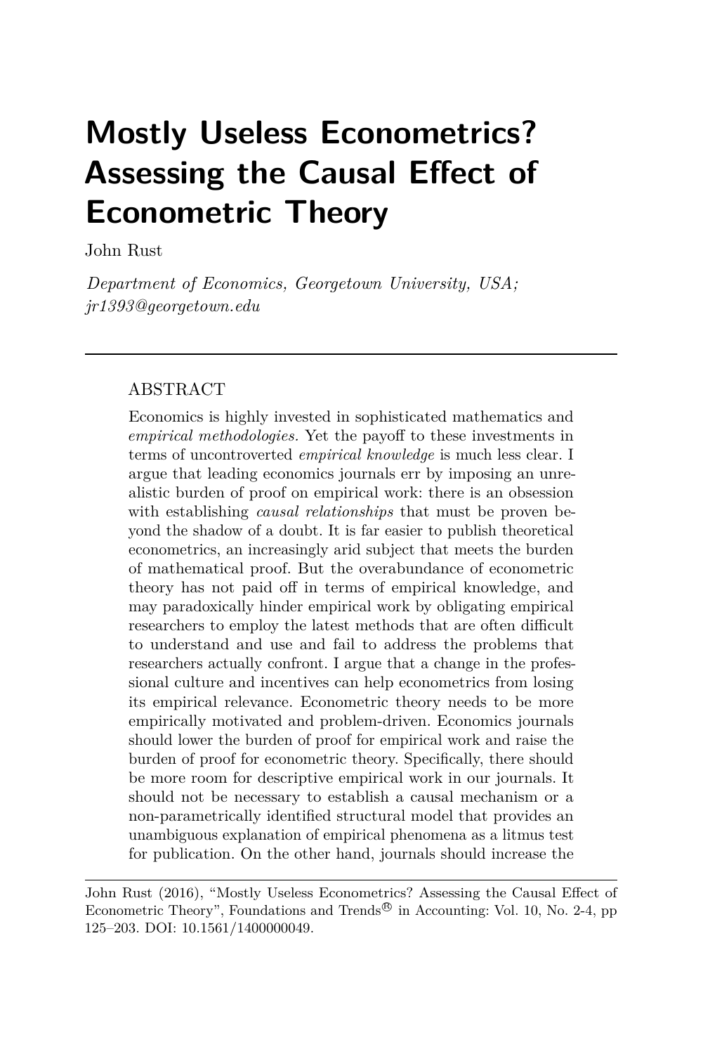# Mostly Useless Econometrics? Assessing the Causal Effect of Econometric Theory

John Rust

*Department of Economics, Georgetown University, USA; jr1393@georgetown.edu*

---

## ABSTRACT

Economics is highly invested in sophisticated mathematics and *empirical methodologies.* Yet the payoff to these investments in terms of uncontroverted *empirical knowledge* is much less clear. I argue that leading economics journals err by imposing an unrealistic burden of proof on empirical work: there is an obsession with establishing *causal relationships* that must be proven beyond the shadow of a doubt. It is far easier to publish theoretical econometrics, an increasingly arid subject that meets the burden of mathematical proof. But the overabundance of econometric theory has not paid off in terms of empirical knowledge, and may paradoxically hinder empirical work by obligating empirical researchers to employ the latest methods that are often difficult to understand and use and fail to address the problems that researchers actually confront. I argue that a change in the professional culture and incentives can help econometrics from losing its empirical relevance. Econometric theory needs to be more empirically motivated and problem-driven. Economics journals should lower the burden of proof for empirical work and raise the burden of proof for econometric theory. Specifically, there should be more room for descriptive empirical work in our journals. It should not be necessary to establish a causal mechanism or a non-parametrically identified structural model that provides an unambiguous explanation of empirical phenomena as a litmus test for publication. On the other hand, journals should increase the

---

John Rust (2016), "Mostly Useless Econometrics? Assessing the Causal Effect of Econometric Theory", Foundations and Trends® in Accounting: Vol. 10, No. 2-4, pp 125–203. DOI: 10.1561/1400000049.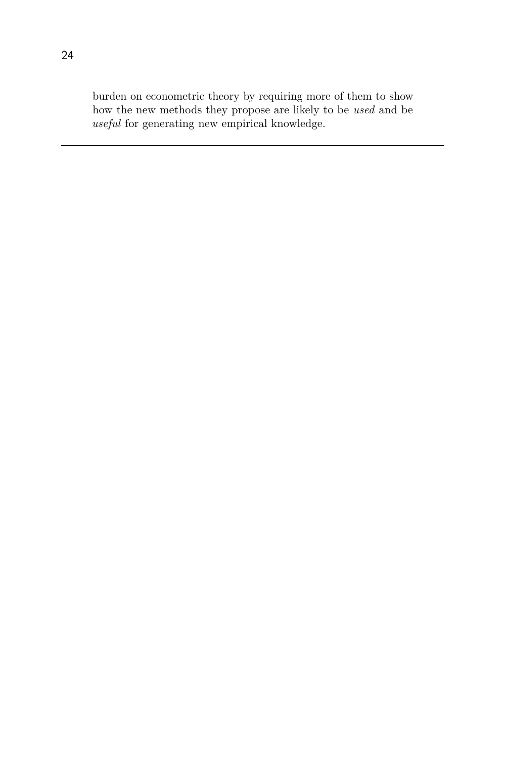burden on econometric theory by requiring more of them to show how the new methods they propose are likely to be *used* and be *useful* for generating new empirical knowledge.

---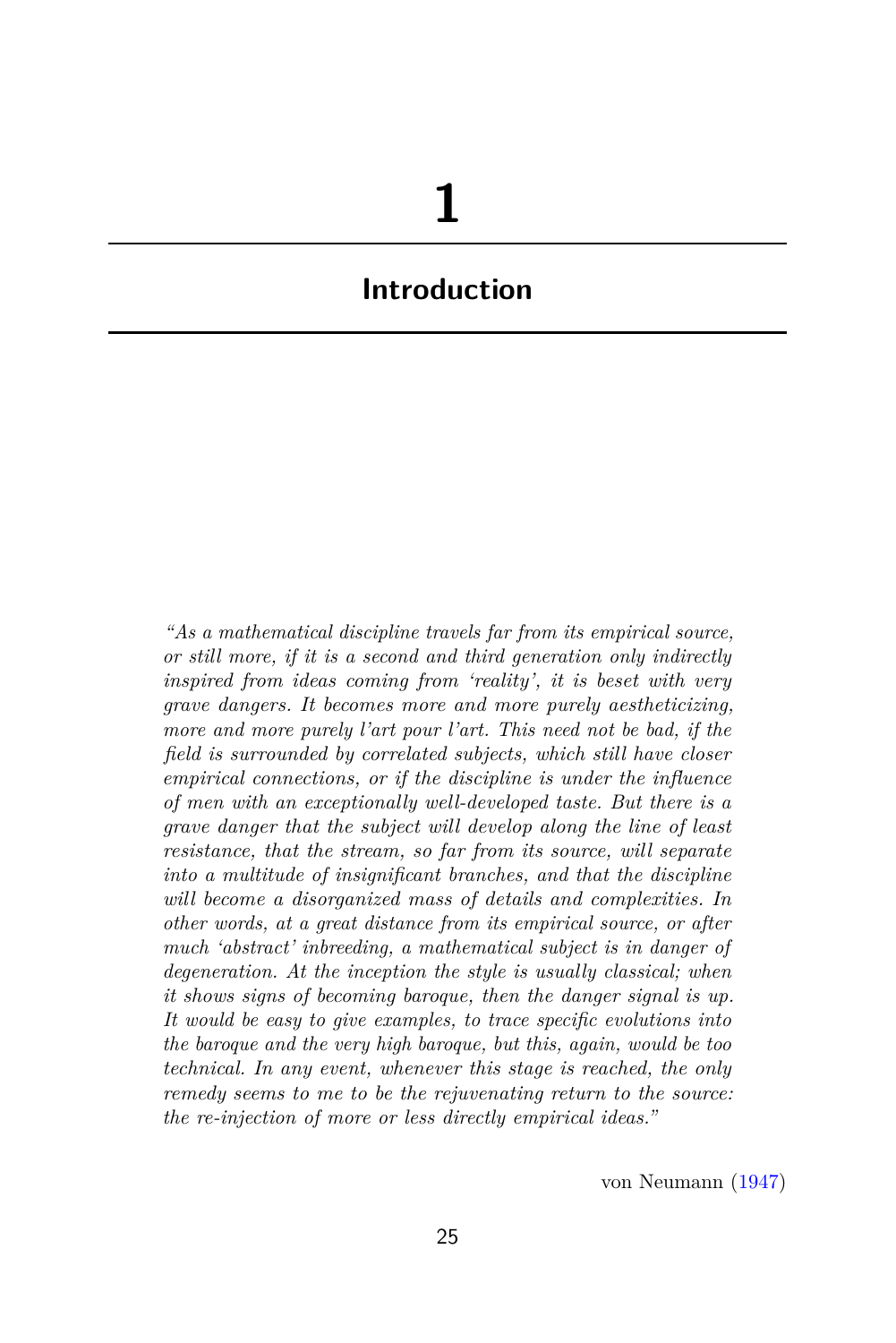# 1

## Introduction

*"As a mathematical discipline travels far from its empirical source, or still more, if it is a second and third generation only indirectly inspired from ideas coming from 'reality', it is beset with very grave dangers. It becomes more and more purely aestheticizing, more and more purely l'art pour l'art. This need not be bad, if the field is surrounded by correlated subjects, which still have closer empirical connections, or if the discipline is under the influence of men with an exceptionally well-developed taste. But there is a grave danger that the subject will develop along the line of least resistance, that the stream, so far from its source, will separate into a multitude of insignificant branches, and that the discipline will become a disorganized mass of details and complexities. In other words, at a great distance from its empirical source, or after much 'abstract' inbreeding, a mathematical subject is in danger of degeneration. At the inception the style is usually classical; when it shows signs of becoming baroque, then the danger signal is up. It would be easy to give examples, to trace specific evolutions into the baroque and the very high baroque, but this, again, would be too technical. In any event, whenever this stage is reached, the only remedy seems to me to be the rejuvenating return to the source: the re-injection of more or less directly empirical ideas."*

von Neumann (1947)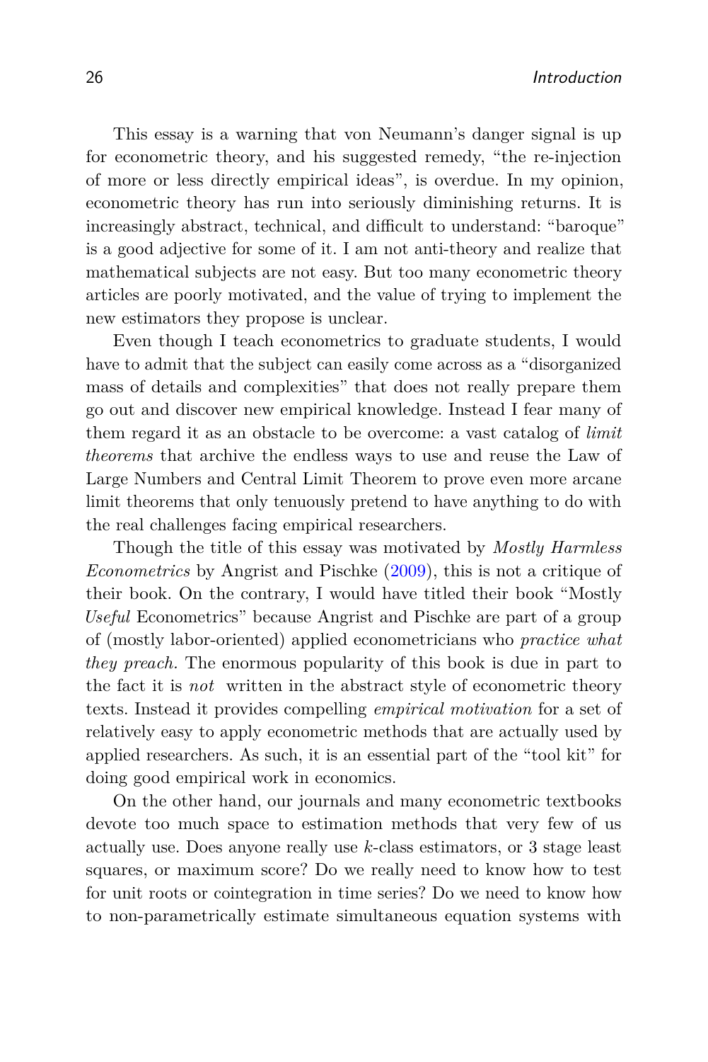This essay is a warning that von Neumann's danger signal is up for econometric theory, and his suggested remedy, "the re-injection of more or less directly empirical ideas", is overdue. In my opinion, econometric theory has run into seriously diminishing returns. It is increasingly abstract, technical, and difficult to understand: "baroque" is a good adjective for some of it. I am not anti-theory and realize that mathematical subjects are not easy. But too many econometric theory articles are poorly motivated, and the value of trying to implement the new estimators they propose is unclear.

Even though I teach econometrics to graduate students, I would have to admit that the subject can easily come across as a "disorganized mass of details and complexities" that does not really prepare them go out and discover new empirical knowledge. Instead I fear many of them regard it as an obstacle to be overcome: a vast catalog of *limit theorems* that archive the endless ways to use and reuse the Law of Large Numbers and Central Limit Theorem to prove even more arcane limit theorems that only tenuously pretend to have anything to do with the real challenges facing empirical researchers.

Though the title of this essay was motivated by *Mostly Harmless Econometrics* by Angrist and Pischke (2009), this is not a critique of their book. On the contrary, I would have titled their book "Mostly *Useful* Econometrics" because Angrist and Pischke are part of a group of (mostly labor-oriented) applied econometricians who *practice what they preach.* The enormous popularity of this book is due in part to the fact it is *not* written in the abstract style of econometric theory texts. Instead it provides compelling *empirical motivation* for a set of relatively easy to apply econometric methods that are actually used by applied researchers. As such, it is an essential part of the "tool kit" for doing good empirical work in economics.

On the other hand, our journals and many econometric textbooks devote too much space to estimation methods that very few of us actually use. Does anyone really use $k$-class estimators, or 3 stage least squares, or maximum score? Do we really need to know how to test for unit roots or cointegration in time series? Do we need to know how to non-parametrically estimate simultaneous equation systems with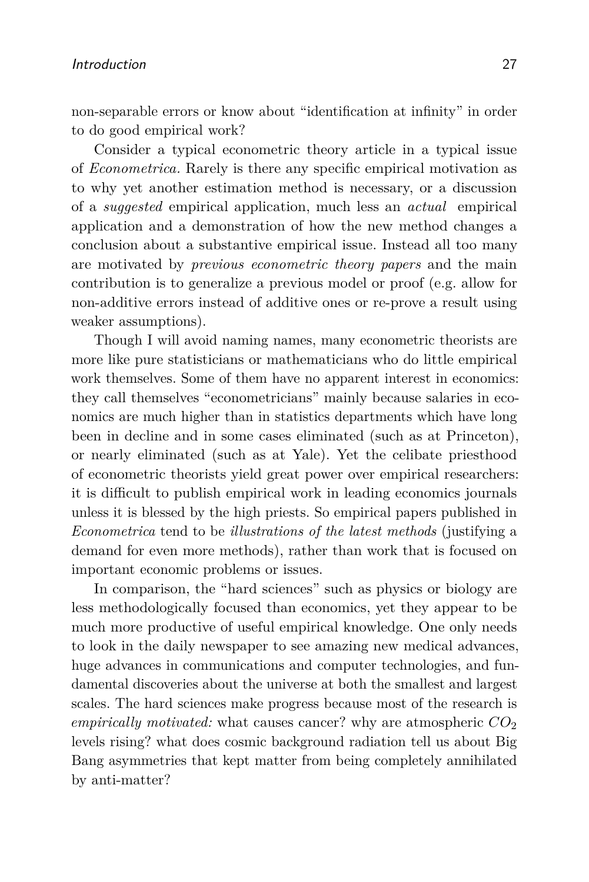non-separable errors or know about "identification at infinity" in order to do good empirical work?

Consider a typical econometric theory article in a typical issue of *Econometrica.* Rarely is there any specific empirical motivation as to why yet another estimation method is necessary, or a discussion of a *suggested* empirical application, much less an *actual* empirical application and a demonstration of how the new method changes a conclusion about a substantive empirical issue. Instead all too many are motivated by *previous econometric theory papers* and the main contribution is to generalize a previous model or proof (e.g. allow for non-additive errors instead of additive ones or re-prove a result using weaker assumptions).

Though I will avoid naming names, many econometric theorists are more like pure statisticians or mathematicians who do little empirical work themselves. Some of them have no apparent interest in economics: they call themselves "econometricians" mainly because salaries in economics are much higher than in statistics departments which have long been in decline and in some cases eliminated (such as at Princeton), or nearly eliminated (such as at Yale). Yet the celibate priesthood of econometric theorists yield great power over empirical researchers: it is difficult to publish empirical work in leading economics journals unless it is blessed by the high priests. So empirical papers published in *Econometrica* tend to be *illustrations of the latest methods* (justifying a demand for even more methods), rather than work that is focused on important economic problems or issues.

In comparison, the "hard sciences" such as physics or biology are less methodologically focused than economics, yet they appear to be much more productive of useful empirical knowledge. One only needs to look in the daily newspaper to see amazing new medical advances, huge advances in communications and computer technologies, and fundamental discoveries about the universe at both the smallest and largest scales. The hard sciences make progress because most of the research is *empirically motivated:* what causes cancer? why are atmospheric $CO_2$ levels rising? what does cosmic background radiation tell us about Big Bang asymmetries that kept matter from being completely annihilated by anti-matter?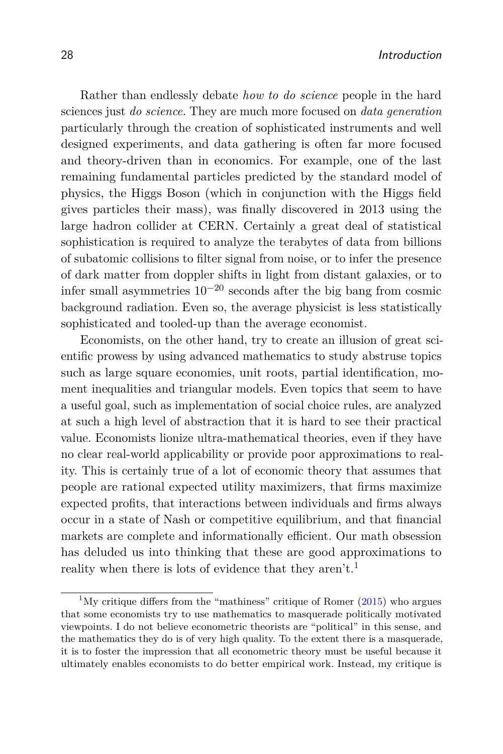Rather than endlessly debate *how to do science* people in the hard sciences just *do science.* They are much more focused on *data generation* particularly through the creation of sophisticated instruments and well designed experiments, and data gathering is often far more focused and theory-driven than in economics. For example, one of the last remaining fundamental particles predicted by the standard model of physics, the Higgs Boson (which in conjunction with the Higgs field gives particles their mass), was finally discovered in 2013 using the large hadron collider at CERN. Certainly a great deal of statistical sophistication is required to analyze the terabytes of data from billions of subatomic collisions to filter signal from noise, or to infer the presence of dark matter from doppler shifts in light from distant galaxies, or to infer small asymmetries $10^{-20}$ seconds after the big bang from cosmic background radiation. Even so, the average physicist is less statistically sophisticated and tooled-up than the average economist.

Economists, on the other hand, try to create an illusion of great scientific prowess by using advanced mathematics to study abstruse topics such as large square economies, unit roots, partial identification, moment inequalities and triangular models. Even topics that seem to have a useful goal, such as implementation of social choice rules, are analyzed at such a high level of abstraction that it is hard to see their practical value. Economists lionize ultra-mathematical theories, even if they have no clear real-world applicability or provide poor approximations to reality. This is certainly true of a lot of economic theory that assumes that people are rational expected utility maximizers, that firms maximize expected profits, that interactions between individuals and firms always occur in a state of Nash or competitive equilibrium, and that financial markets are complete and informationally efficient. Our math obsession has deluded us into thinking that these are good approximations to reality when there is lots of evidence that they aren't.[1]

[1] My critique differs from the "mathiness" critique of Romer (2015) who argues that some economists try to use mathematics to masquerade politically motivated viewpoints. I do not believe econometric theorists are "political" in this sense, and the mathematics they do is of very high quality. To the extent there is a masquerade, it is to foster the impression that all econometric theory must be useful because it ultimately enables economists to do better empirical work. Instead, my critique is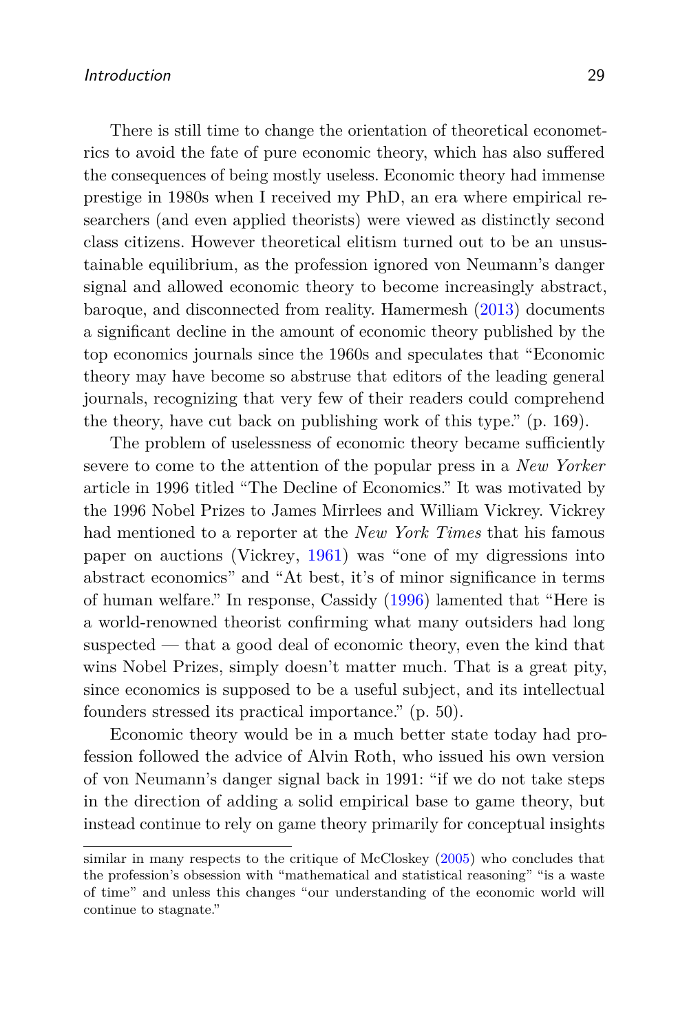There is still time to change the orientation of theoretical econometrics to avoid the fate of pure economic theory, which has also suffered the consequences of being mostly useless. Economic theory had immense prestige in 1980s when I received my PhD, an era where empirical researchers (and even applied theorists) were viewed as distinctly second class citizens. However theoretical elitism turned out to be an unsustainable equilibrium, as the profession ignored von Neumann's danger signal and allowed economic theory to become increasingly abstract, baroque, and disconnected from reality. Hamermesh (2013) documents a significant decline in the amount of economic theory published by the top economics journals since the 1960s and speculates that "Economic theory may have become so abstruse that editors of the leading general journals, recognizing that very few of their readers could comprehend the theory, have cut back on publishing work of this type." (p. 169).

The problem of uselessness of economic theory became sufficiently severe to come to the attention of the popular press in a *New Yorker* article in 1996 titled "The Decline of Economics." It was motivated by the 1996 Nobel Prizes to James Mirrlees and William Vickrey. Vickrey had mentioned to a reporter at the *New York Times* that his famous paper on auctions (Vickrey, 1961) was "one of my digressions into abstract economics" and "At best, it's of minor significance in terms of human welfare." In response, Cassidy (1996) lamented that "Here is a world-renowned theorist confirming what many outsiders had long suspected — that a good deal of economic theory, even the kind that wins Nobel Prizes, simply doesn't matter much. That is a great pity, since economics is supposed to be a useful subject, and its intellectual founders stressed its practical importance." (p. 50).

Economic theory would be in a much better state today had profession followed the advice of Alvin Roth, who issued his own version of von Neumann's danger signal back in 1991: "if we do not take steps in the direction of adding a solid empirical base to game theory, but instead continue to rely on game theory primarily for conceptual insights

---

similar in many respects to the critique of McCloskey (2005) who concludes that the profession's obsession with "mathematical and statistical reasoning" "is a waste of time" and unless this changes "our understanding of the economic world will continue to stagnate."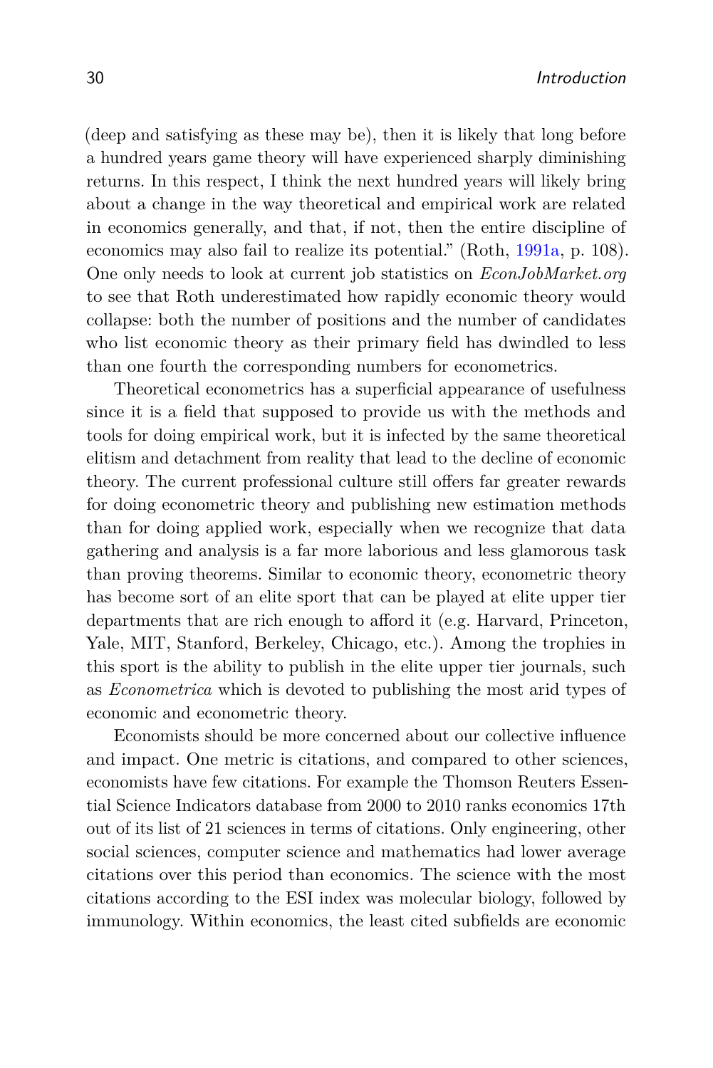(deep and satisfying as these may be), then it is likely that long before a hundred years game theory will have experienced sharply diminishing returns. In this respect, I think the next hundred years will likely bring about a change in the way theoretical and empirical work are related in economics generally, and that, if not, then the entire discipline of economics may also fail to realize its potential." (Roth, 1991a, p. 108). One only needs to look at current job statistics on *EconJobMarket.org* to see that Roth underestimated how rapidly economic theory would collapse: both the number of positions and the number of candidates who list economic theory as their primary field has dwindled to less than one fourth the corresponding numbers for econometrics.

Theoretical econometrics has a superficial appearance of usefulness since it is a field that supposed to provide us with the methods and tools for doing empirical work, but it is infected by the same theoretical elitism and detachment from reality that lead to the decline of economic theory. The current professional culture still offers far greater rewards for doing econometric theory and publishing new estimation methods than for doing applied work, especially when we recognize that data gathering and analysis is a far more laborious and less glamorous task than proving theorems. Similar to economic theory, econometric theory has become sort of an elite sport that can be played at elite upper tier departments that are rich enough to afford it (e.g. Harvard, Princeton, Yale, MIT, Stanford, Berkeley, Chicago, etc.). Among the trophies in this sport is the ability to publish in the elite upper tier journals, such as *Econometrica* which is devoted to publishing the most arid types of economic and econometric theory.

Economists should be more concerned about our collective influence and impact. One metric is citations, and compared to other sciences, economists have few citations. For example the Thomson Reuters Essential Science Indicators database from 2000 to 2010 ranks economics 17th out of its list of 21 sciences in terms of citations. Only engineering, other social sciences, computer science and mathematics had lower average citations over this period than economics. The science with the most citations according to the ESI index was molecular biology, followed by immunology. Within economics, the least cited subfields are economic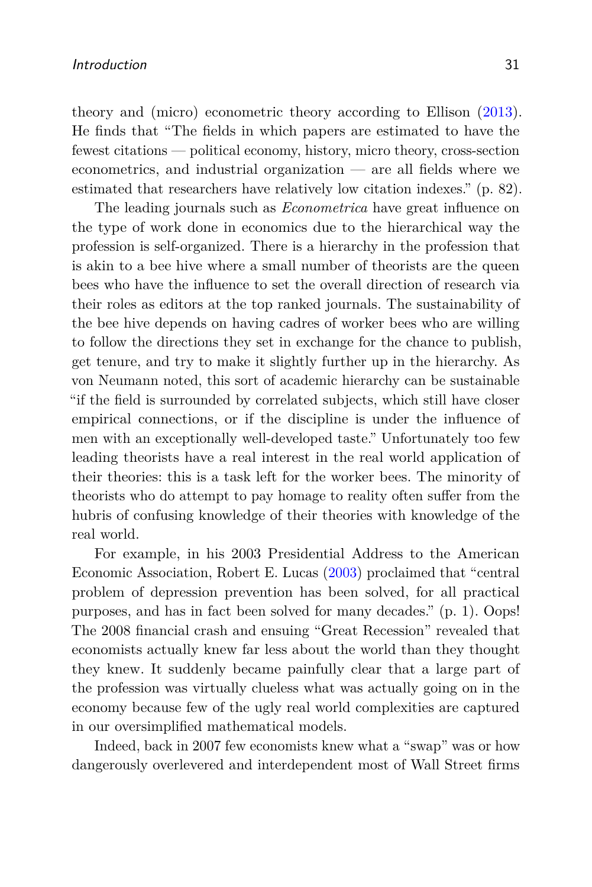theory and (micro) econometric theory according to Ellison (2013). He finds that "The fields in which papers are estimated to have the fewest citations — political economy, history, micro theory, cross-section econometrics, and industrial organization — are all fields where we estimated that researchers have relatively low citation indexes." (p. 82).

The leading journals such as *Econometrica* have great influence on the type of work done in economics due to the hierarchical way the profession is self-organized. There is a hierarchy in the profession that is akin to a bee hive where a small number of theorists are the queen bees who have the influence to set the overall direction of research via their roles as editors at the top ranked journals. The sustainability of the bee hive depends on having cadres of worker bees who are willing to follow the directions they set in exchange for the chance to publish, get tenure, and try to make it slightly further up in the hierarchy. As von Neumann noted, this sort of academic hierarchy can be sustainable "if the field is surrounded by correlated subjects, which still have closer empirical connections, or if the discipline is under the influence of men with an exceptionally well-developed taste." Unfortunately too few leading theorists have a real interest in the real world application of their theories: this is a task left for the worker bees. The minority of theorists who do attempt to pay homage to reality often suffer from the hubris of confusing knowledge of their theories with knowledge of the real world.

For example, in his 2003 Presidential Address to the American Economic Association, Robert E. Lucas (2003) proclaimed that "central problem of depression prevention has been solved, for all practical purposes, and has in fact been solved for many decades." (p. 1). Oops! The 2008 financial crash and ensuing "Great Recession" revealed that economists actually knew far less about the world than they thought they knew. It suddenly became painfully clear that a large part of the profession was virtually clueless what was actually going on in the economy because few of the ugly real world complexities are captured in our oversimplified mathematical models.

Indeed, back in 2007 few economists knew what a "swap" was or how dangerously overlevered and interdependent most of Wall Street firms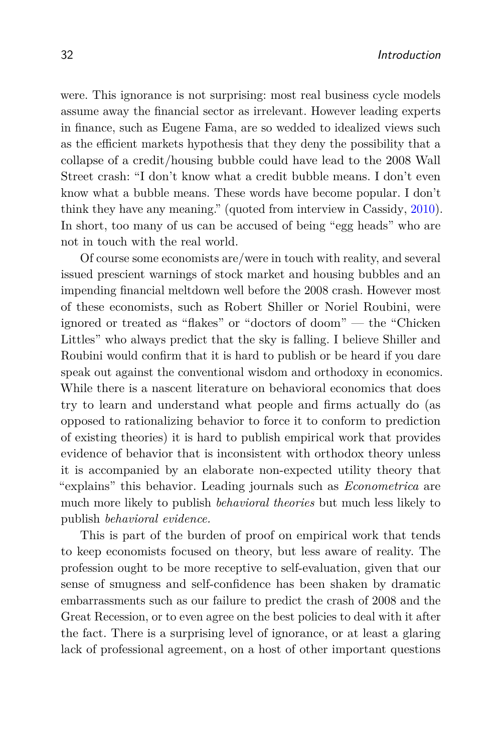were. This ignorance is not surprising: most real business cycle models assume away the financial sector as irrelevant. However leading experts in finance, such as Eugene Fama, are so wedded to idealized views such as the efficient markets hypothesis that they deny the possibility that a collapse of a credit/housing bubble could have lead to the 2008 Wall Street crash: "I don't know what a credit bubble means. I don't even know what a bubble means. These words have become popular. I don't think they have any meaning." (quoted from interview in Cassidy, 2010). In short, too many of us can be accused of being "egg heads" who are not in touch with the real world.

Of course some economists are/were in touch with reality, and several issued prescient warnings of stock market and housing bubbles and an impending financial meltdown well before the 2008 crash. However most of these economists, such as Robert Shiller or Noriel Roubini, were ignored or treated as "flakes" or "doctors of doom" — the "Chicken Littles" who always predict that the sky is falling. I believe Shiller and Roubini would confirm that it is hard to publish or be heard if you dare speak out against the conventional wisdom and orthodoxy in economics. While there is a nascent literature on behavioral economics that does try to learn and understand what people and firms actually do (as opposed to rationalizing behavior to force it to conform to prediction of existing theories) it is hard to publish empirical work that provides evidence of behavior that is inconsistent with orthodox theory unless it is accompanied by an elaborate non-expected utility theory that "explains" this behavior. Leading journals such as *Econometrica* are much more likely to publish *behavioral theories* but much less likely to publish *behavioral evidence.*

This is part of the burden of proof on empirical work that tends to keep economists focused on theory, but less aware of reality. The profession ought to be more receptive to self-evaluation, given that our sense of smugness and self-confidence has been shaken by dramatic embarrassments such as our failure to predict the crash of 2008 and the Great Recession, or to even agree on the best policies to deal with it after the fact. There is a surprising level of ignorance, or at least a glaring lack of professional agreement, on a host of other important questions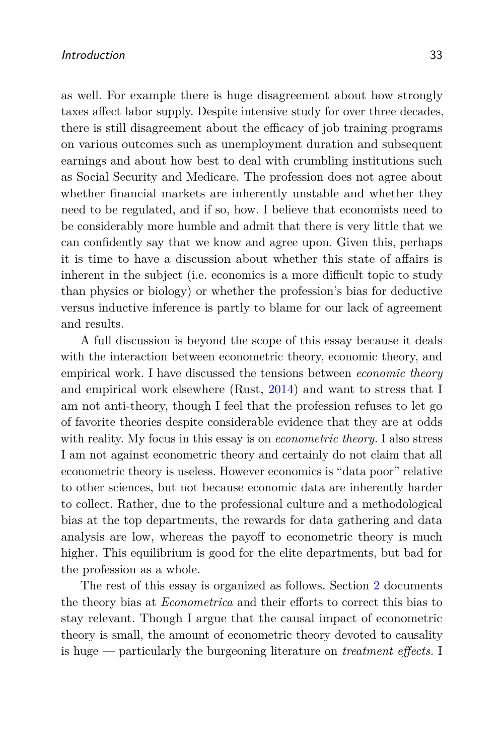as well. For example there is huge disagreement about how strongly taxes affect labor supply. Despite intensive study for over three decades, there is still disagreement about the efficacy of job training programs on various outcomes such as unemployment duration and subsequent earnings and about how best to deal with crumbling institutions such as Social Security and Medicare. The profession does not agree about whether financial markets are inherently unstable and whether they need to be regulated, and if so, how. I believe that economists need to be considerably more humble and admit that there is very little that we can confidently say that we know and agree upon. Given this, perhaps it is time to have a discussion about whether this state of affairs is inherent in the subject (i.e. economics is a more difficult topic to study than physics or biology) or whether the profession's bias for deductive versus inductive inference is partly to blame for our lack of agreement and results.

A full discussion is beyond the scope of this essay because it deals with the interaction between econometric theory, economic theory, and empirical work. I have discussed the tensions between *economic theory* and empirical work elsewhere (Rust, 2014) and want to stress that I am not anti-theory, though I feel that the profession refuses to let go of favorite theories despite considerable evidence that they are at odds with reality. My focus in this essay is on *econometric theory.* I also stress I am not against econometric theory and certainly do not claim that all econometric theory is useless. However economics is "data poor" relative to other sciences, but not because economic data are inherently harder to collect. Rather, due to the professional culture and a methodological bias at the top departments, the rewards for data gathering and data analysis are low, whereas the payoff to econometric theory is much higher. This equilibrium is good for the elite departments, but bad for the profession as a whole.

The rest of this essay is organized as follows. Section 2 documents the theory bias at *Econometrica* and their efforts to correct this bias to stay relevant. Though I argue that the causal impact of econometric theory is small, the amount of econometric theory devoted to causality is huge — particularly the burgeoning literature on *treatment effects.* I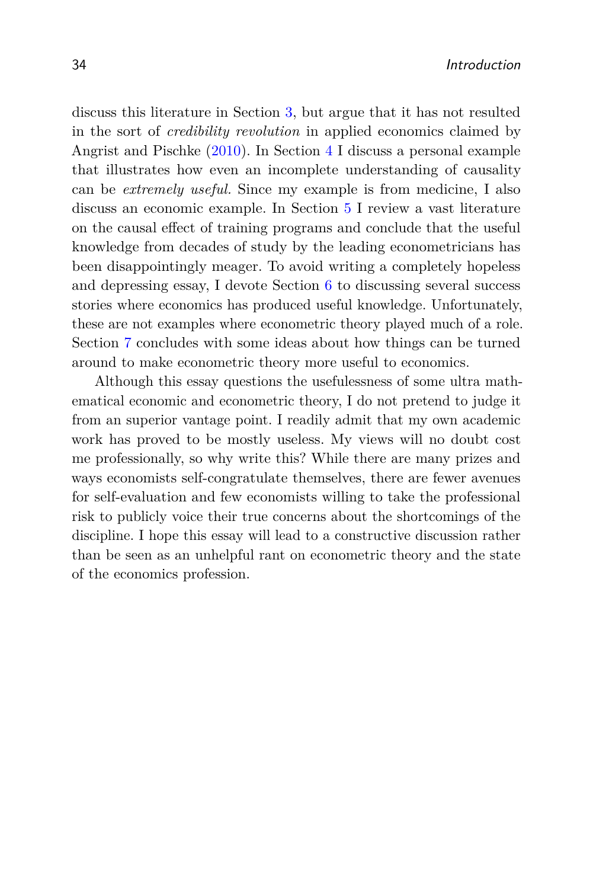discuss this literature in Section 3, but argue that it has not resulted in the sort of *credibility revolution* in applied economics claimed by Angrist and Pischke (2010). In Section 4 I discuss a personal example that illustrates how even an incomplete understanding of causality can be *extremely useful*. Since my example is from medicine, I also discuss an economic example. In Section 5 I review a vast literature on the causal effect of training programs and conclude that the useful knowledge from decades of study by the leading econometricians has been disappointingly meager. To avoid writing a completely hopeless and depressing essay, I devote Section 6 to discussing several success stories where economics has produced useful knowledge. Unfortunately, these are not examples where econometric theory played much of a role. Section 7 concludes with some ideas about how things can be turned around to make econometric theory more useful to economics.

Although this essay questions the usefulessness of some ultra mathematical economic and econometric theory, I do not pretend to judge it from an superior vantage point. I readily admit that my own academic work has proved to be mostly useless. My views will no doubt cost me professionally, so why write this? While there are many prizes and ways economists self-congratulate themselves, there are fewer avenues for self-evaluation and few economists willing to take the professional risk to publicly voice their true concerns about the shortcomings of the discipline. I hope this essay will lead to a constructive discussion rather than be seen as an unhelpful rant on econometric theory and the state of the economics profession.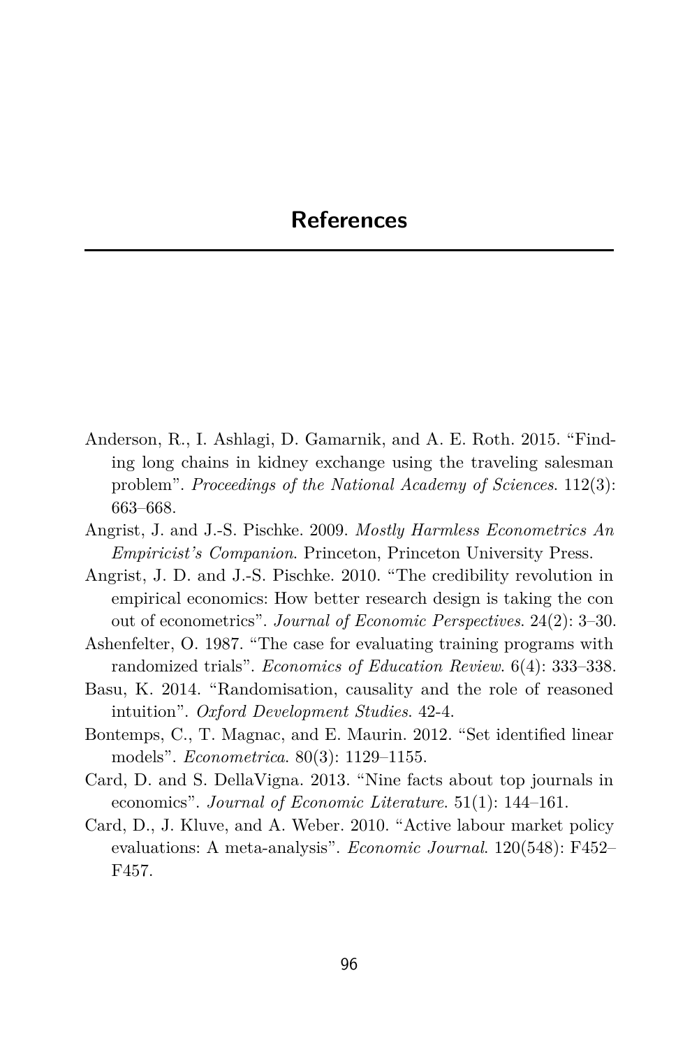# References

Anderson, R., I. Ashlagi, D. Gamarnik, and A. E. Roth. 2015. "Finding long chains in kidney exchange using the traveling salesman problem". *Proceedings of the National Academy of Sciences*. 112(3): 663–668.

Angrist, J. and J.-S. Pischke. 2009. *Mostly Harmless Econometrics An Empiricist's Companion*. Princeton, Princeton University Press.

Angrist, J. D. and J.-S. Pischke. 2010. "The credibility revolution in empirical economics: How better research design is taking the con out of econometrics". *Journal of Economic Perspectives*. 24(2): 3–30.

Ashenfelter, O. 1987. "The case for evaluating training programs with randomized trials". *Economics of Education Review*. 6(4): 333–338.

Basu, K. 2014. "Randomisation, causality and the role of reasoned intuition". *Oxford Development Studies*. 42-4.

Bontemps, C., T. Magnac, and E. Maurin. 2012. "Set identified linear models". *Econometrica*. 80(3): 1129–1155.

Card, D. and S. DellaVigna. 2013. "Nine facts about top journals in economics". *Journal of Economic Literature*. 51(1): 144–161.

Card, D., J. Kluve, and A. Weber. 2010. "Active labour market policy evaluations: A meta-analysis". *Economic Journal*. 120(548): F452–F457.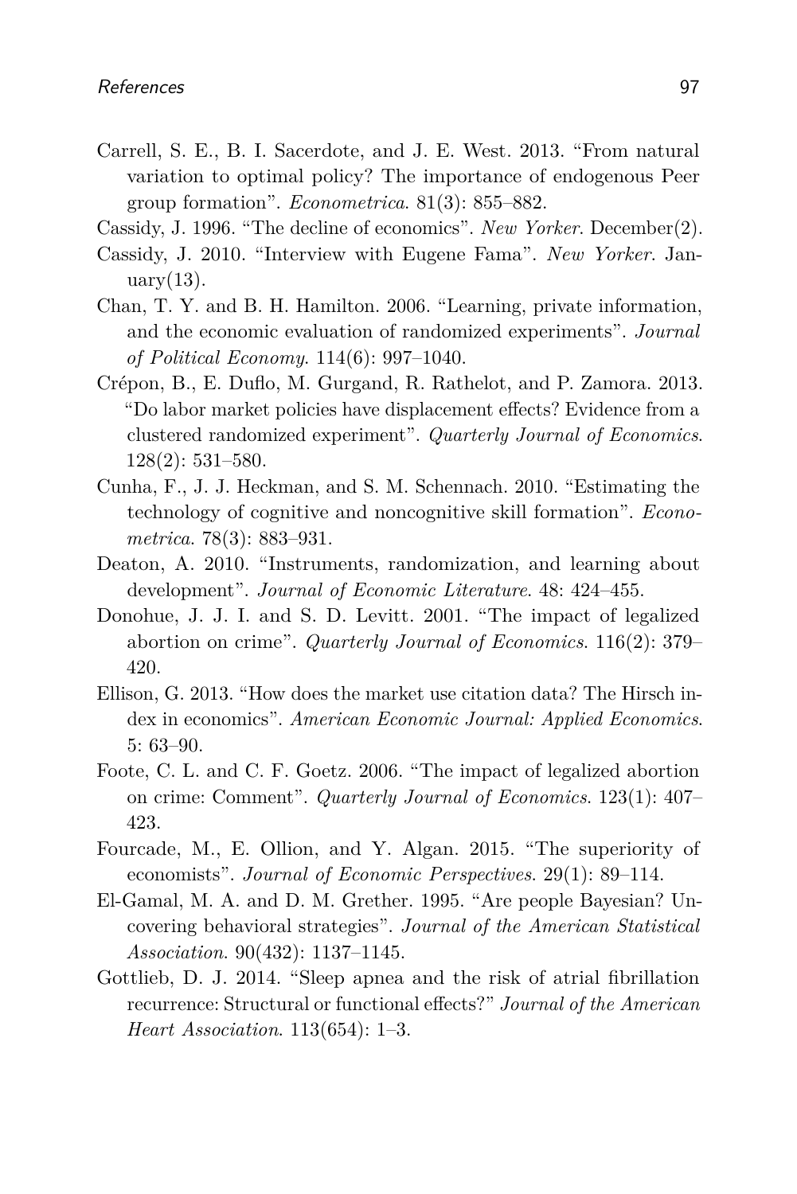Carrell, S. E., B. I. Sacerdote, and J. E. West. 2013. "From natural variation to optimal policy? The importance of endogenous Peer group formation". *Econometrica*. 81(3): 855–882.

Cassidy, J. 1996. "The decline of economics". *New Yorker*. December(2).

Cassidy, J. 2010. "Interview with Eugene Fama". *New Yorker*. January(13).

Chan, T. Y. and B. H. Hamilton. 2006. "Learning, private information, and the economic evaluation of randomized experiments". *Journal of Political Economy*. 114(6): 997–1040.

Crépon, B., E. Duflo, M. Gurgand, R. Rathelot, and P. Zamora. 2013. "Do labor market policies have displacement effects? Evidence from a clustered randomized experiment". *Quarterly Journal of Economics*. 128(2): 531–580.

Cunha, F., J. J. Heckman, and S. M. Schennach. 2010. "Estimating the technology of cognitive and noncognitive skill formation". *Econometrica*. 78(3): 883–931.

Deaton, A. 2010. "Instruments, randomization, and learning about development". *Journal of Economic Literature*. 48: 424–455.

Donohue, J. J. I. and S. D. Levitt. 2001. "The impact of legalized abortion on crime". *Quarterly Journal of Economics*. 116(2): 379–420.

Ellison, G. 2013. "How does the market use citation data? The Hirsch index in economics". *American Economic Journal: Applied Economics*. 5: 63–90.

Foote, C. L. and C. F. Goetz. 2006. "The impact of legalized abortion on crime: Comment". *Quarterly Journal of Economics*. 123(1): 407–423.

Fourcade, M., E. Ollion, and Y. Algan. 2015. "The superiority of economists". *Journal of Economic Perspectives*. 29(1): 89–114.

El-Gamal, M. A. and D. M. Grether. 1995. "Are people Bayesian? Uncovering behavioral strategies". *Journal of the American Statistical Association*. 90(432): 1137–1145.

Gottlieb, D. J. 2014. "Sleep apnea and the risk of atrial fibrillation recurrence: Structural or functional effects?" *Journal of the American Heart Association*. 113(654): 1–3.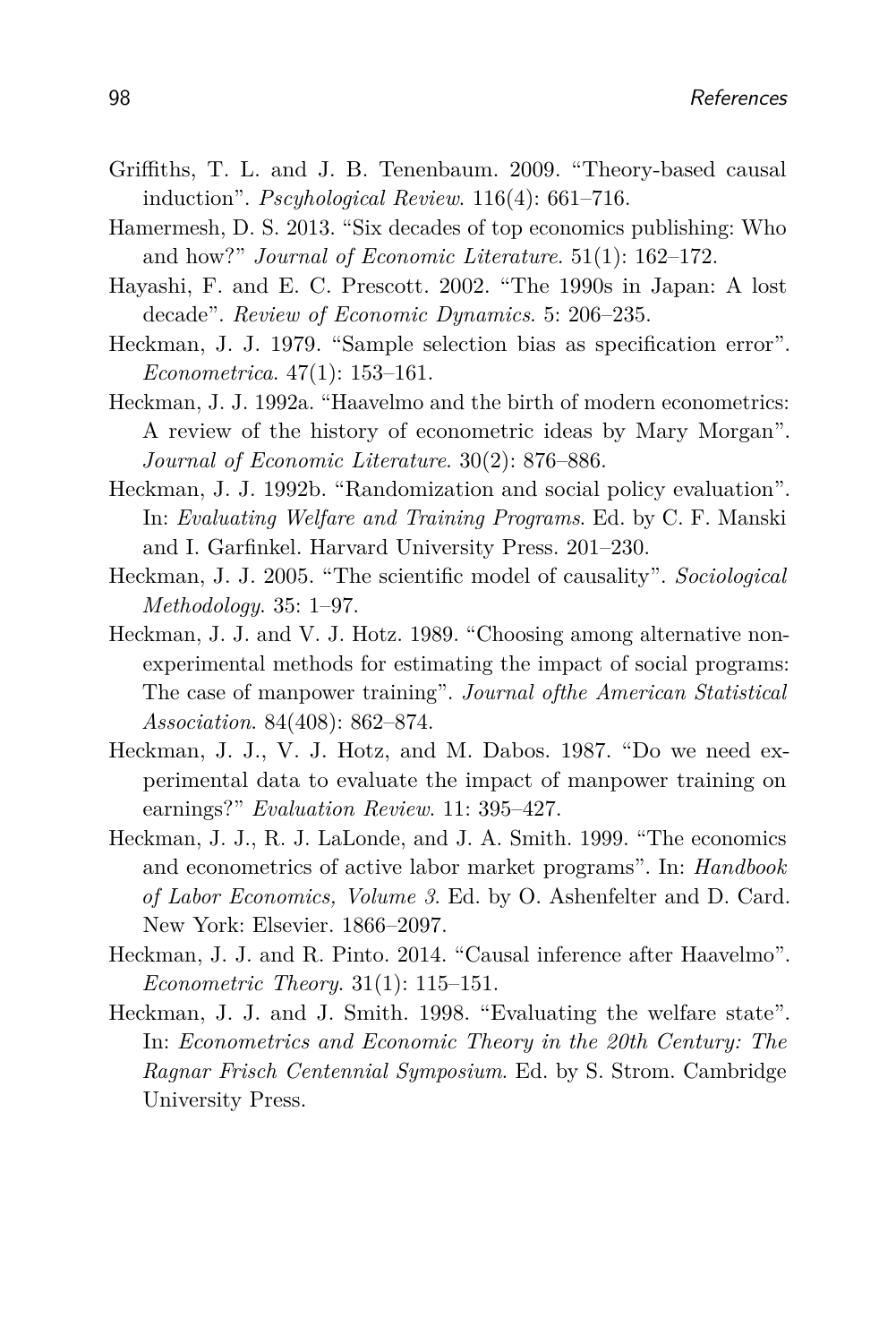Griffiths, T. L. and J. B. Tenenbaum. 2009. "Theory-based causal induction". *Pscyhological Review*. 116(4): 661–716.

Hamermesh, D. S. 2013. "Six decades of top economics publishing: Who and how?" *Journal of Economic Literature*. 51(1): 162–172.

Hayashi, F. and E. C. Prescott. 2002. "The 1990s in Japan: A lost decade". *Review of Economic Dynamics*. 5: 206–235.

Heckman, J. J. 1979. "Sample selection bias as specification error". *Econometrica*. 47(1): 153–161.

Heckman, J. J. 1992a. "Haavelmo and the birth of modern econometrics: A review of the history of econometric ideas by Mary Morgan". *Journal of Economic Literature*. 30(2): 876–886.

Heckman, J. J. 1992b. "Randomization and social policy evaluation". In: *Evaluating Welfare and Training Programs*. Ed. by C. F. Manski and I. Garfinkel. Harvard University Press. 201–230.

Heckman, J. J. 2005. "The scientific model of causality". *Sociological Methodology*. 35: 1–97.

Heckman, J. J. and V. J. Hotz. 1989. "Choosing among alternative non-experimental methods for estimating the impact of social programs: The case of manpower training". *Journal ofthe American Statistical Association*. 84(408): 862–874.

Heckman, J. J., V. J. Hotz, and M. Dabos. 1987. "Do we need experimental data to evaluate the impact of manpower training on earnings?" *Evaluation Review*. 11: 395–427.

Heckman, J. J., R. J. LaLonde, and J. A. Smith. 1999. "The economics and econometrics of active labor market programs". In: *Handbook of Labor Economics, Volume 3*. Ed. by O. Ashenfelter and D. Card. New York: Elsevier. 1866–2097.

Heckman, J. J. and R. Pinto. 2014. "Causal inference after Haavelmo". *Econometric Theory*. 31(1): 115–151.

Heckman, J. J. and J. Smith. 1998. "Evaluating the welfare state". In: *Econometrics and Economic Theory in the 20th Century: The Ragnar Frisch Centennial Symposium*. Ed. by S. Strom. Cambridge University Press.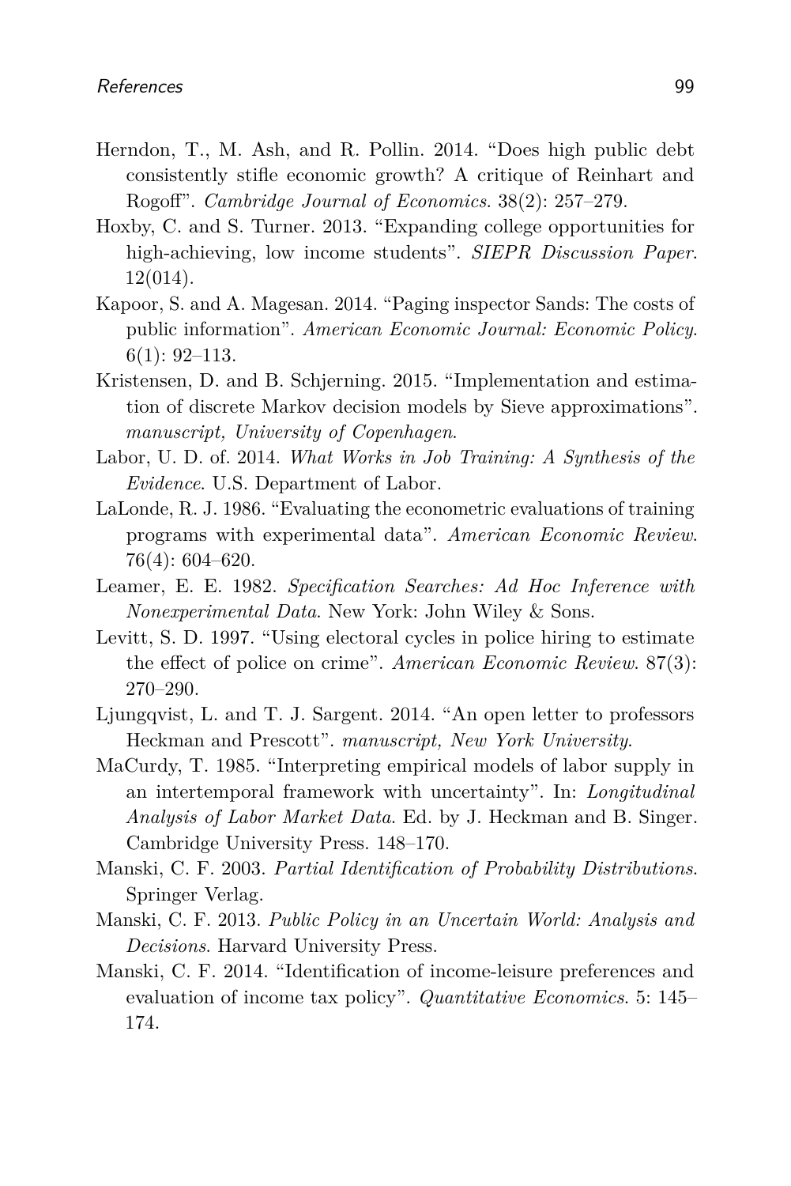Herndon, T., M. Ash, and R. Pollin. 2014. "Does high public debt consistently stifle economic growth? A critique of Reinhart and Rogoff". *Cambridge Journal of Economics*. 38(2): 257–279.

Hoxby, C. and S. Turner. 2013. "Expanding college opportunities for high-achieving, low income students". *SIEPR Discussion Paper*. 12(014).

Kapoor, S. and A. Magesan. 2014. "Paging inspector Sands: The costs of public information". *American Economic Journal: Economic Policy*. 6(1): 92–113.

Kristensen, D. and B. Schjerning. 2015. "Implementation and estimation of discrete Markov decision models by Sieve approximations". *manuscript, University of Copenhagen*.

Labor, U. D. of. 2014. *What Works in Job Training: A Synthesis of the Evidence*. U.S. Department of Labor.

LaLonde, R. J. 1986. "Evaluating the econometric evaluations of training programs with experimental data". *American Economic Review*. 76(4): 604–620.

Leamer, E. E. 1982. *Specification Searches: Ad Hoc Inference with Nonexperimental Data*. New York: John Wiley & Sons.

Levitt, S. D. 1997. "Using electoral cycles in police hiring to estimate the effect of police on crime". *American Economic Review*. 87(3): 270–290.

Ljungqvist, L. and T. J. Sargent. 2014. "An open letter to professors Heckman and Prescott". *manuscript, New York University*.

MaCurdy, T. 1985. "Interpreting empirical models of labor supply in an intertemporal framework with uncertainty". In: *Longitudinal Analysis of Labor Market Data*. Ed. by J. Heckman and B. Singer. Cambridge University Press. 148–170.

Manski, C. F. 2003. *Partial Identification of Probability Distributions*. Springer Verlag.

Manski, C. F. 2013. *Public Policy in an Uncertain World: Analysis and Decisions*. Harvard University Press.

Manski, C. F. 2014. "Identification of income-leisure preferences and evaluation of income tax policy". *Quantitative Economics*. 5: 145–174.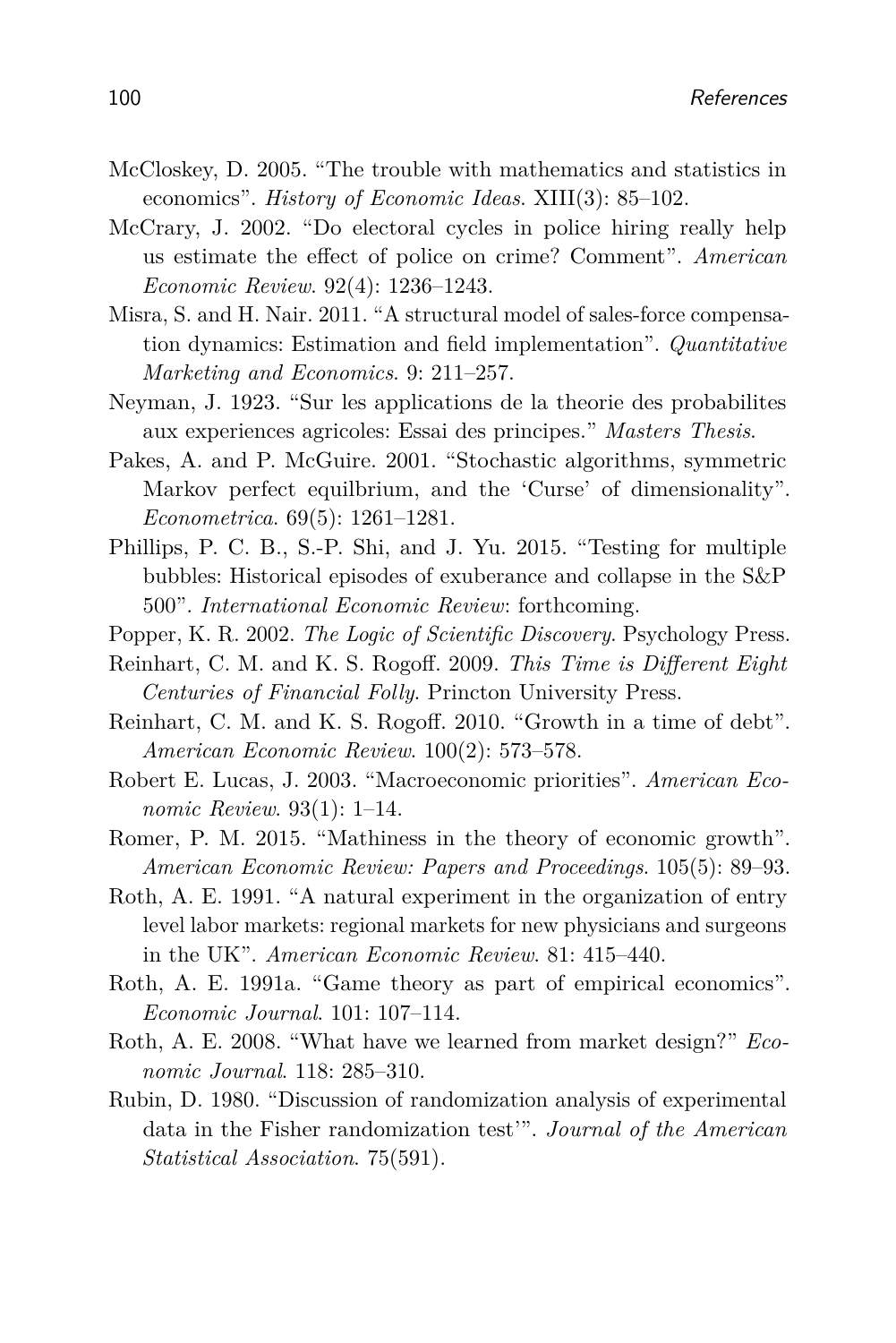McCloskey, D. 2005. "The trouble with mathematics and statistics in economics". *History of Economic Ideas*. XIII(3): 85–102.

McCrary, J. 2002. "Do electoral cycles in police hiring really help us estimate the effect of police on crime? Comment". *American Economic Review*. 92(4): 1236–1243.

Misra, S. and H. Nair. 2011. "A structural model of sales-force compensation dynamics: Estimation and field implementation". *Quantitative Marketing and Economics*. 9: 211–257.

Neyman, J. 1923. "Sur les applications de la theorie des probabilites aux experiences agricoles: Essai des principes." *Masters Thesis*.

Pakes, A. and P. McGuire. 2001. "Stochastic algorithms, symmetric Markov perfect equilbrium, and the 'Curse' of dimensionality". *Econometrica*. 69(5): 1261–1281.

Phillips, P. C. B., S.-P. Shi, and J. Yu. 2015. "Testing for multiple bubbles: Historical episodes of exuberance and collapse in the S&P 500". *International Economic Review*: forthcoming.

Popper, K. R. 2002. *The Logic of Scientific Discovery*. Psychology Press.

Reinhart, C. M. and K. S. Rogoff. 2009. *This Time is Different Eight Centuries of Financial Folly*. Princton University Press.

Reinhart, C. M. and K. S. Rogoff. 2010. "Growth in a time of debt". *American Economic Review*. 100(2): 573–578.

Robert E. Lucas, J. 2003. "Macroeconomic priorities". *American Economic Review*. 93(1): 1–14.

Romer, P. M. 2015. "Mathiness in the theory of economic growth". *American Economic Review: Papers and Proceedings*. 105(5): 89–93.

Roth, A. E. 1991. "A natural experiment in the organization of entry level labor markets: regional markets for new physicians and surgeons in the UK". *American Economic Review*. 81: 415–440.

Roth, A. E. 1991a. "Game theory as part of empirical economics". *Economic Journal*. 101: 107–114.

Roth, A. E. 2008. "What have we learned from market design?" *Economic Journal*. 118: 285–310.

Rubin, D. 1980. "Discussion of randomization analysis of experimental data in the Fisher randomization test'". *Journal of the American Statistical Association*. 75(591).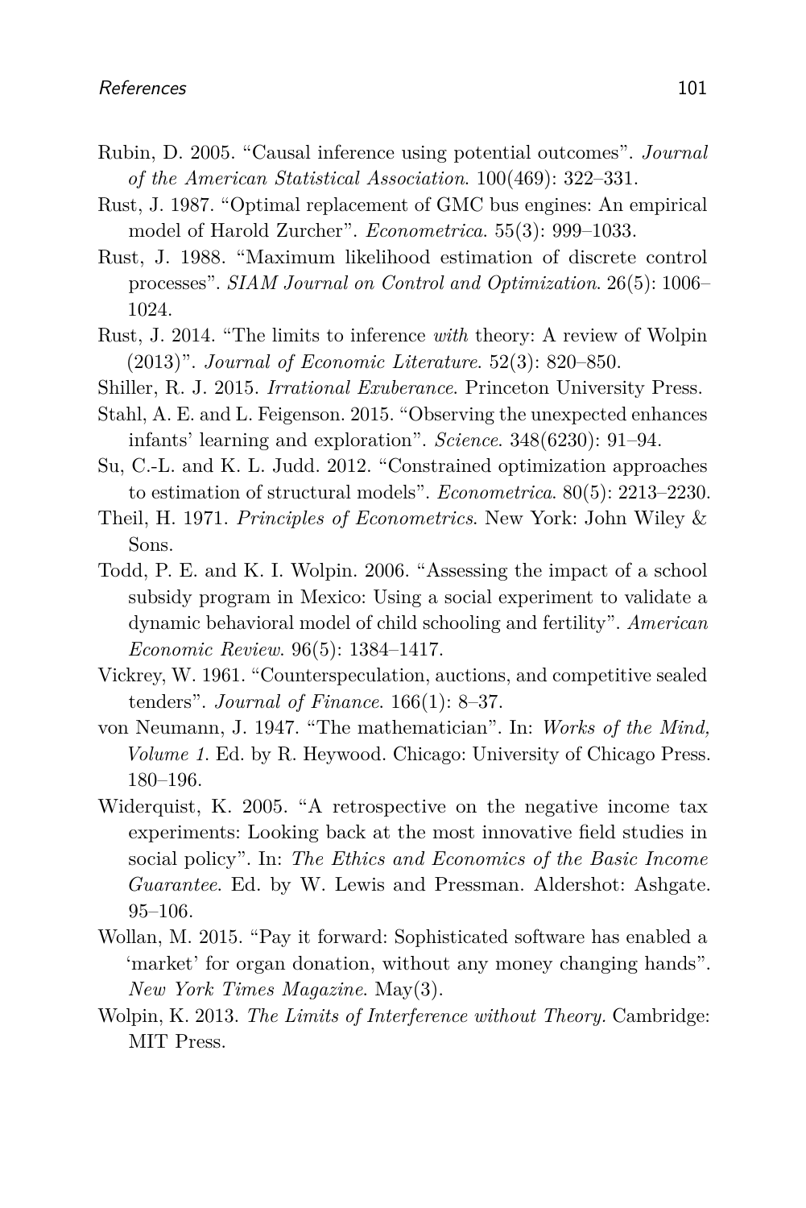Rubin, D. 2005. "Causal inference using potential outcomes". *Journal of the American Statistical Association*. 100(469): 322–331.

Rust, J. 1987. "Optimal replacement of GMC bus engines: An empirical model of Harold Zurcher". *Econometrica*. 55(3): 999–1033.

Rust, J. 1988. "Maximum likelihood estimation of discrete control processes". *SIAM Journal on Control and Optimization*. 26(5): 1006–1024.

Rust, J. 2014. "The limits to inference *with* theory: A review of Wolpin (2013)". *Journal of Economic Literature*. 52(3): 820–850.

Shiller, R. J. 2015. *Irrational Exuberance*. Princeton University Press.

Stahl, A. E. and L. Feigenson. 2015. "Observing the unexpected enhances infants' learning and exploration". *Science*. 348(6230): 91–94.

Su, C.-L. and K. L. Judd. 2012. "Constrained optimization approaches to estimation of structural models". *Econometrica*. 80(5): 2213–2230.

Theil, H. 1971. *Principles of Econometrics*. New York: John Wiley & Sons.

Todd, P. E. and K. I. Wolpin. 2006. "Assessing the impact of a school subsidy program in Mexico: Using a social experiment to validate a dynamic behavioral model of child schooling and fertility". *American Economic Review*. 96(5): 1384–1417.

Vickrey, W. 1961. "Counterspeculation, auctions, and competitive sealed tenders". *Journal of Finance*. 166(1): 8–37.

von Neumann, J. 1947. "The mathematician". In: *Works of the Mind, Volume 1*. Ed. by R. Heywood. Chicago: University of Chicago Press. 180–196.

Widerquist, K. 2005. "A retrospective on the negative income tax experiments: Looking back at the most innovative field studies in social policy". In: *The Ethics and Economics of the Basic Income Guarantee*. Ed. by W. Lewis and Pressman. Aldershot: Ashgate. 95–106.

Wollan, M. 2015. "Pay it forward: Sophisticated software has enabled a 'market' for organ donation, without any money changing hands". *New York Times Magazine*. May(3).

Wolpin, K. 2013. *The Limits of Interference without Theory.* Cambridge: MIT Press.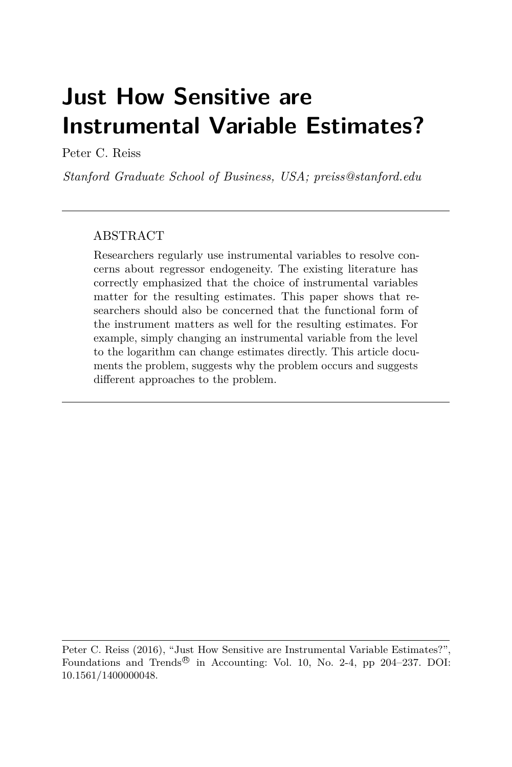# Just How Sensitive are Instrumental Variable Estimates?

Peter C. Reiss

*Stanford Graduate School of Business, USA; preiss@stanford.edu*

---

## ABSTRACT

Researchers regularly use instrumental variables to resolve concerns about regressor endogeneity. The existing literature has correctly emphasized that the choice of instrumental variables matter for the resulting estimates. This paper shows that researchers should also be concerned that the functional form of the instrument matters as well for the resulting estimates. For example, simply changing an instrumental variable from the level to the logarithm can change estimates directly. This article documents the problem, suggests why the problem occurs and suggests different approaches to the problem.

---

Peter C. Reiss (2016), "Just How Sensitive are Instrumental Variable Estimates?", Foundations and Trends® in Accounting: Vol. 10, No. 2-4, pp 204–237. DOI: 10.1561/1400000048.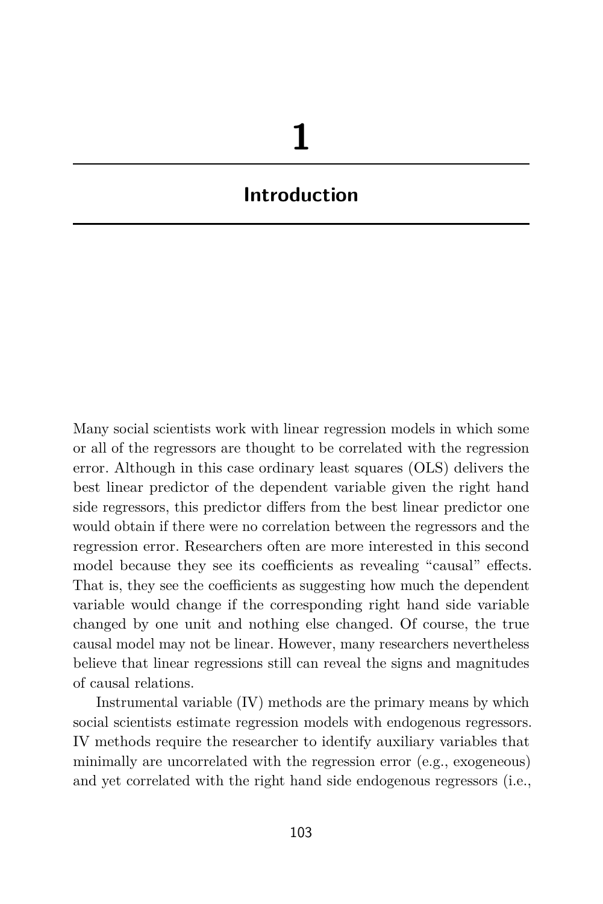# 1

## Introduction

Many social scientists work with linear regression models in which some or all of the regressors are thought to be correlated with the regression error. Although in this case ordinary least squares (OLS) delivers the best linear predictor of the dependent variable given the right hand side regressors, this predictor differs from the best linear predictor one would obtain if there were no correlation between the regressors and the regression error. Researchers often are more interested in this second model because they see its coefficients as revealing "causal" effects. That is, they see the coefficients as suggesting how much the dependent variable would change if the corresponding right hand side variable changed by one unit and nothing else changed. Of course, the true causal model may not be linear. However, many researchers nevertheless believe that linear regressions still can reveal the signs and magnitudes of causal relations.

Instrumental variable (IV) methods are the primary means by which social scientists estimate regression models with endogenous regressors. IV methods require the researcher to identify auxiliary variables that minimally are uncorrelated with the regression error (e.g., exogeneous) and yet correlated with the right hand side endogenous regressors (i.e.,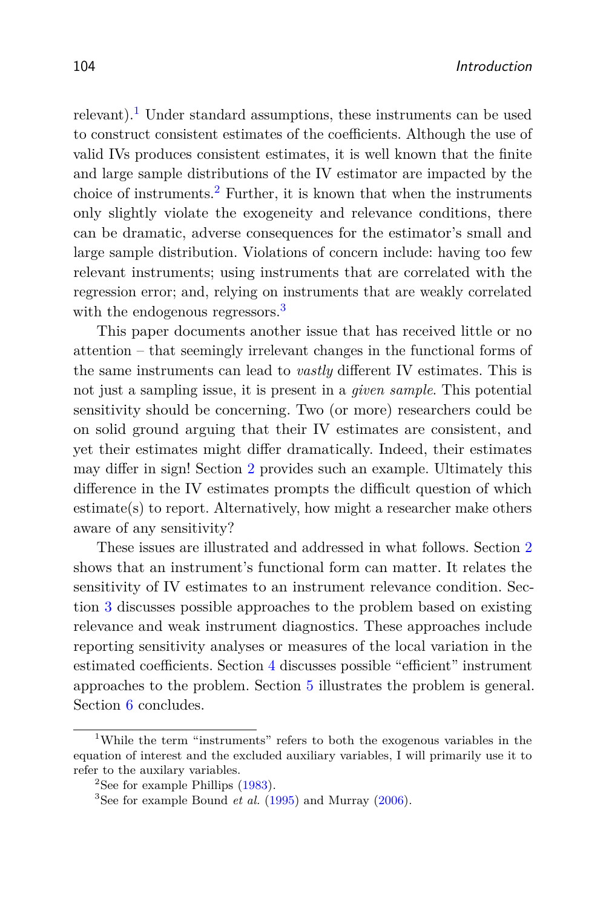relevant).[1] Under standard assumptions, these instruments can be used to construct consistent estimates of the coefficients. Although the use of valid IVs produces consistent estimates, it is well known that the finite and large sample distributions of the IV estimator are impacted by the choice of instruments.[2] Further, it is known that when the instruments only slightly violate the exogeneity and relevance conditions, there can be dramatic, adverse consequences for the estimator's small and large sample distribution. Violations of concern include: having too few relevant instruments; using instruments that are correlated with the regression error; and, relying on instruments that are weakly correlated with the endogenous regressors.[3]

This paper documents another issue that has received little or no attention – that seemingly irrelevant changes in the functional forms of the same instruments can lead to *vastly* different IV estimates. This is not just a sampling issue, it is present in a *given sample*. This potential sensitivity should be concerning. Two (or more) researchers could be on solid ground arguing that their IV estimates are consistent, and yet their estimates might differ dramatically. Indeed, their estimates may differ in sign! Section 2 provides such an example. Ultimately this difference in the IV estimates prompts the difficult question of which estimate(s) to report. Alternatively, how might a researcher make others aware of any sensitivity?

These issues are illustrated and addressed in what follows. Section 2 shows that an instrument's functional form can matter. It relates the sensitivity of IV estimates to an instrument relevance condition. Section 3 discusses possible approaches to the problem based on existing relevance and weak instrument diagnostics. These approaches include reporting sensitivity analyses or measures of the local variation in the estimated coefficients. Section 4 discusses possible "efficient" instrument approaches to the problem. Section 5 illustrates the problem is general. Section 6 concludes.

---

[1] While the term "instruments" refers to both the exogenous variables in the equation of interest and the excluded auxiliary variables, I will primarily use it to refer to the auxilary variables.

[2] See for example Phillips (1983).

[3] See for example Bound *et al.* (1995) and Murray (2006).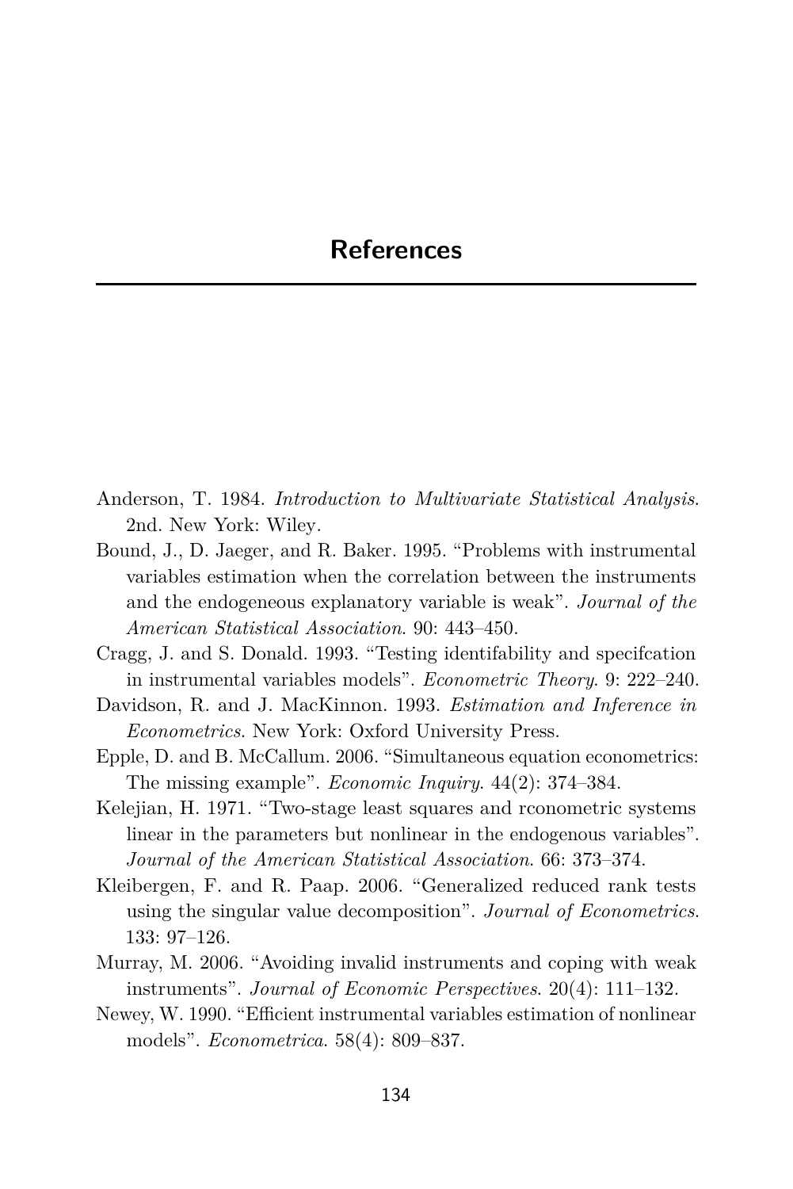# References

Anderson, T. 1984. *Introduction to Multivariate Statistical Analysis*. 2nd. New York: Wiley.

Bound, J., D. Jaeger, and R. Baker. 1995. "Problems with instrumental variables estimation when the correlation between the instruments and the endogeneous explanatory variable is weak". *Journal of the American Statistical Association*. 90: 443–450.

Cragg, J. and S. Donald. 1993. "Testing identifability and specifcation in instrumental variables models". *Econometric Theory*. 9: 222–240.

Davidson, R. and J. MacKinnon. 1993. *Estimation and Inference in Econometrics*. New York: Oxford University Press.

Epple, D. and B. McCallum. 2006. "Simultaneous equation econometrics: The missing example". *Economic Inquiry*. 44(2): 374–384.

Kelejian, H. 1971. "Two-stage least squares and rconometric systems linear in the parameters but nonlinear in the endogenous variables". *Journal of the American Statistical Association*. 66: 373–374.

Kleibergen, F. and R. Paap. 2006. "Generalized reduced rank tests using the singular value decomposition". *Journal of Econometrics*. 133: 97–126.

Murray, M. 2006. "Avoiding invalid instruments and coping with weak instruments". *Journal of Economic Perspectives*. 20(4): 111–132.

Newey, W. 1990. "Efficient instrumental variables estimation of nonlinear models". *Econometrica*. 58(4): 809–837.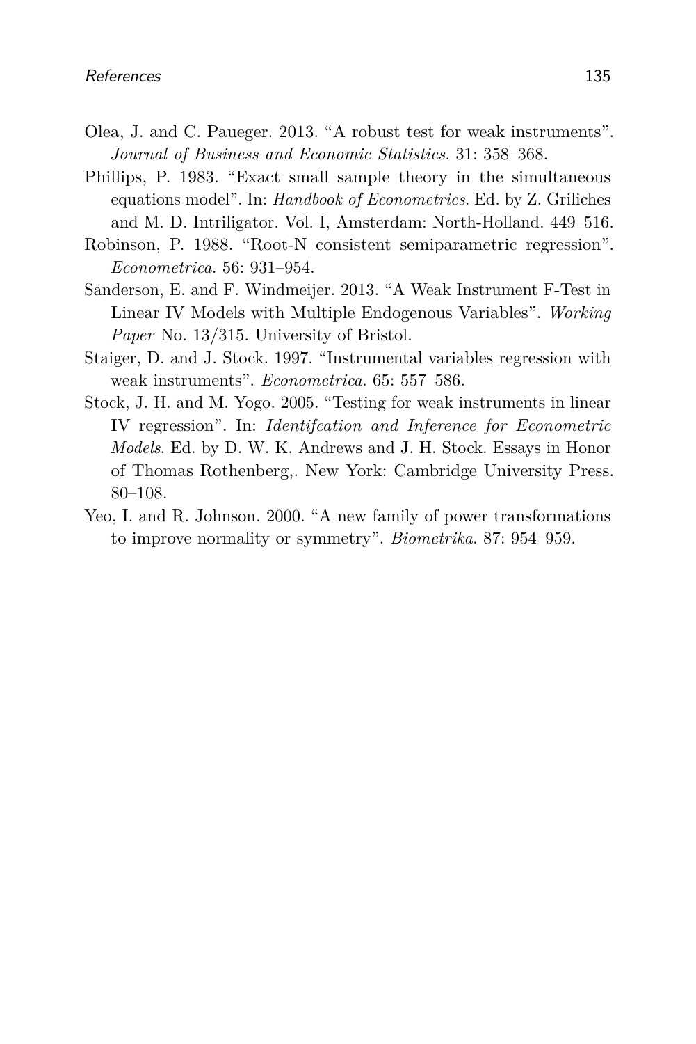Olea, J. and C. Paueger. 2013. "A robust test for weak instruments". *Journal of Business and Economic Statistics*. 31: 358–368.

Phillips, P. 1983. "Exact small sample theory in the simultaneous equations model". In: *Handbook of Econometrics*. Ed. by Z. Griliches and M. D. Intriligator. Vol. I, Amsterdam: North-Holland. 449–516.

Robinson, P. 1988. "Root-N consistent semiparametric regression". *Econometrica*. 56: 931–954.

Sanderson, E. and F. Windmeijer. 2013. "A Weak Instrument F-Test in Linear IV Models with Multiple Endogenous Variables". *Working Paper* No. 13/315. University of Bristol.

Staiger, D. and J. Stock. 1997. "Instrumental variables regression with weak instruments". *Econometrica*. 65: 557–586.

Stock, J. H. and M. Yogo. 2005. "Testing for weak instruments in linear IV regression". In: *Identifcation and Inference for Econometric Models*. Ed. by D. W. K. Andrews and J. H. Stock. Essays in Honor of Thomas Rothenberg,. New York: Cambridge University Press. 80–108.

Yeo, I. and R. Johnson. 2000. "A new family of power transformations to improve normality or symmetry". *Biometrika*. 87: 954–959.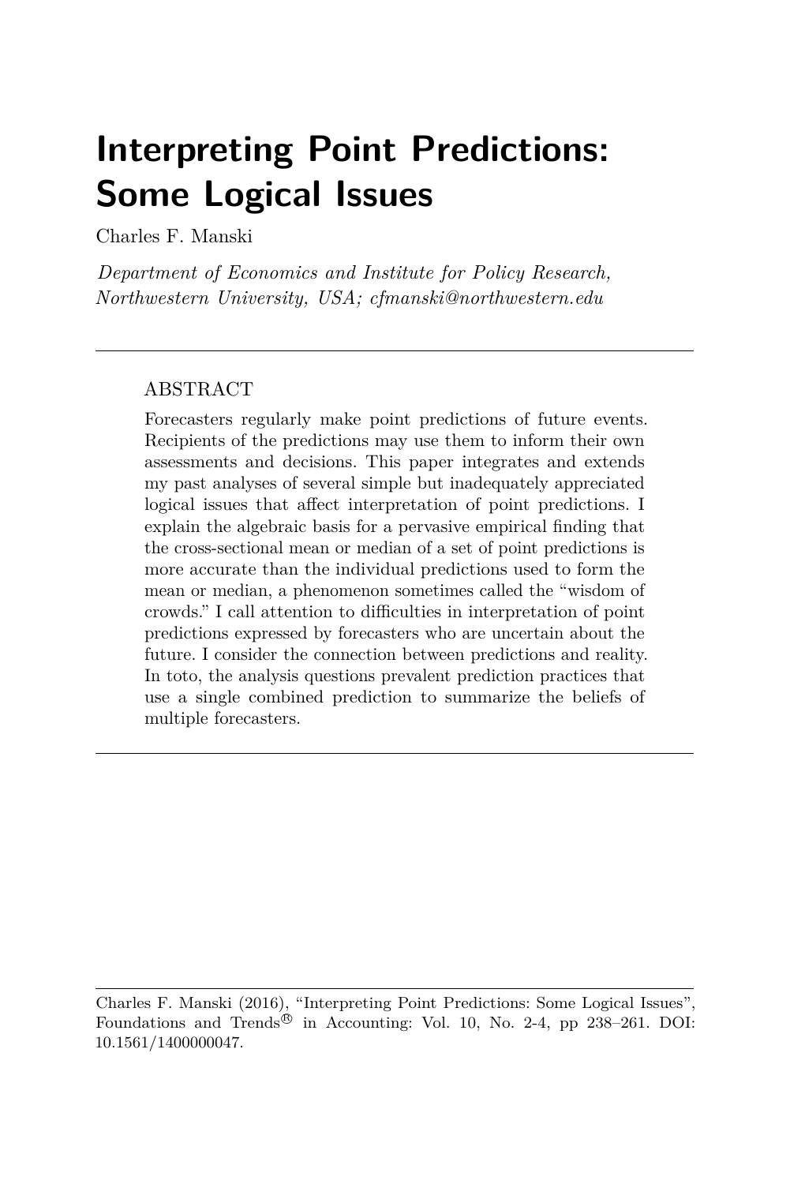# Interpreting Point Predictions: Some Logical Issues

Charles F. Manski

*Department of Economics and Institute for Policy Research, Northwestern University, USA; cfmanski@northwestern.edu*

---

## ABSTRACT

Forecasters regularly make point predictions of future events. Recipients of the predictions may use them to inform their own assessments and decisions. This paper integrates and extends my past analyses of several simple but inadequately appreciated logical issues that affect interpretation of point predictions. I explain the algebraic basis for a pervasive empirical finding that the cross-sectional mean or median of a set of point predictions is more accurate than the individual predictions used to form the mean or median, a phenomenon sometimes called the "wisdom of crowds." I call attention to difficulties in interpretation of point predictions expressed by forecasters who are uncertain about the future. I consider the connection between predictions and reality. In toto, the analysis questions prevalent prediction practices that use a single combined prediction to summarize the beliefs of multiple forecasters.

---

Charles F. Manski (2016), "Interpreting Point Predictions: Some Logical Issues", Foundations and Trends® in Accounting: Vol. 10, No. 2-4, pp 238–261. DOI: 10.1561/1400000047.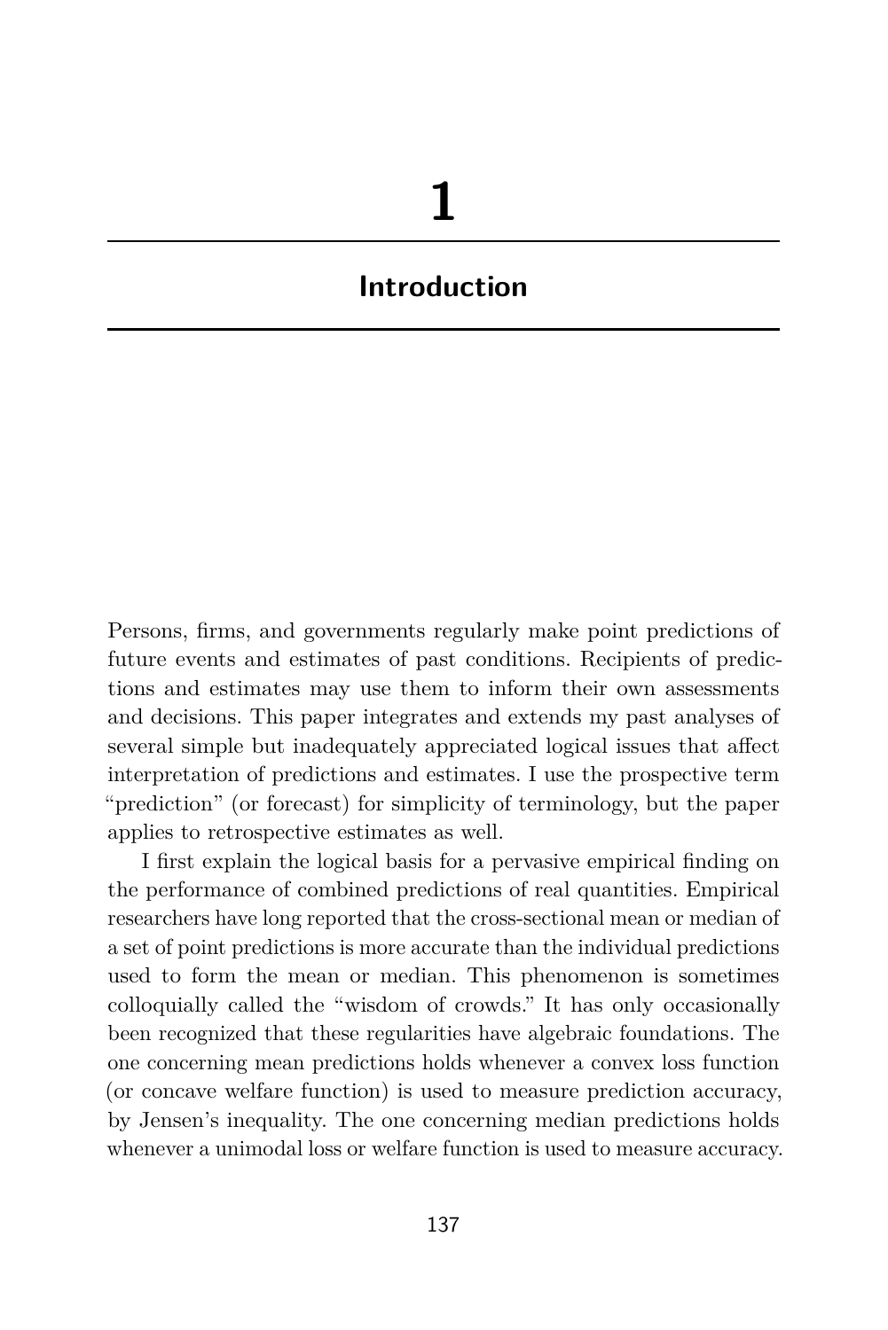# 1

# Introduction

Persons, firms, and governments regularly make point predictions of future events and estimates of past conditions. Recipients of predictions and estimates may use them to inform their own assessments and decisions. This paper integrates and extends my past analyses of several simple but inadequately appreciated logical issues that affect interpretation of predictions and estimates. I use the prospective term "prediction" (or forecast) for simplicity of terminology, but the paper applies to retrospective estimates as well.

I first explain the logical basis for a pervasive empirical finding on the performance of combined predictions of real quantities. Empirical researchers have long reported that the cross-sectional mean or median of a set of point predictions is more accurate than the individual predictions used to form the mean or median. This phenomenon is sometimes colloquially called the "wisdom of crowds." It has only occasionally been recognized that these regularities have algebraic foundations. The one concerning mean predictions holds whenever a convex loss function (or concave welfare function) is used to measure prediction accuracy, by Jensen's inequality. The one concerning median predictions holds whenever a unimodal loss or welfare function is used to measure accuracy.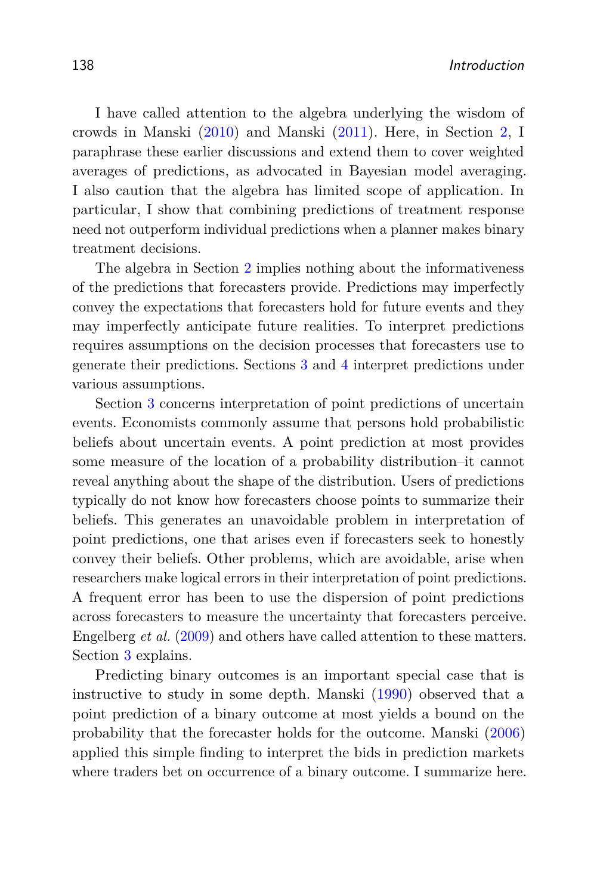I have called attention to the algebra underlying the wisdom of crowds in Manski (2010) and Manski (2011). Here, in Section 2, I paraphrase these earlier discussions and extend them to cover weighted averages of predictions, as advocated in Bayesian model averaging. I also caution that the algebra has limited scope of application. In particular, I show that combining predictions of treatment response need not outperform individual predictions when a planner makes binary treatment decisions.

The algebra in Section 2 implies nothing about the informativeness of the predictions that forecasters provide. Predictions may imperfectly convey the expectations that forecasters hold for future events and they may imperfectly anticipate future realities. To interpret predictions requires assumptions on the decision processes that forecasters use to generate their predictions. Sections 3 and 4 interpret predictions under various assumptions.

Section 3 concerns interpretation of point predictions of uncertain events. Economists commonly assume that persons hold probabilistic beliefs about uncertain events. A point prediction at most provides some measure of the location of a probability distribution–it cannot reveal anything about the shape of the distribution. Users of predictions typically do not know how forecasters choose points to summarize their beliefs. This generates an unavoidable problem in interpretation of point predictions, one that arises even if forecasters seek to honestly convey their beliefs. Other problems, which are avoidable, arise when researchers make logical errors in their interpretation of point predictions. A frequent error has been to use the dispersion of point predictions across forecasters to measure the uncertainty that forecasters perceive. Engelberg *et al.* (2009) and others have called attention to these matters. Section 3 explains.

Predicting binary outcomes is an important special case that is instructive to study in some depth. Manski (1990) observed that a point prediction of a binary outcome at most yields a bound on the probability that the forecaster holds for the outcome. Manski (2006) applied this simple finding to interpret the bids in prediction markets where traders bet on occurrence of a binary outcome. I summarize here.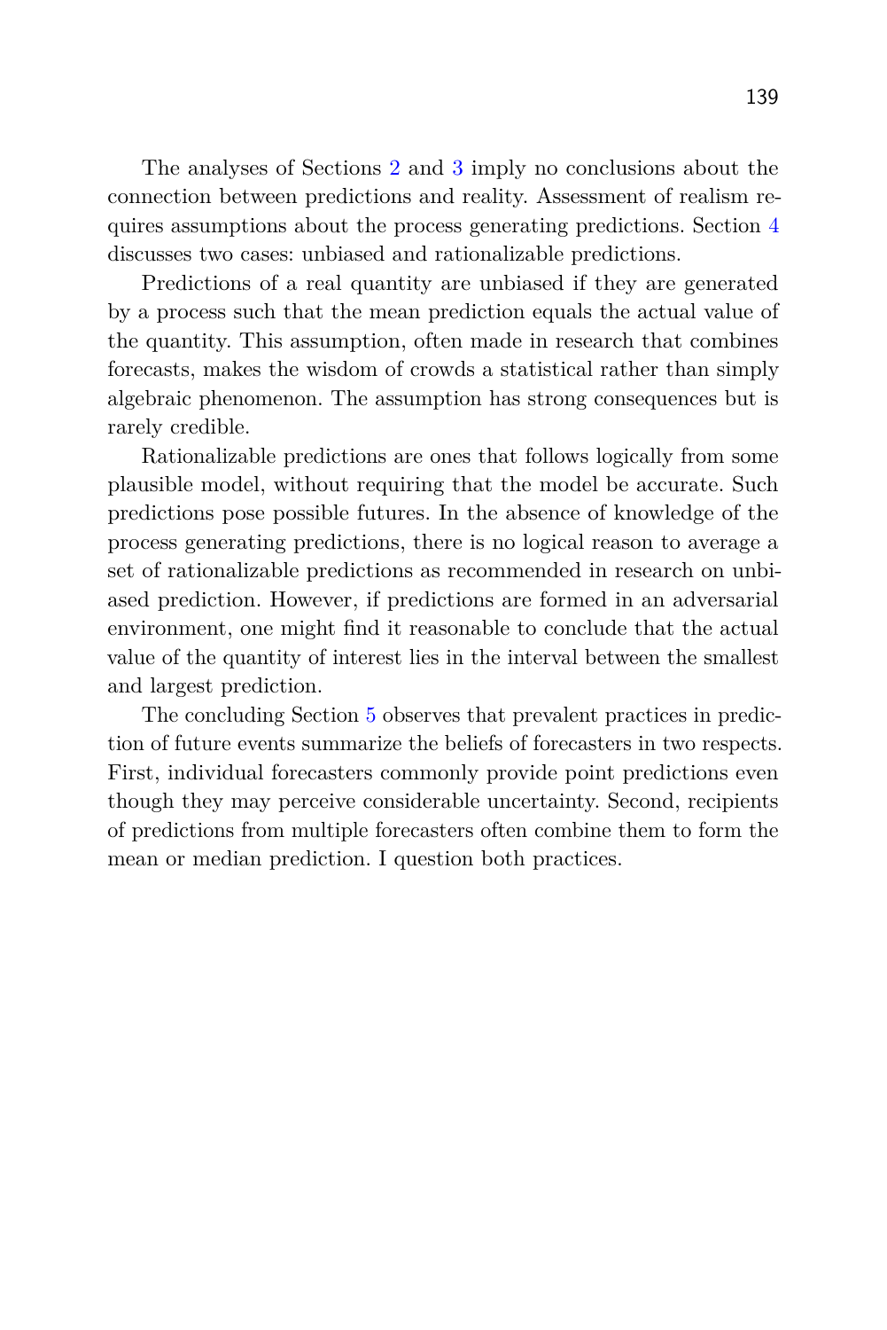The analyses of Sections 2 and 3 imply no conclusions about the connection between predictions and reality. Assessment of realism requires assumptions about the process generating predictions. Section 4 discusses two cases: unbiased and rationalizable predictions.

Predictions of a real quantity are unbiased if they are generated by a process such that the mean prediction equals the actual value of the quantity. This assumption, often made in research that combines forecasts, makes the wisdom of crowds a statistical rather than simply algebraic phenomenon. The assumption has strong consequences but is rarely credible.

Rationalizable predictions are ones that follows logically from some plausible model, without requiring that the model be accurate. Such predictions pose possible futures. In the absence of knowledge of the process generating predictions, there is no logical reason to average a set of rationalizable predictions as recommended in research on unbiased prediction. However, if predictions are formed in an adversarial environment, one might find it reasonable to conclude that the actual value of the quantity of interest lies in the interval between the smallest and largest prediction.

The concluding Section 5 observes that prevalent practices in prediction of future events summarize the beliefs of forecasters in two respects. First, individual forecasters commonly provide point predictions even though they may perceive considerable uncertainty. Second, recipients of predictions from multiple forecasters often combine them to form the mean or median prediction. I question both practices.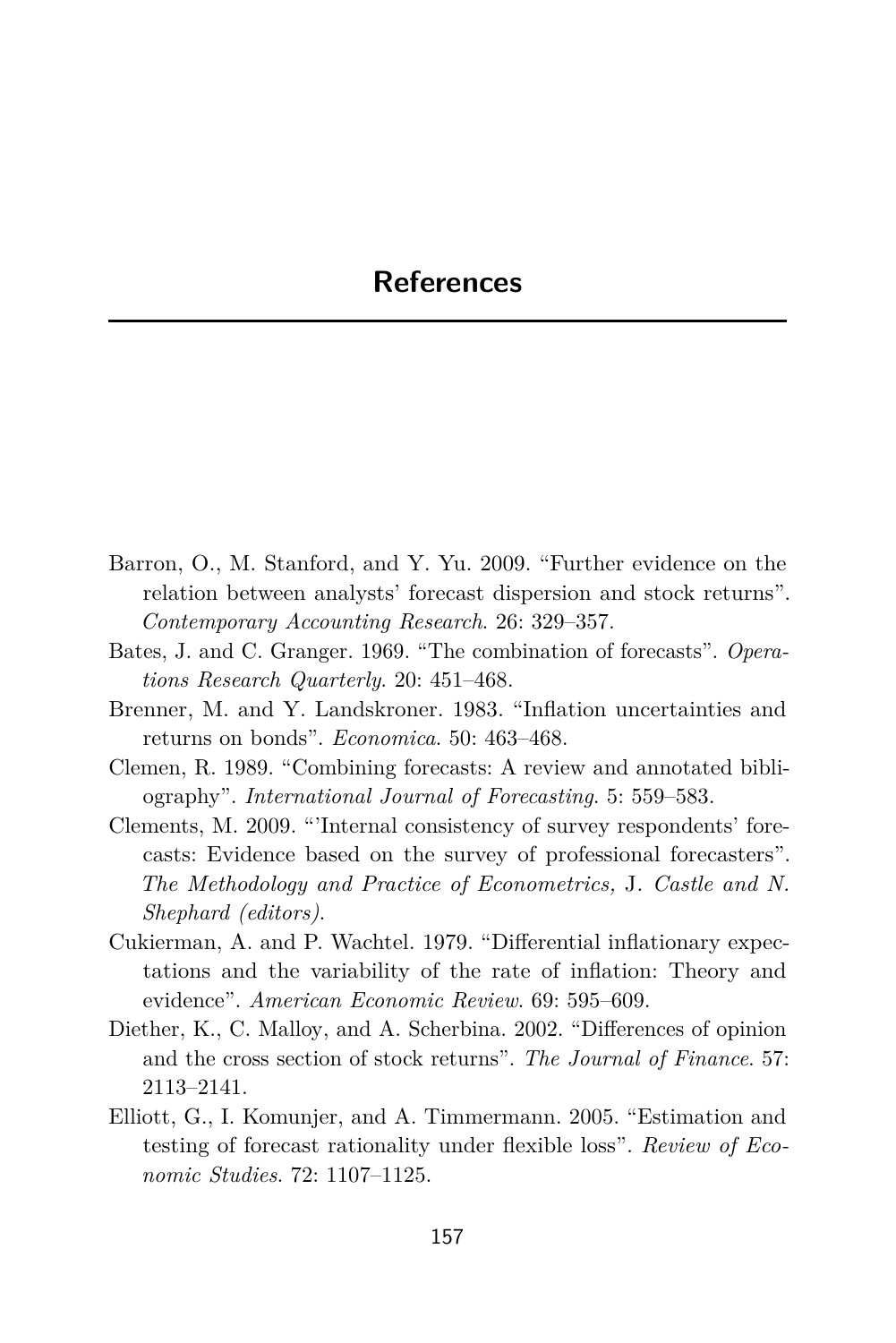# References

Barron, O., M. Stanford, and Y. Yu. 2009. “Further evidence on the relation between analysts’ forecast dispersion and stock returns”. *Contemporary Accounting Research*. 26: 329–357.

Bates, J. and C. Granger. 1969. “The combination of forecasts”. *Operations Research Quarterly*. 20: 451–468.

Brenner, M. and Y. Landskroner. 1983. “Inflation uncertainties and returns on bonds”. *Economica*. 50: 463–468.

Clemen, R. 1989. “Combining forecasts: A review and annotated bibliography”. *International Journal of Forecasting*. 5: 559–583.

Clements, M. 2009. “’Internal consistency of survey respondents’ forecasts: Evidence based on the survey of professional forecasters”. *The Methodology and Practice of Econometrics,* J. *Castle and N. Shephard (editors)*.

Cukierman, A. and P. Wachtel. 1979. “Differential inflationary expectations and the variability of the rate of inflation: Theory and evidence”. *American Economic Review*. 69: 595–609.

Diether, K., C. Malloy, and A. Scherbina. 2002. “Differences of opinion and the cross section of stock returns”. *The Journal of Finance*. 57: 2113–2141.

Elliott, G., I. Komunjer, and A. Timmermann. 2005. “Estimation and testing of forecast rationality under flexible loss”. *Review of Economic Studies*. 72: 1107–1125.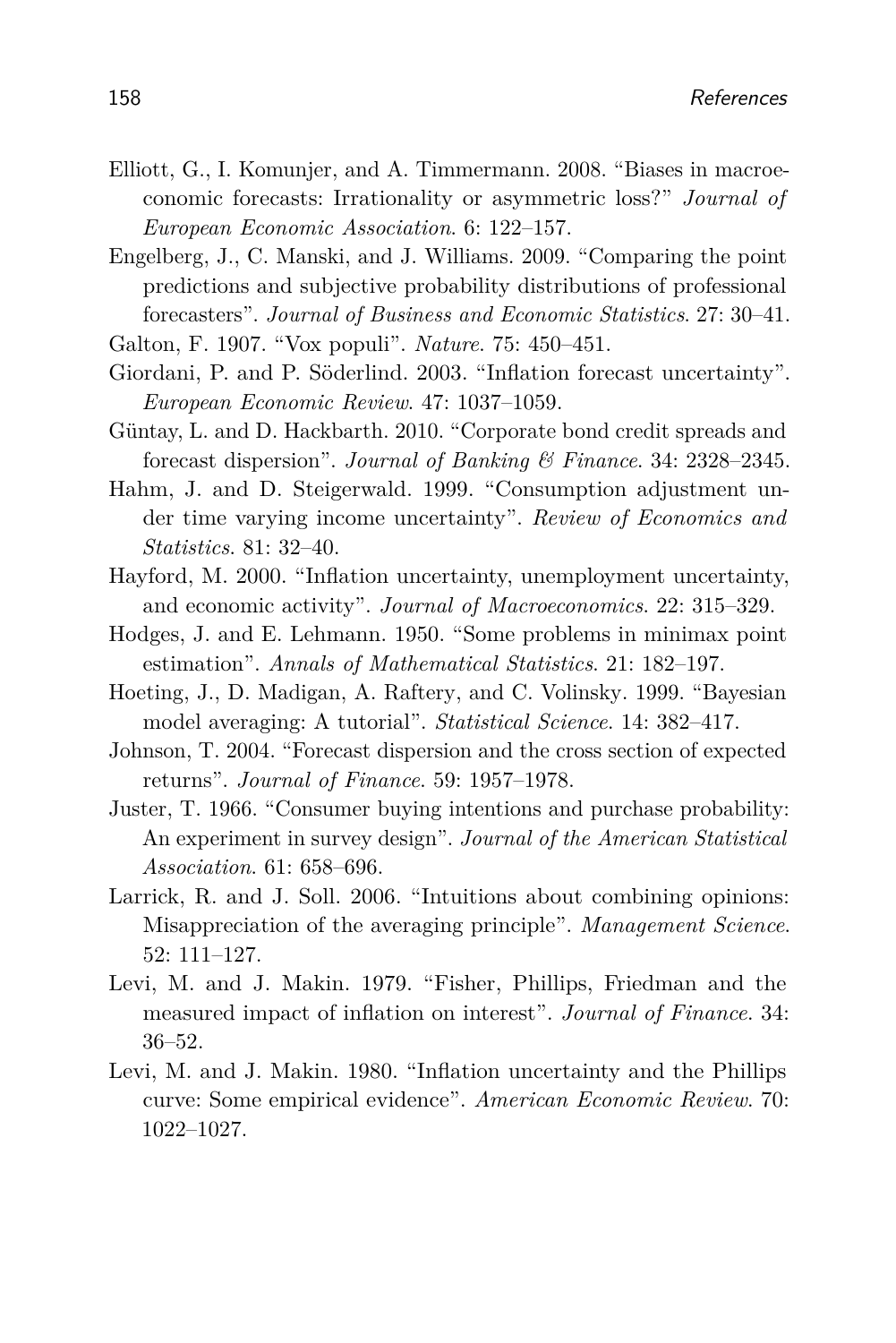Elliott, G., I. Komunjer, and A. Timmermann. 2008. "Biases in macroeconomic forecasts: Irrationality or asymmetric loss?" *Journal of European Economic Association*. 6: 122–157.

Engelberg, J., C. Manski, and J. Williams. 2009. "Comparing the point predictions and subjective probability distributions of professional forecasters". *Journal of Business and Economic Statistics*. 27: 30–41.

Galton, F. 1907. "Vox populi". *Nature*. 75: 450–451.

Giordani, P. and P. Söderlind. 2003. "Inflation forecast uncertainty". *European Economic Review*. 47: 1037–1059.

Güntay, L. and D. Hackbarth. 2010. "Corporate bond credit spreads and forecast dispersion". *Journal of Banking & Finance*. 34: 2328–2345.

Hahm, J. and D. Steigerwald. 1999. "Consumption adjustment under time varying income uncertainty". *Review of Economics and Statistics*. 81: 32–40.

Hayford, M. 2000. "Inflation uncertainty, unemployment uncertainty, and economic activity". *Journal of Macroeconomics*. 22: 315–329.

Hodges, J. and E. Lehmann. 1950. "Some problems in minimax point estimation". *Annals of Mathematical Statistics*. 21: 182–197.

Hoeting, J., D. Madigan, A. Raftery, and C. Volinsky. 1999. "Bayesian model averaging: A tutorial". *Statistical Science*. 14: 382–417.

Johnson, T. 2004. "Forecast dispersion and the cross section of expected returns". *Journal of Finance*. 59: 1957–1978.

Juster, T. 1966. "Consumer buying intentions and purchase probability: An experiment in survey design". *Journal of the American Statistical Association*. 61: 658–696.

Larrick, R. and J. Soll. 2006. "Intuitions about combining opinions: Misappreciation of the averaging principle". *Management Science*. 52: 111–127.

Levi, M. and J. Makin. 1979. "Fisher, Phillips, Friedman and the measured impact of inflation on interest". *Journal of Finance*. 34: 36–52.

Levi, M. and J. Makin. 1980. "Inflation uncertainty and the Phillips curve: Some empirical evidence". *American Economic Review*. 70: 1022–1027.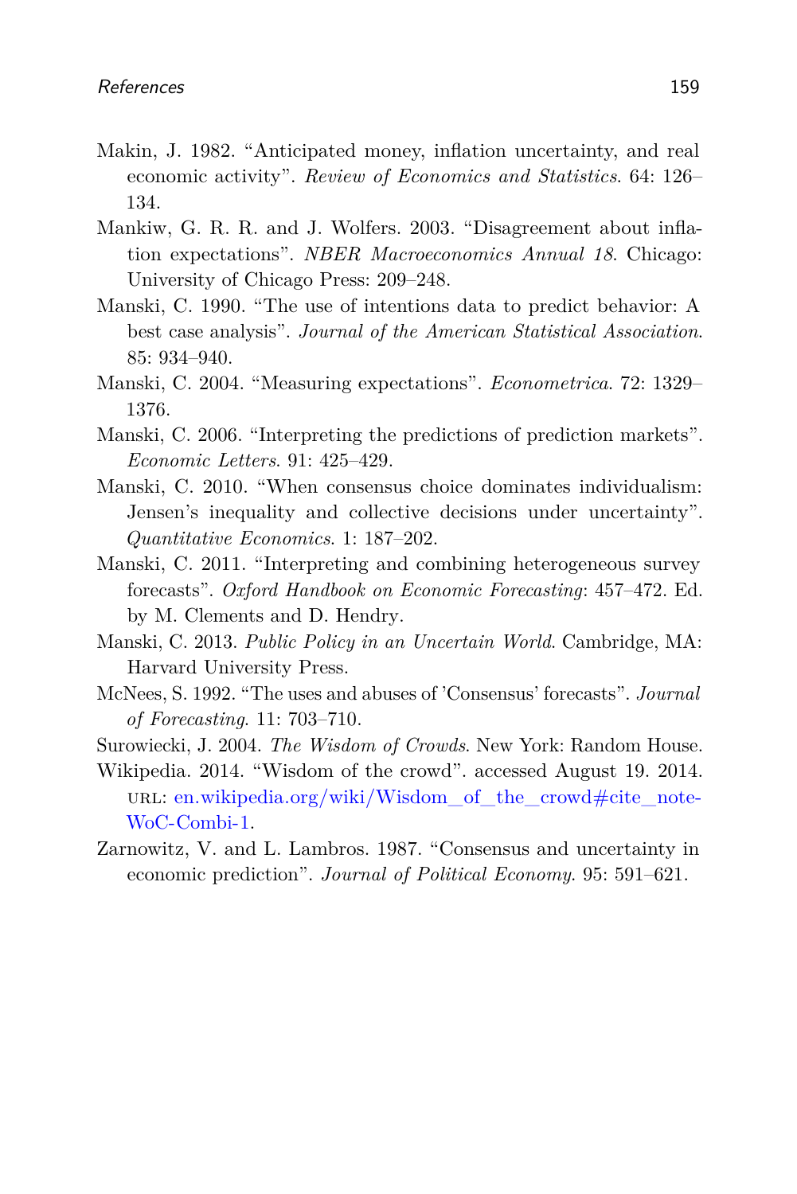Makin, J. 1982. "Anticipated money, inflation uncertainty, and real economic activity". *Review of Economics and Statistics*. 64: 126–134.

Mankiw, G. R. R. and J. Wolfers. 2003. "Disagreement about inflation expectations". *NBER Macroeconomics Annual 18*. Chicago: University of Chicago Press: 209–248.

Manski, C. 1990. "The use of intentions data to predict behavior: A best case analysis". *Journal of the American Statistical Association*. 85: 934–940.

Manski, C. 2004. "Measuring expectations". *Econometrica*. 72: 1329–1376.

Manski, C. 2006. "Interpreting the predictions of prediction markets". *Economic Letters*. 91: 425–429.

Manski, C. 2010. "When consensus choice dominates individualism: Jensen's inequality and collective decisions under uncertainty". *Quantitative Economics*. 1: 187–202.

Manski, C. 2011. "Interpreting and combining heterogeneous survey forecasts". *Oxford Handbook on Economic Forecasting*: 457–472. Ed. by M. Clements and D. Hendry.

Manski, C. 2013. *Public Policy in an Uncertain World*. Cambridge, MA: Harvard University Press.

McNees, S. 1992. "The uses and abuses of 'Consensus' forecasts". *Journal of Forecasting*. 11: 703–710.

Surowiecki, J. 2004. *The Wisdom of Crowds*. New York: Random House.

Wikipedia. 2014. "Wisdom of the crowd". accessed August 19. 2014. URL: en.wikipedia.org/wiki/Wisdom_of_the_crowd#cite_note-WoC-Combi-1.

Zarnowitz, V. and L. Lambros. 1987. "Consensus and uncertainty in economic prediction". *Journal of Political Economy*. 95: 591–621.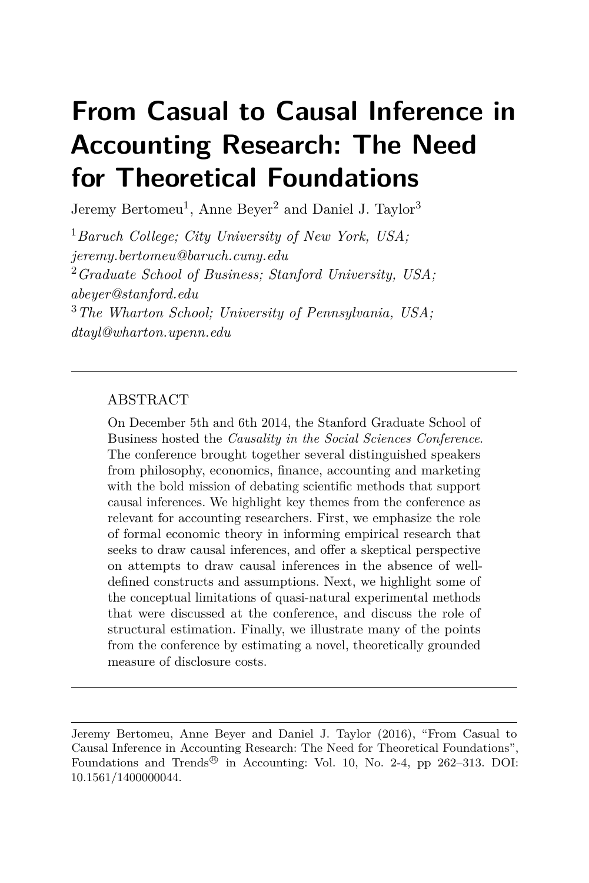# From Casual to Causal Inference in Accounting Research: The Need for Theoretical Foundations

Jeremy Bertomeu[1], Anne Beyer[2] and Daniel J. Taylor[3]

[1] *Baruch College; City University of New York, USA; jeremy.bertomeu@baruch.cuny.edu*
[2] *Graduate School of Business; Stanford University, USA; abeyer@stanford.edu*
[3] *The Wharton School; University of Pennsylvania, USA; dtayl@wharton.upenn.edu*

---

## ABSTRACT

On December 5th and 6th 2014, the Stanford Graduate School of Business hosted the *Causality in the Social Sciences Conference*. The conference brought together several distinguished speakers from philosophy, economics, finance, accounting and marketing with the bold mission of debating scientific methods that support causal inferences. We highlight key themes from the conference as relevant for accounting researchers. First, we emphasize the role of formal economic theory in informing empirical research that seeks to draw causal inferences, and offer a skeptical perspective on attempts to draw causal inferences in the absence of well-defined constructs and assumptions. Next, we highlight some of the conceptual limitations of quasi-natural experimental methods that were discussed at the conference, and discuss the role of structural estimation. Finally, we illustrate many of the points from the conference by estimating a novel, theoretically grounded measure of disclosure costs.

---

Jeremy Bertomeu, Anne Beyer and Daniel J. Taylor (2016), "From Casual to Causal Inference in Accounting Research: The Need for Theoretical Foundations", Foundations and Trends® in Accounting: Vol. 10, No. 2-4, pp 262–313. DOI: 10.1561/1400000044.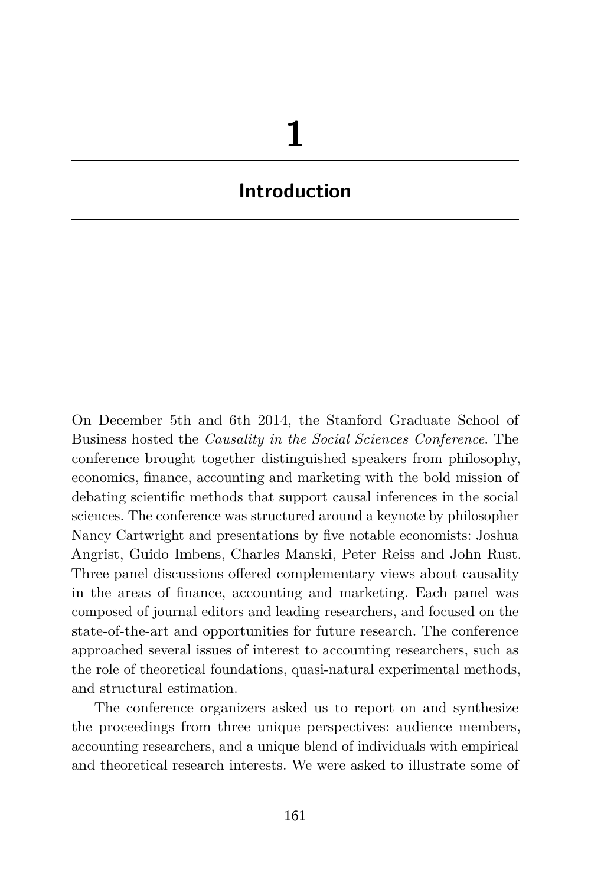# 1

## Introduction

On December 5th and 6th 2014, the Stanford Graduate School of Business hosted the *Causality in the Social Sciences Conference*. The conference brought together distinguished speakers from philosophy, economics, finance, accounting and marketing with the bold mission of debating scientific methods that support causal inferences in the social sciences. The conference was structured around a keynote by philosopher Nancy Cartwright and presentations by five notable economists: Joshua Angrist, Guido Imbens, Charles Manski, Peter Reiss and John Rust. Three panel discussions offered complementary views about causality in the areas of finance, accounting and marketing. Each panel was composed of journal editors and leading researchers, and focused on the state-of-the-art and opportunities for future research. The conference approached several issues of interest to accounting researchers, such as the role of theoretical foundations, quasi-natural experimental methods, and structural estimation.

The conference organizers asked us to report on and synthesize the proceedings from three unique perspectives: audience members, accounting researchers, and a unique blend of individuals with empirical and theoretical research interests. We were asked to illustrate some of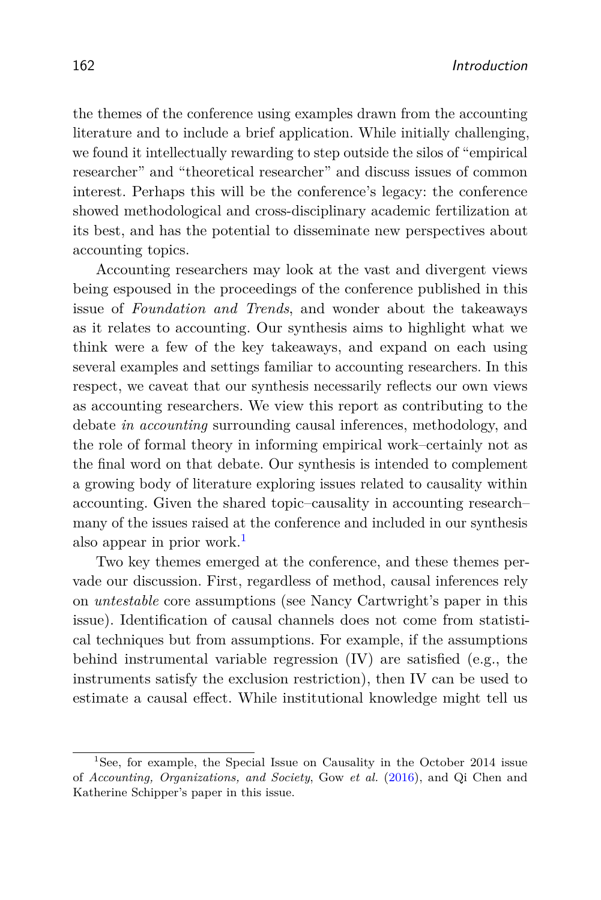the themes of the conference using examples drawn from the accounting literature and to include a brief application. While initially challenging, we found it intellectually rewarding to step outside the silos of "empirical researcher" and "theoretical researcher" and discuss issues of common interest. Perhaps this will be the conference's legacy: the conference showed methodological and cross-disciplinary academic fertilization at its best, and has the potential to disseminate new perspectives about accounting topics.

Accounting researchers may look at the vast and divergent views being espoused in the proceedings of the conference published in this issue of *Foundation and Trends*, and wonder about the takeaways as it relates to accounting. Our synthesis aims to highlight what we think were a few of the key takeaways, and expand on each using several examples and settings familiar to accounting researchers. In this respect, we caveat that our synthesis necessarily reflects our own views as accounting researchers. We view this report as contributing to the debate *in accounting* surrounding causal inferences, methodology, and the role of formal theory in informing empirical work–certainly not as the final word on that debate. Our synthesis is intended to complement a growing body of literature exploring issues related to causality within accounting. Given the shared topic–causality in accounting research–many of the issues raised at the conference and included in our synthesis also appear in prior work.[1]

Two key themes emerged at the conference, and these themes pervade our discussion. First, regardless of method, causal inferences rely on *untestable* core assumptions (see Nancy Cartwright's paper in this issue). Identification of causal channels does not come from statistical techniques but from assumptions. For example, if the assumptions behind instrumental variable regression (IV) are satisfied (e.g., the instruments satisfy the exclusion restriction), then IV can be used to estimate a causal effect. While institutional knowledge might tell us

[1] See, for example, the Special Issue on Causality in the October 2014 issue of *Accounting, Organizations, and Society*, Gow *et al.* (2016), and Qi Chen and Katherine Schipper's paper in this issue.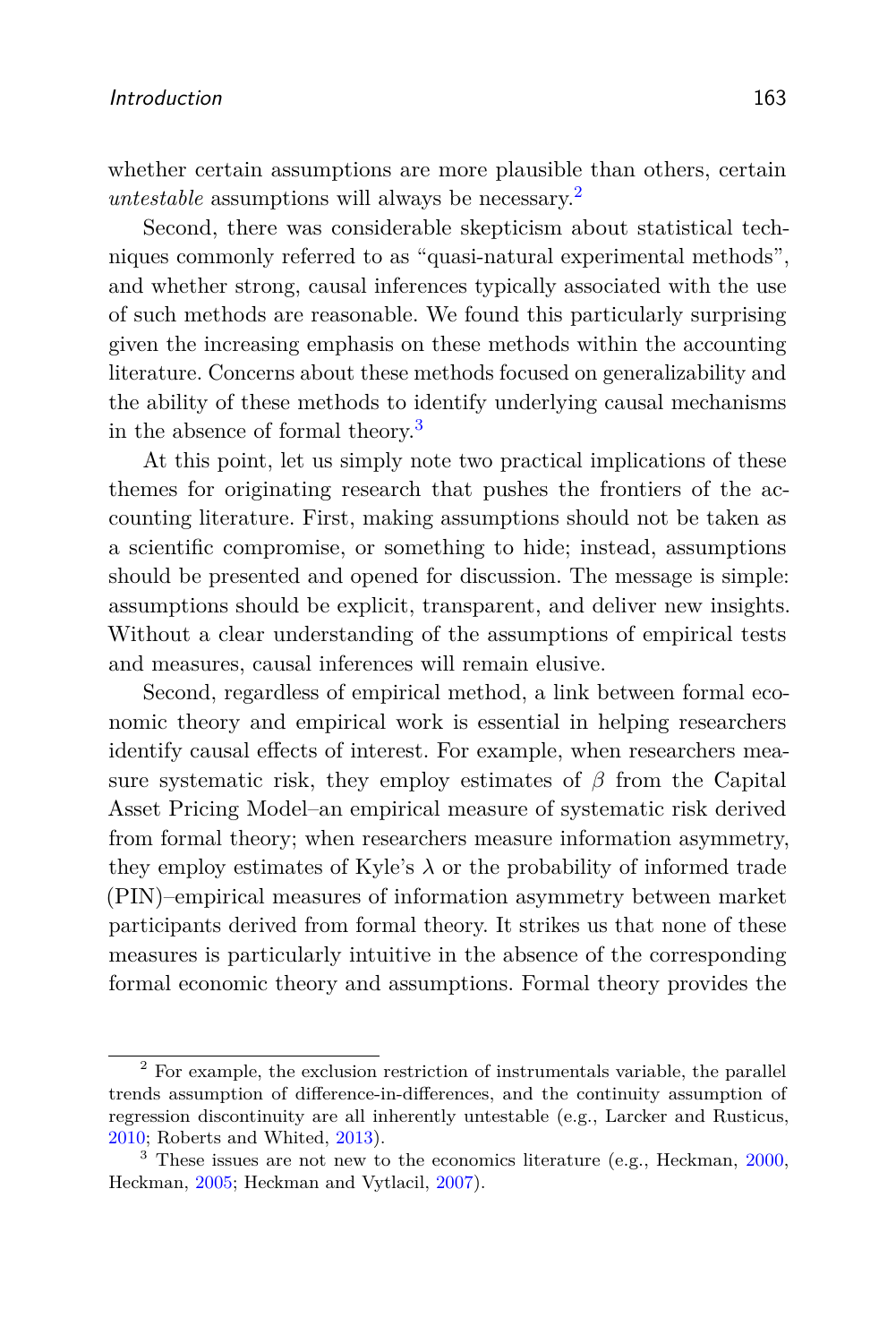whether certain assumptions are more plausible than others, certain *untestable* assumptions will always be necessary.[2]

Second, there was considerable skepticism about statistical techniques commonly referred to as "quasi-natural experimental methods", and whether strong, causal inferences typically associated with the use of such methods are reasonable. We found this particularly surprising given the increasing emphasis on these methods within the accounting literature. Concerns about these methods focused on generalizability and the ability of these methods to identify underlying causal mechanisms in the absence of formal theory.[3]

At this point, let us simply note two practical implications of these themes for originating research that pushes the frontiers of the accounting literature. First, making assumptions should not be taken as a scientific compromise, or something to hide; instead, assumptions should be presented and opened for discussion. The message is simple: assumptions should be explicit, transparent, and deliver new insights. Without a clear understanding of the assumptions of empirical tests and measures, causal inferences will remain elusive.

Second, regardless of empirical method, a link between formal economic theory and empirical work is essential in helping researchers identify causal effects of interest. For example, when researchers measure systematic risk, they employ estimates of $\beta$ from the Capital Asset Pricing Model–an empirical measure of systematic risk derived from formal theory; when researchers measure information asymmetry, they employ estimates of Kyle's $\lambda$ or the probability of informed trade (PIN)–empirical measures of information asymmetry between market participants derived from formal theory. It strikes us that none of these measures is particularly intuitive in the absence of the corresponding formal economic theory and assumptions. Formal theory provides the

---

[2] For example, the exclusion restriction of instrumentals variable, the parallel trends assumption of difference-in-differences, and the continuity assumption of regression discontinuity are all inherently untestable (e.g., Larcker and Rusticus, 2010; Roberts and Whited, 2013).

[3] These issues are not new to the economics literature (e.g., Heckman, 2000, Heckman, 2005; Heckman and Vytlacil, 2007).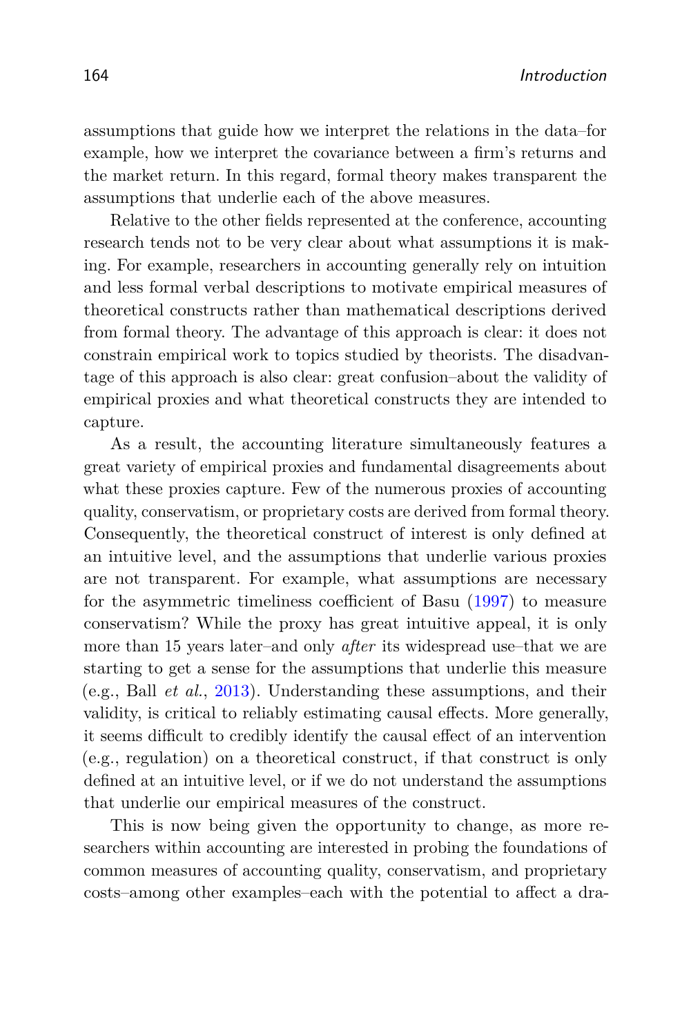assumptions that guide how we interpret the relations in the data–for example, how we interpret the covariance between a firm's returns and the market return. In this regard, formal theory makes transparent the assumptions that underlie each of the above measures.

Relative to the other fields represented at the conference, accounting research tends not to be very clear about what assumptions it is making. For example, researchers in accounting generally rely on intuition and less formal verbal descriptions to motivate empirical measures of theoretical constructs rather than mathematical descriptions derived from formal theory. The advantage of this approach is clear: it does not constrain empirical work to topics studied by theorists. The disadvantage of this approach is also clear: great confusion–about the validity of empirical proxies and what theoretical constructs they are intended to capture.

As a result, the accounting literature simultaneously features a great variety of empirical proxies and fundamental disagreements about what these proxies capture. Few of the numerous proxies of accounting quality, conservatism, or proprietary costs are derived from formal theory. Consequently, the theoretical construct of interest is only defined at an intuitive level, and the assumptions that underlie various proxies are not transparent. For example, what assumptions are necessary for the asymmetric timeliness coefficient of Basu (1997) to measure conservatism? While the proxy has great intuitive appeal, it is only more than 15 years later–and only *after* its widespread use–that we are starting to get a sense for the assumptions that underlie this measure (e.g., Ball *et al.*, 2013). Understanding these assumptions, and their validity, is critical to reliably estimating causal effects. More generally, it seems difficult to credibly identify the causal effect of an intervention (e.g., regulation) on a theoretical construct, if that construct is only defined at an intuitive level, or if we do not understand the assumptions that underlie our empirical measures of the construct.

This is now being given the opportunity to change, as more researchers within accounting are interested in probing the foundations of common measures of accounting quality, conservatism, and proprietary costs–among other examples–each with the potential to affect a dra-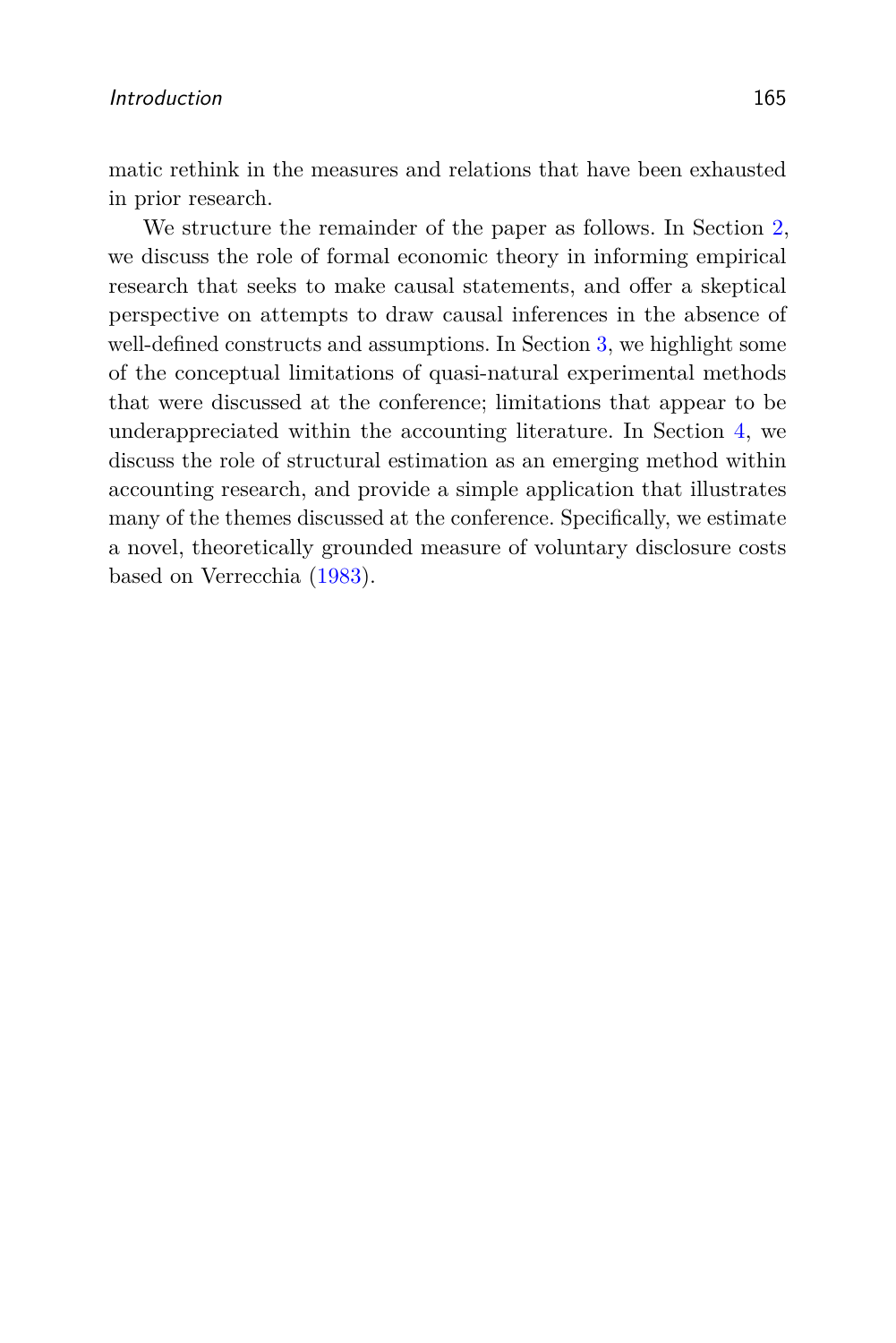matic rethink in the measures and relations that have been exhausted in prior research.

We structure the remainder of the paper as follows. In Section 2, we discuss the role of formal economic theory in informing empirical research that seeks to make causal statements, and offer a skeptical perspective on attempts to draw causal inferences in the absence of well-defined constructs and assumptions. In Section 3, we highlight some of the conceptual limitations of quasi-natural experimental methods that were discussed at the conference; limitations that appear to be underappreciated within the accounting literature. In Section 4, we discuss the role of structural estimation as an emerging method within accounting research, and provide a simple application that illustrates many of the themes discussed at the conference. Specifically, we estimate a novel, theoretically grounded measure of voluntary disclosure costs based on Verrecchia (1983).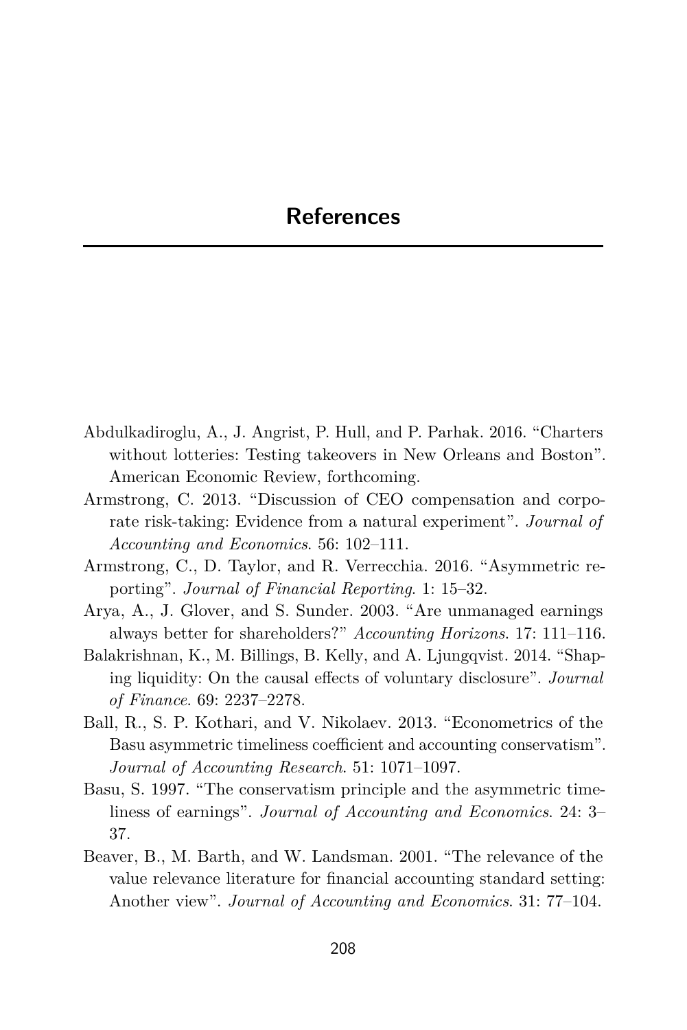# References

Abdulkadiroglu, A., J. Angrist, P. Hull, and P. Parhak. 2016. “Charters without lotteries: Testing takeovers in New Orleans and Boston”. American Economic Review, forthcoming.

Armstrong, C. 2013. “Discussion of CEO compensation and corporate risk-taking: Evidence from a natural experiment”. *Journal of Accounting and Economics*. 56: 102–111.

Armstrong, C., D. Taylor, and R. Verrecchia. 2016. “Asymmetric reporting”. *Journal of Financial Reporting*. 1: 15–32.

Arya, A., J. Glover, and S. Sunder. 2003. “Are unmanaged earnings always better for shareholders?” *Accounting Horizons*. 17: 111–116.

Balakrishnan, K., M. Billings, B. Kelly, and A. Ljungqvist. 2014. “Shaping liquidity: On the causal effects of voluntary disclosure”. *Journal of Finance*. 69: 2237–2278.

Ball, R., S. P. Kothari, and V. Nikolaev. 2013. “Econometrics of the Basu asymmetric timeliness coefficient and accounting conservatism”. *Journal of Accounting Research*. 51: 1071–1097.

Basu, S. 1997. “The conservatism principle and the asymmetric timeliness of earnings”. *Journal of Accounting and Economics*. 24: 3–37.

Beaver, B., M. Barth, and W. Landsman. 2001. “The relevance of the value relevance literature for financial accounting standard setting: Another view”. *Journal of Accounting and Economics*. 31: 77–104.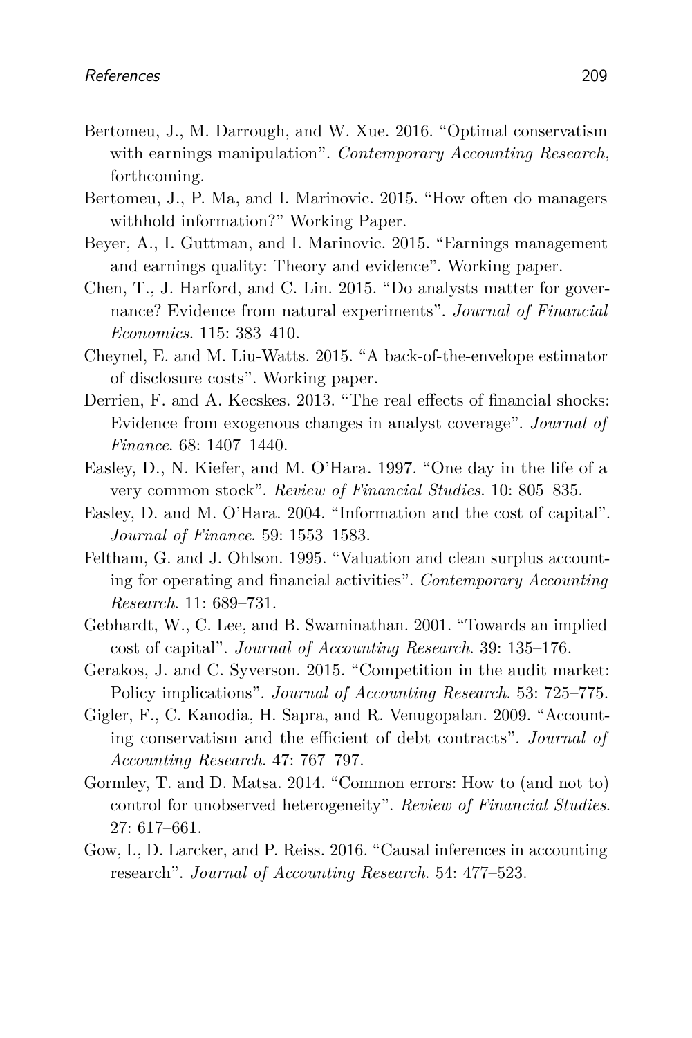Bertomeu, J., M. Darrough, and W. Xue. 2016. "Optimal conservatism with earnings manipulation". *Contemporary Accounting Research,* forthcoming.

Bertomeu, J., P. Ma, and I. Marinovic. 2015. "How often do managers withhold information?" Working Paper.

Beyer, A., I. Guttman, and I. Marinovic. 2015. "Earnings management and earnings quality: Theory and evidence". Working paper.

Chen, T., J. Harford, and C. Lin. 2015. "Do analysts matter for governance? Evidence from natural experiments". *Journal of Financial Economics*. 115: 383–410.

Cheynel, E. and M. Liu-Watts. 2015. "A back-of-the-envelope estimator of disclosure costs". Working paper.

Derrien, F. and A. Kecskes. 2013. "The real effects of financial shocks: Evidence from exogenous changes in analyst coverage". *Journal of Finance*. 68: 1407–1440.

Easley, D., N. Kiefer, and M. O'Hara. 1997. "One day in the life of a very common stock". *Review of Financial Studies*. 10: 805–835.

Easley, D. and M. O'Hara. 2004. "Information and the cost of capital". *Journal of Finance*. 59: 1553–1583.

Feltham, G. and J. Ohlson. 1995. "Valuation and clean surplus accounting for operating and financial activities". *Contemporary Accounting Research*. 11: 689–731.

Gebhardt, W., C. Lee, and B. Swaminathan. 2001. "Towards an implied cost of capital". *Journal of Accounting Research*. 39: 135–176.

Gerakos, J. and C. Syverson. 2015. "Competition in the audit market: Policy implications". *Journal of Accounting Research*. 53: 725–775.

Gigler, F., C. Kanodia, H. Sapra, and R. Venugopalan. 2009. "Accounting conservatism and the efficient of debt contracts". *Journal of Accounting Research*. 47: 767–797.

Gormley, T. and D. Matsa. 2014. "Common errors: How to (and not to) control for unobserved heterogeneity". *Review of Financial Studies*. 27: 617–661.

Gow, I., D. Larcker, and P. Reiss. 2016. "Causal inferences in accounting research". *Journal of Accounting Research*. 54: 477–523.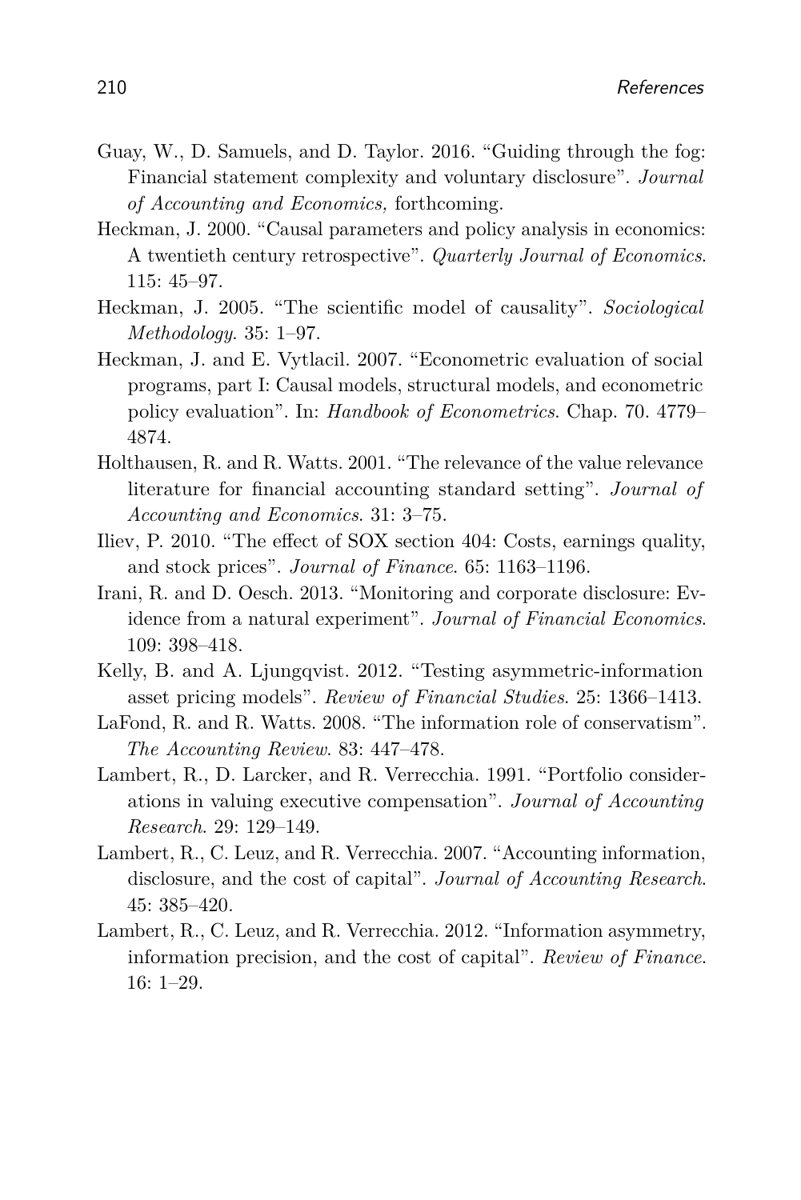Guay, W., D. Samuels, and D. Taylor. 2016. “Guiding through the fog: Financial statement complexity and voluntary disclosure”. *Journal of Accounting and Economics,* forthcoming.

Heckman, J. 2000. “Causal parameters and policy analysis in economics: A twentieth century retrospective”. *Quarterly Journal of Economics*. 115: 45–97.

Heckman, J. 2005. “The scientific model of causality”. *Sociological Methodology*. 35: 1–97.

Heckman, J. and E. Vytlacil. 2007. “Econometric evaluation of social programs, part I: Causal models, structural models, and econometric policy evaluation”. In: *Handbook of Econometrics*. Chap. 70. 4779–4874.

Holthausen, R. and R. Watts. 2001. “The relevance of the value relevance literature for financial accounting standard setting”. *Journal of Accounting and Economics*. 31: 3–75.

Iliev, P. 2010. “The effect of SOX section 404: Costs, earnings quality, and stock prices”. *Journal of Finance*. 65: 1163–1196.

Irani, R. and D. Oesch. 2013. “Monitoring and corporate disclosure: Evidence from a natural experiment”. *Journal of Financial Economics*. 109: 398–418.

Kelly, B. and A. Ljungqvist. 2012. “Testing asymmetric-information asset pricing models”. *Review of Financial Studies*. 25: 1366–1413.

LaFond, R. and R. Watts. 2008. “The information role of conservatism”. *The Accounting Review*. 83: 447–478.

Lambert, R., D. Larcker, and R. Verrecchia. 1991. “Portfolio considerations in valuing executive compensation”. *Journal of Accounting Research*. 29: 129–149.

Lambert, R., C. Leuz, and R. Verrecchia. 2007. “Accounting information, disclosure, and the cost of capital”. *Journal of Accounting Research*. 45: 385–420.

Lambert, R., C. Leuz, and R. Verrecchia. 2012. “Information asymmetry, information precision, and the cost of capital”. *Review of Finance*. 16: 1–29.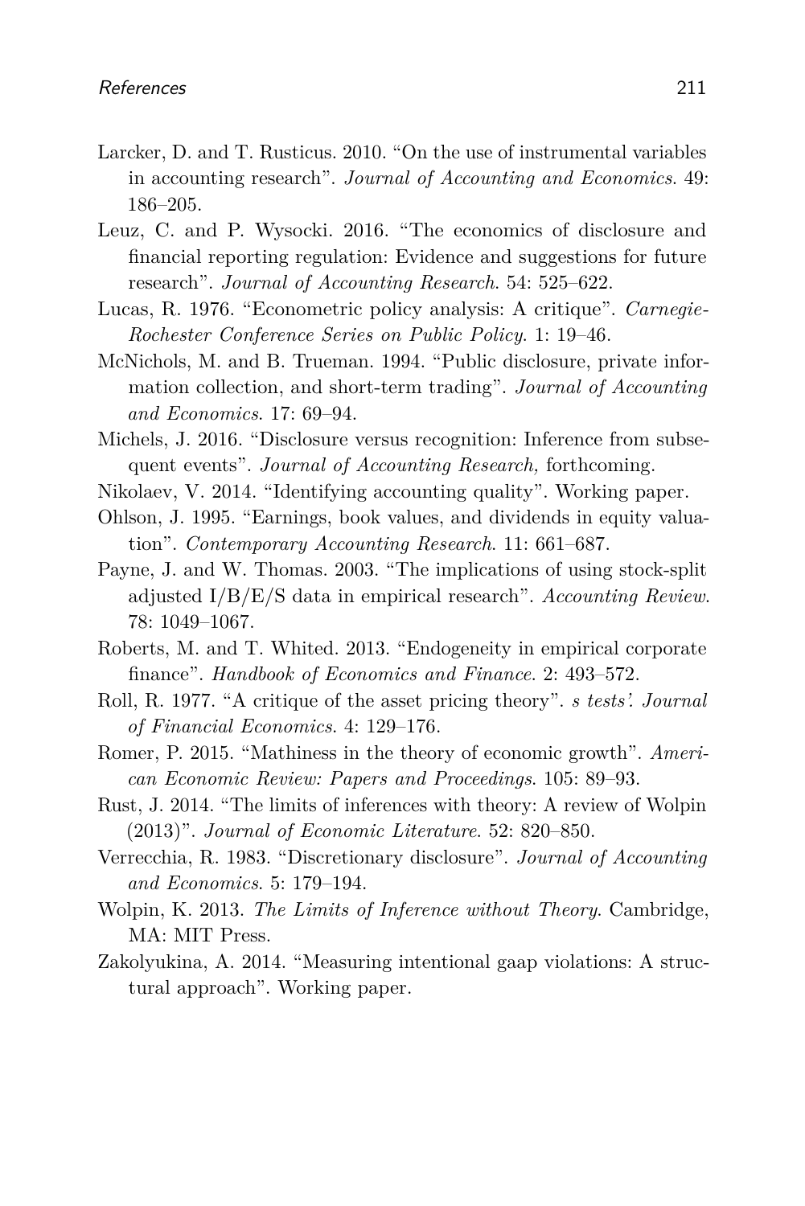Larcker, D. and T. Rusticus. 2010. "On the use of instrumental variables in accounting research". *Journal of Accounting and Economics*. 49: 186–205.

Leuz, C. and P. Wysocki. 2016. "The economics of disclosure and financial reporting regulation: Evidence and suggestions for future research". *Journal of Accounting Research*. 54: 525–622.

Lucas, R. 1976. "Econometric policy analysis: A critique". *Carnegie-Rochester Conference Series on Public Policy*. 1: 19–46.

McNichols, M. and B. Trueman. 1994. "Public disclosure, private information collection, and short-term trading". *Journal of Accounting and Economics*. 17: 69–94.

Michels, J. 2016. "Disclosure versus recognition: Inference from subsequent events". *Journal of Accounting Research,* forthcoming.

Nikolaev, V. 2014. "Identifying accounting quality". Working paper.

Ohlson, J. 1995. "Earnings, book values, and dividends in equity valuation". *Contemporary Accounting Research*. 11: 661–687.

Payne, J. and W. Thomas. 2003. "The implications of using stock-split adjusted I/B/E/S data in empirical research". *Accounting Review*. 78: 1049–1067.

Roberts, M. and T. Whited. 2013. "Endogeneity in empirical corporate finance". *Handbook of Economics and Finance*. 2: 493–572.

Roll, R. 1977. "A critique of the asset pricing theory". *s tests'. Journal of Financial Economics*. 4: 129–176.

Romer, P. 2015. "Mathiness in the theory of economic growth". *American Economic Review: Papers and Proceedings*. 105: 89–93.

Rust, J. 2014. "The limits of inferences with theory: A review of Wolpin (2013)". *Journal of Economic Literature*. 52: 820–850.

Verrecchia, R. 1983. "Discretionary disclosure". *Journal of Accounting and Economics*. 5: 179–194.

Wolpin, K. 2013. *The Limits of Inference without Theory*. Cambridge, MA: MIT Press.

Zakolyukina, A. 2014. "Measuring intentional gaap violations: A structural approach". Working paper.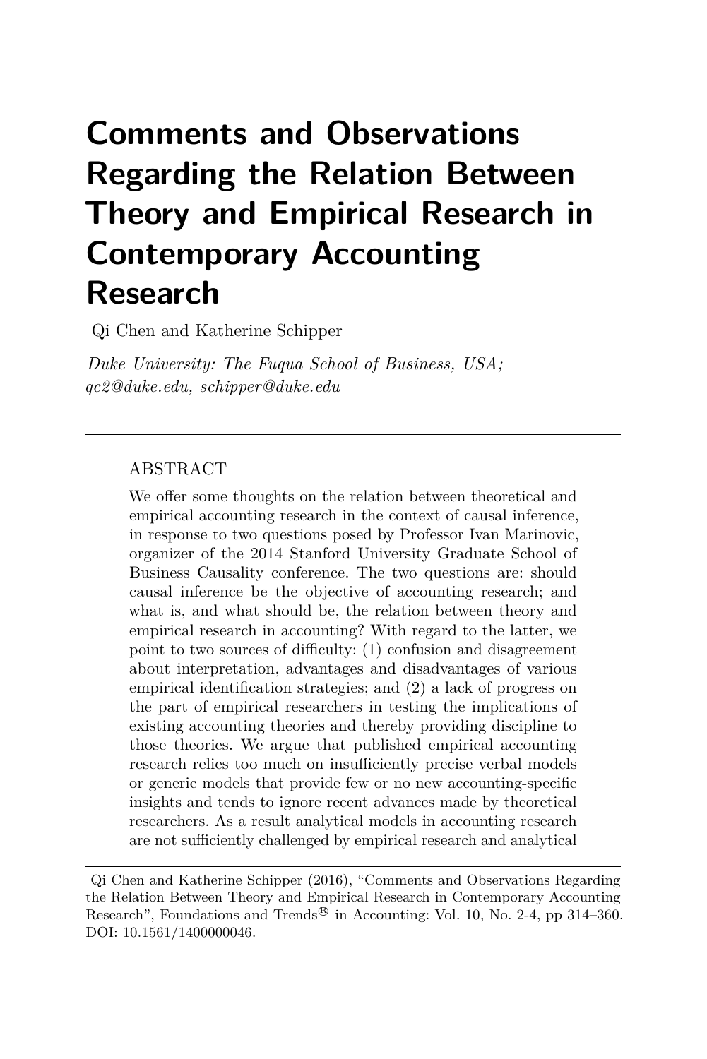# Comments and Observations Regarding the Relation Between Theory and Empirical Research in Contemporary Accounting Research

Qi Chen and Katherine Schipper

*Duke University: The Fuqua School of Business, USA; qc2@duke.edu, schipper@duke.edu*

---

ABSTRACT

We offer some thoughts on the relation between theoretical and empirical accounting research in the context of causal inference, in response to two questions posed by Professor Ivan Marinovic, organizer of the 2014 Stanford University Graduate School of Business Causality conference. The two questions are: should causal inference be the objective of accounting research; and what is, and what should be, the relation between theory and empirical research in accounting? With regard to the latter, we point to two sources of difficulty: (1) confusion and disagreement about interpretation, advantages and disadvantages of various empirical identification strategies; and (2) a lack of progress on the part of empirical researchers in testing the implications of existing accounting theories and thereby providing discipline to those theories. We argue that published empirical accounting research relies too much on insufficiently precise verbal models or generic models that provide few or no new accounting-specific insights and tends to ignore recent advances made by theoretical researchers. As a result analytical models in accounting research are not sufficiently challenged by empirical research and analytical

---

Qi Chen and Katherine Schipper (2016), "Comments and Observations Regarding the Relation Between Theory and Empirical Research in Contemporary Accounting Research", Foundations and Trends® in Accounting: Vol. 10, No. 2-4, pp 314–360. DOI: 10.1561/1400000046.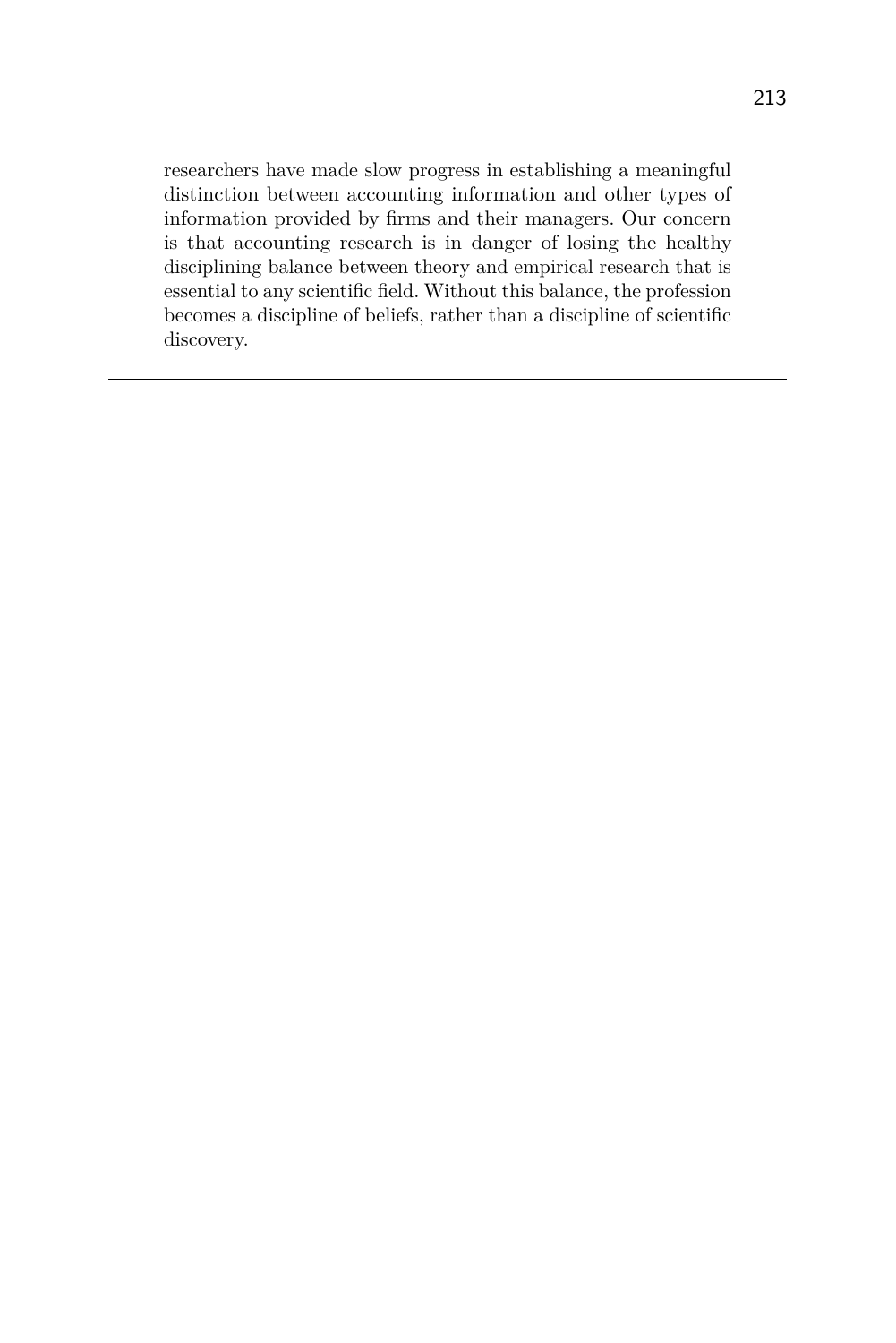researchers have made slow progress in establishing a meaningful distinction between accounting information and other types of information provided by firms and their managers. Our concern is that accounting research is in danger of losing the healthy disciplining balance between theory and empirical research that is essential to any scientific field. Without this balance, the profession becomes a discipline of beliefs, rather than a discipline of scientific discovery.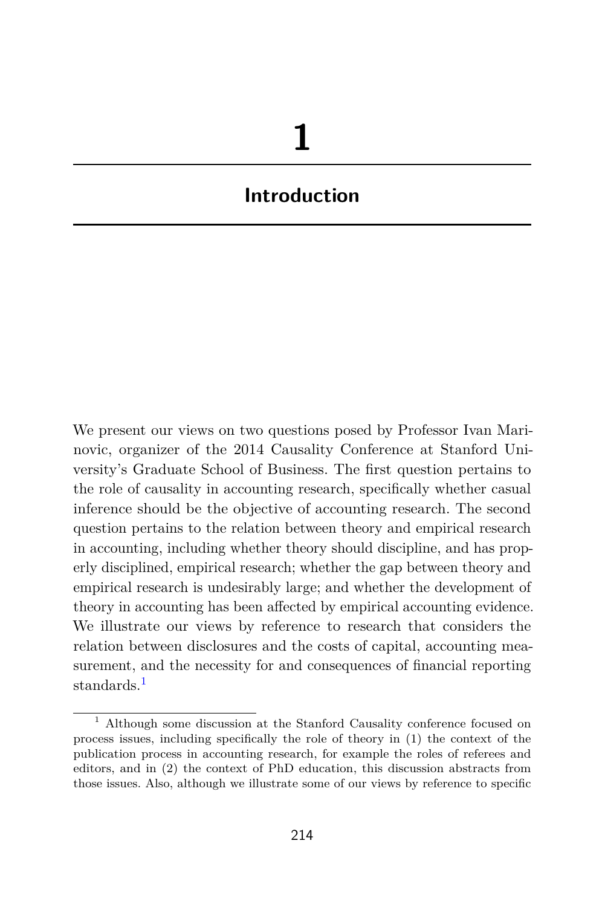# 1

# Introduction

We present our views on two questions posed by Professor Ivan Marinovic, organizer of the 2014 Causality Conference at Stanford University's Graduate School of Business. The first question pertains to the role of causality in accounting research, specifically whether casual inference should be the objective of accounting research. The second question pertains to the relation between theory and empirical research in accounting, including whether theory should discipline, and has properly disciplined, empirical research; whether the gap between theory and empirical research is undesirably large; and whether the development of theory in accounting has been affected by empirical accounting evidence. We illustrate our views by reference to research that considers the relation between disclosures and the costs of capital, accounting measurement, and the necessity for and consequences of financial reporting standards.[1]

[1] Although some discussion at the Stanford Causality conference focused on process issues, including specifically the role of theory in (1) the context of the publication process in accounting research, for example the roles of referees and editors, and in (2) the context of PhD education, this discussion abstracts from those issues. Also, although we illustrate some of our views by reference to specific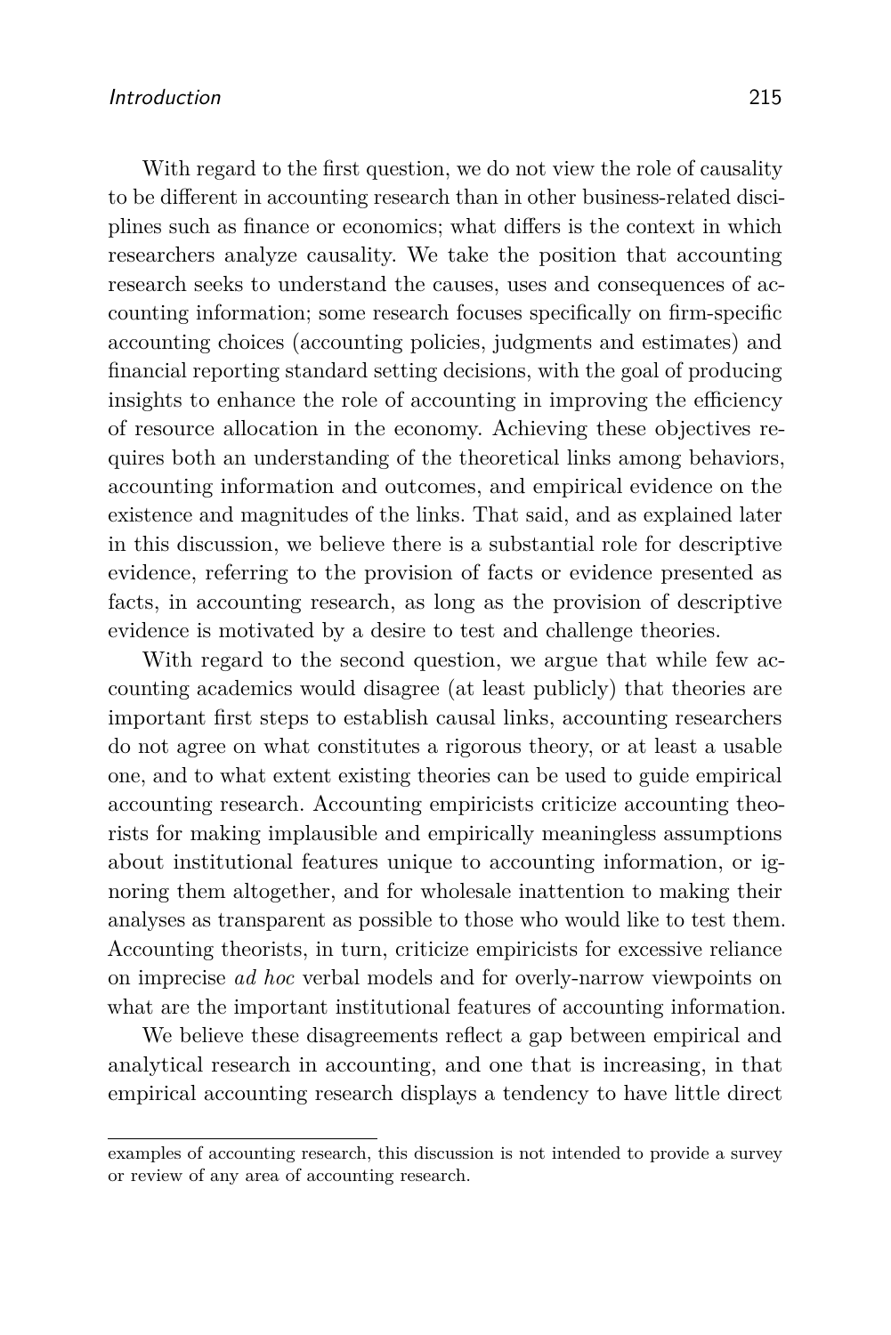With regard to the first question, we do not view the role of causality to be different in accounting research than in other business-related disciplines such as finance or economics; what differs is the context in which researchers analyze causality. We take the position that accounting research seeks to understand the causes, uses and consequences of accounting information; some research focuses specifically on firm-specific accounting choices (accounting policies, judgments and estimates) and financial reporting standard setting decisions, with the goal of producing insights to enhance the role of accounting in improving the efficiency of resource allocation in the economy. Achieving these objectives requires both an understanding of the theoretical links among behaviors, accounting information and outcomes, and empirical evidence on the existence and magnitudes of the links. That said, and as explained later in this discussion, we believe there is a substantial role for descriptive evidence, referring to the provision of facts or evidence presented as facts, in accounting research, as long as the provision of descriptive evidence is motivated by a desire to test and challenge theories.

With regard to the second question, we argue that while few accounting academics would disagree (at least publicly) that theories are important first steps to establish causal links, accounting researchers do not agree on what constitutes a rigorous theory, or at least a usable one, and to what extent existing theories can be used to guide empirical accounting research. Accounting empiricists criticize accounting theorists for making implausible and empirically meaningless assumptions about institutional features unique to accounting information, or ignoring them altogether, and for wholesale inattention to making their analyses as transparent as possible to those who would like to test them. Accounting theorists, in turn, criticize empiricists for excessive reliance on imprecise *ad hoc* verbal models and for overly-narrow viewpoints on what are the important institutional features of accounting information.

We believe these disagreements reflect a gap between empirical and analytical research in accounting, and one that is increasing, in that empirical accounting research displays a tendency to have little direct

---

examples of accounting research, this discussion is not intended to provide a survey or review of any area of accounting research.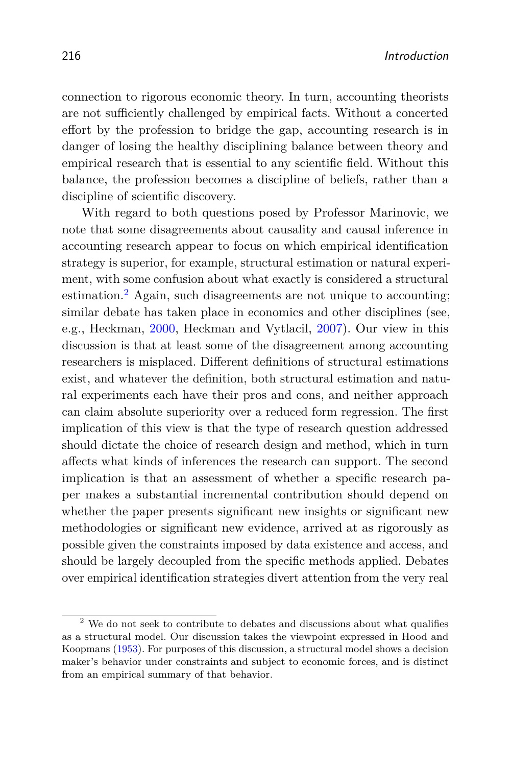connection to rigorous economic theory. In turn, accounting theorists are not sufficiently challenged by empirical facts. Without a concerted effort by the profession to bridge the gap, accounting research is in danger of losing the healthy disciplining balance between theory and empirical research that is essential to any scientific field. Without this balance, the profession becomes a discipline of beliefs, rather than a discipline of scientific discovery.

With regard to both questions posed by Professor Marinovic, we note that some disagreements about causality and causal inference in accounting research appear to focus on which empirical identification strategy is superior, for example, structural estimation or natural experiment, with some confusion about what exactly is considered a structural estimation.[2] Again, such disagreements are not unique to accounting; similar debate has taken place in economics and other disciplines (see, e.g., Heckman, 2000, Heckman and Vytlacil, 2007). Our view in this discussion is that at least some of the disagreement among accounting researchers is misplaced. Different definitions of structural estimations exist, and whatever the definition, both structural estimation and natural experiments each have their pros and cons, and neither approach can claim absolute superiority over a reduced form regression. The first implication of this view is that the type of research question addressed should dictate the choice of research design and method, which in turn affects what kinds of inferences the research can support. The second implication is that an assessment of whether a specific research paper makes a substantial incremental contribution should depend on whether the paper presents significant new insights or significant new methodologies or significant new evidence, arrived at as rigorously as possible given the constraints imposed by data existence and access, and should be largely decoupled from the specific methods applied. Debates over empirical identification strategies divert attention from the very real

[2] We do not seek to contribute to debates and discussions about what qualifies as a structural model. Our discussion takes the viewpoint expressed in Hood and Koopmans (1953). For purposes of this discussion, a structural model shows a decision maker's behavior under constraints and subject to economic forces, and is distinct from an empirical summary of that behavior.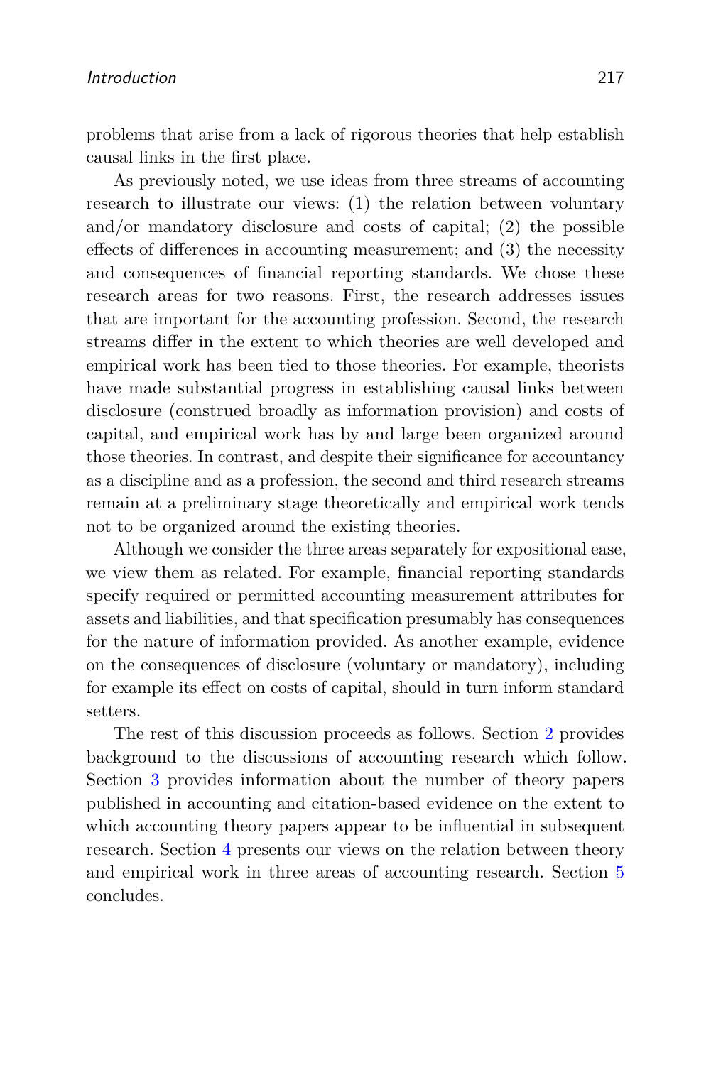problems that arise from a lack of rigorous theories that help establish causal links in the first place.

As previously noted, we use ideas from three streams of accounting research to illustrate our views: (1) the relation between voluntary and/or mandatory disclosure and costs of capital; (2) the possible effects of differences in accounting measurement; and (3) the necessity and consequences of financial reporting standards. We chose these research areas for two reasons. First, the research addresses issues that are important for the accounting profession. Second, the research streams differ in the extent to which theories are well developed and empirical work has been tied to those theories. For example, theorists have made substantial progress in establishing causal links between disclosure (construed broadly as information provision) and costs of capital, and empirical work has by and large been organized around those theories. In contrast, and despite their significance for accountancy as a discipline and as a profession, the second and third research streams remain at a preliminary stage theoretically and empirical work tends not to be organized around the existing theories.

Although we consider the three areas separately for expositional ease, we view them as related. For example, financial reporting standards specify required or permitted accounting measurement attributes for assets and liabilities, and that specification presumably has consequences for the nature of information provided. As another example, evidence on the consequences of disclosure (voluntary or mandatory), including for example its effect on costs of capital, should in turn inform standard setters.

The rest of this discussion proceeds as follows. Section 2 provides background to the discussions of accounting research which follow. Section 3 provides information about the number of theory papers published in accounting and citation-based evidence on the extent to which accounting theory papers appear to be influential in subsequent research. Section 4 presents our views on the relation between theory and empirical work in three areas of accounting research. Section 5 concludes.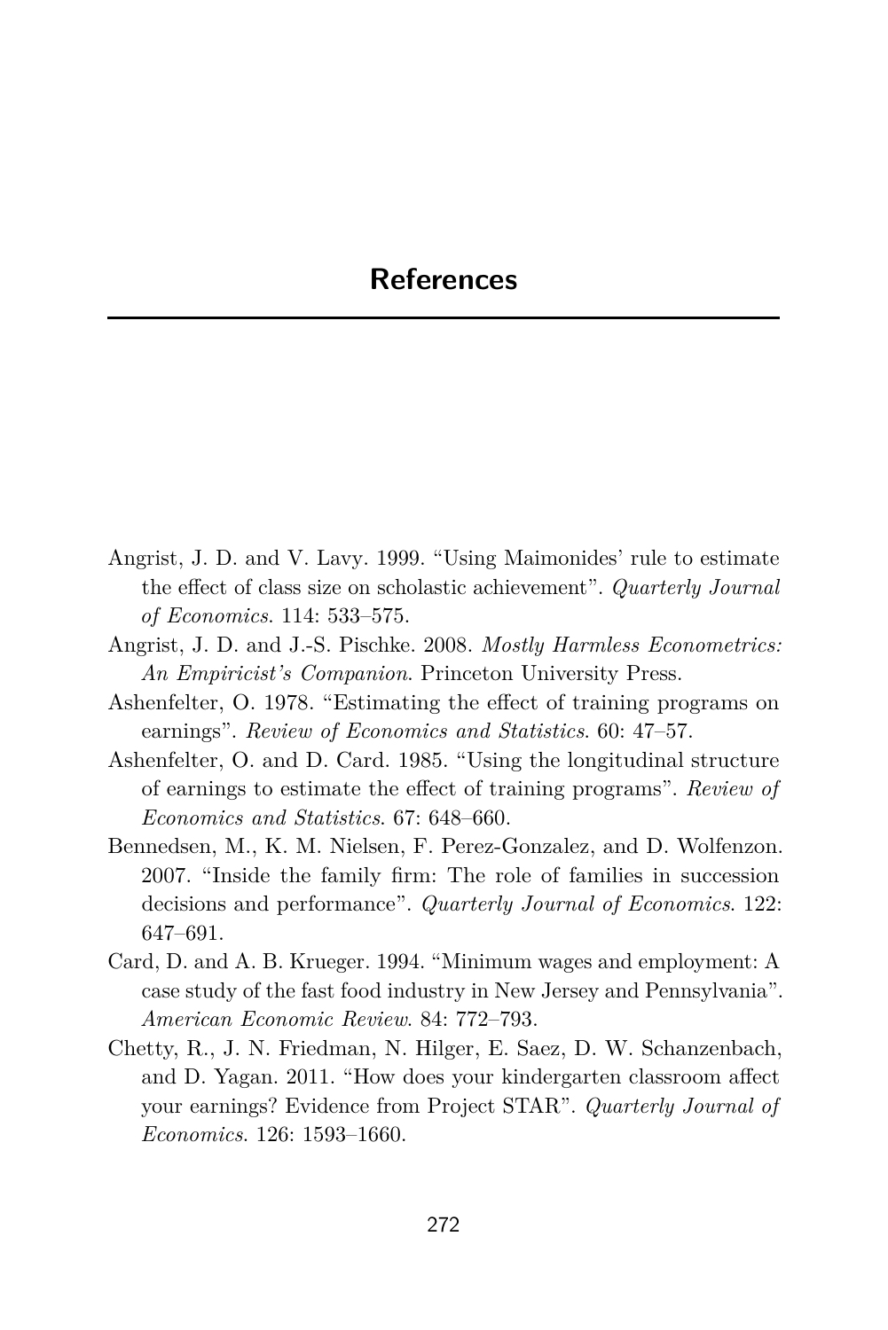# References

Angrist, J. D. and V. Lavy. 1999. "Using Maimonides' rule to estimate the effect of class size on scholastic achievement". *Quarterly Journal of Economics*. 114: 533–575.

Angrist, J. D. and J.-S. Pischke. 2008. *Mostly Harmless Econometrics: An Empiricist's Companion*. Princeton University Press.

Ashenfelter, O. 1978. "Estimating the effect of training programs on earnings". *Review of Economics and Statistics*. 60: 47–57.

Ashenfelter, O. and D. Card. 1985. "Using the longitudinal structure of earnings to estimate the effect of training programs". *Review of Economics and Statistics*. 67: 648–660.

Bennedsen, M., K. M. Nielsen, F. Perez-Gonzalez, and D. Wolfenzon. 2007. "Inside the family firm: The role of families in succession decisions and performance". *Quarterly Journal of Economics*. 122: 647–691.

Card, D. and A. B. Krueger. 1994. "Minimum wages and employment: A case study of the fast food industry in New Jersey and Pennsylvania". *American Economic Review*. 84: 772–793.

Chetty, R., J. N. Friedman, N. Hilger, E. Saez, D. W. Schanzenbach, and D. Yagan. 2011. "How does your kindergarten classroom affect your earnings? Evidence from Project STAR". *Quarterly Journal of Economics*. 126: 1593–1660.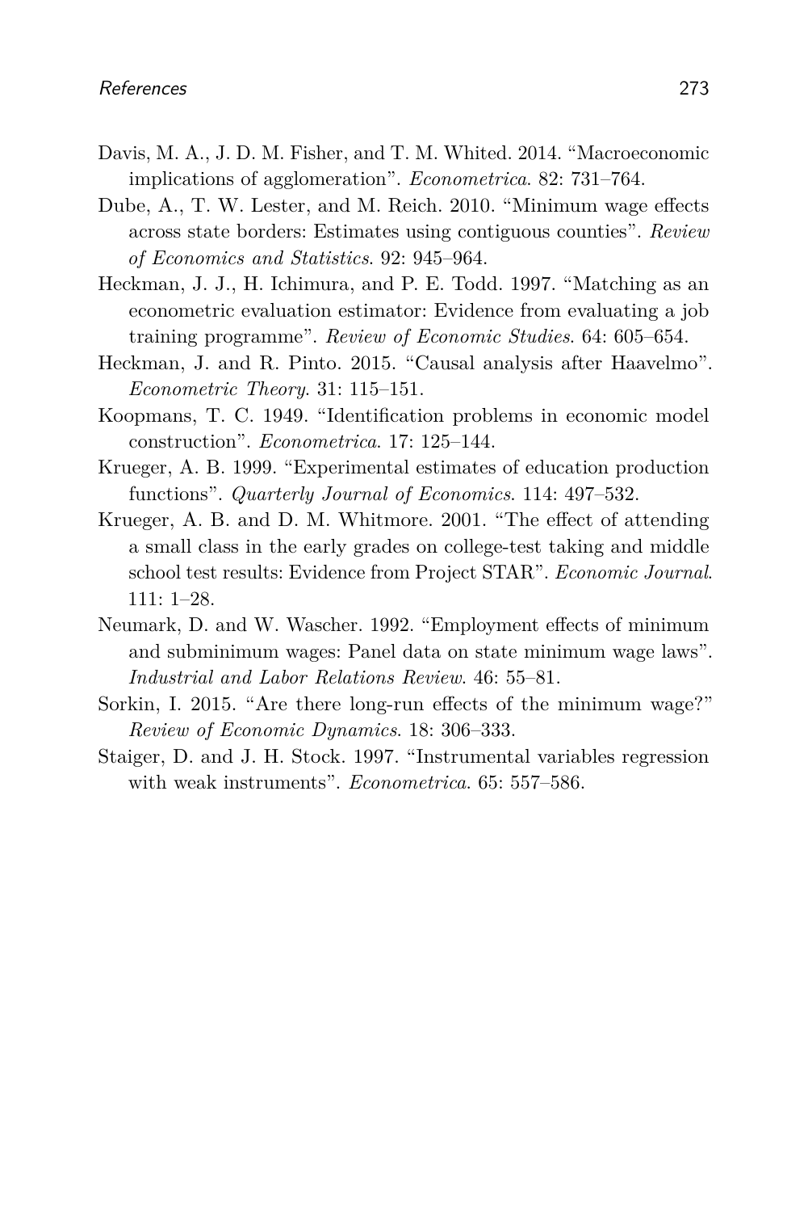Davis, M. A., J. D. M. Fisher, and T. M. Whited. 2014. "Macroeconomic implications of agglomeration". *Econometrica*. 82: 731–764.

Dube, A., T. W. Lester, and M. Reich. 2010. "Minimum wage effects across state borders: Estimates using contiguous counties". *Review of Economics and Statistics*. 92: 945–964.

Heckman, J. J., H. Ichimura, and P. E. Todd. 1997. "Matching as an econometric evaluation estimator: Evidence from evaluating a job training programme". *Review of Economic Studies*. 64: 605–654.

Heckman, J. and R. Pinto. 2015. "Causal analysis after Haavelmo". *Econometric Theory*. 31: 115–151.

Koopmans, T. C. 1949. "Identification problems in economic model construction". *Econometrica*. 17: 125–144.

Krueger, A. B. 1999. "Experimental estimates of education production functions". *Quarterly Journal of Economics*. 114: 497–532.

Krueger, A. B. and D. M. Whitmore. 2001. "The effect of attending a small class in the early grades on college-test taking and middle school test results: Evidence from Project STAR". *Economic Journal*. 111: 1–28.

Neumark, D. and W. Wascher. 1992. "Employment effects of minimum and subminimum wages: Panel data on state minimum wage laws". *Industrial and Labor Relations Review*. 46: 55–81.

Sorkin, I. 2015. "Are there long-run effects of the minimum wage?" *Review of Economic Dynamics*. 18: 306–333.

Staiger, D. and J. H. Stock. 1997. "Instrumental variables regression with weak instruments". *Econometrica*. 65: 557–586.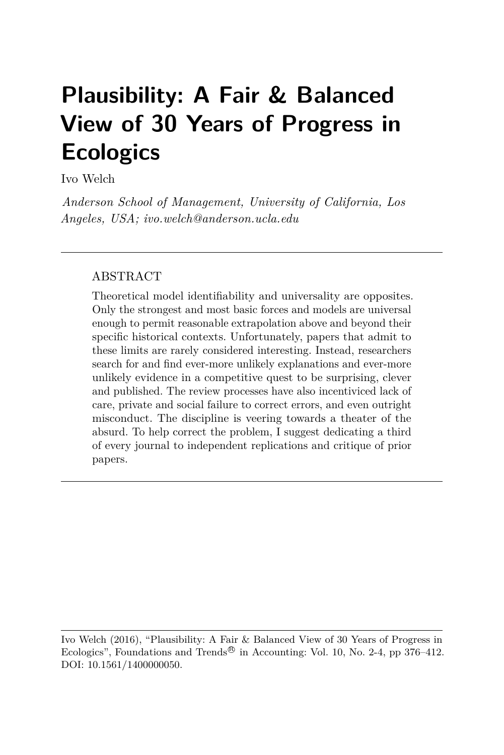# Plausibility: A Fair & Balanced View of 30 Years of Progress in Ecologics

Ivo Welch

*Anderson School of Management, University of California, Los Angeles, USA; ivo.welch@anderson.ucla.edu*

---

## ABSTRACT

Theoretical model identifiability and universality are opposites. Only the strongest and most basic forces and models are universal enough to permit reasonable extrapolation above and beyond their specific historical contexts. Unfortunately, papers that admit to these limits are rarely considered interesting. Instead, researchers search for and find ever-more unlikely explanations and ever-more unlikely evidence in a competitive quest to be surprising, clever and published. The review processes have also incenticiced lack of care, private and social failure to correct errors, and even outright misconduct. The discipline is veering towards a theater of the absurd. To help correct the problem, I suggest dedicating a third of every journal to independent replications and critique of prior papers.

---

Ivo Welch (2016), "Plausibility: A Fair & Balanced View of 30 Years of Progress in Ecologics", Foundations and Trends® in Accounting: Vol. 10, No. 2-4, pp 376–412. DOI: 10.1561/1400000050.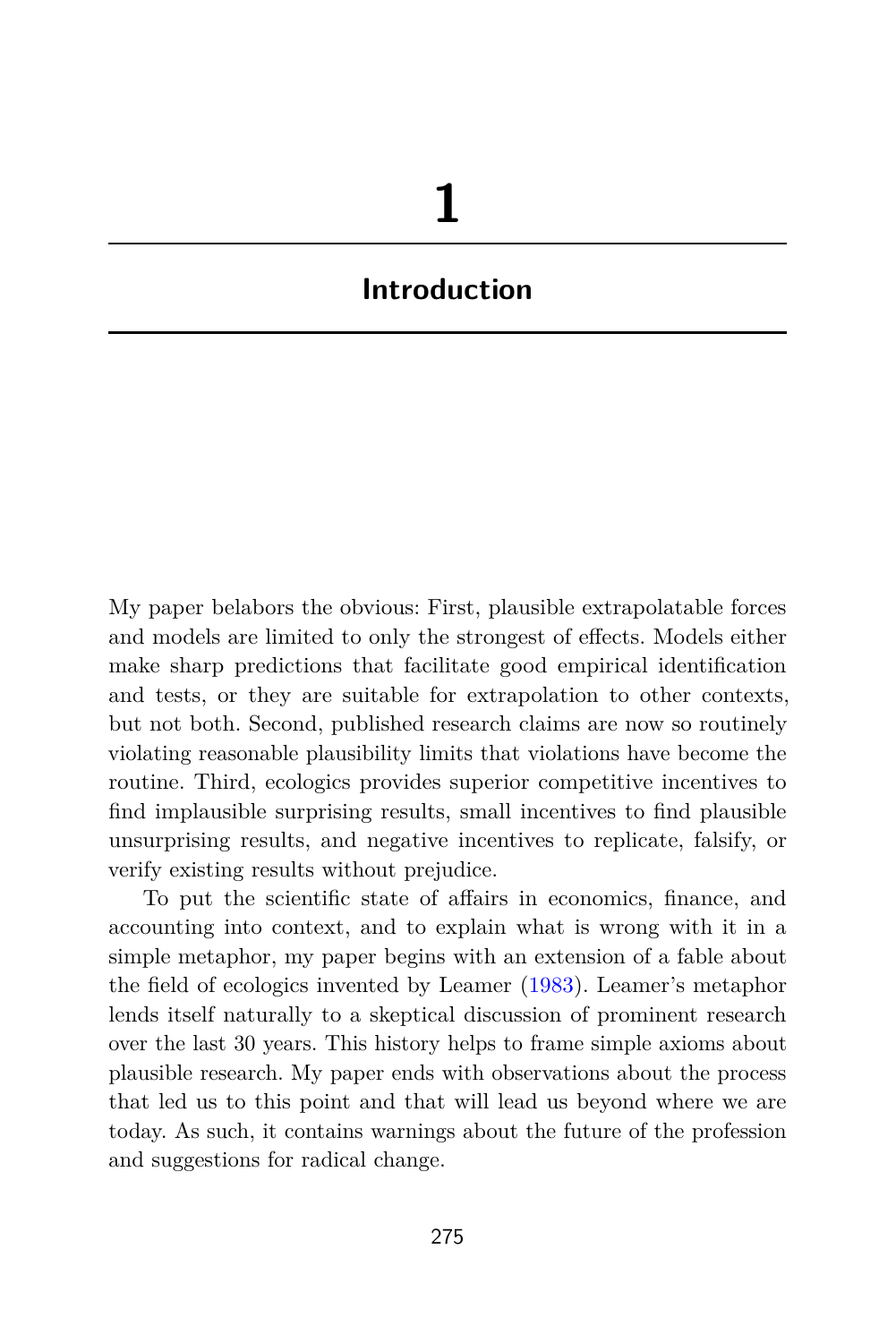# 1

## Introduction

My paper belabors the obvious: First, plausible extrapolatable forces and models are limited to only the strongest of effects. Models either make sharp predictions that facilitate good empirical identification and tests, or they are suitable for extrapolation to other contexts, but not both. Second, published research claims are now so routinely violating reasonable plausibility limits that violations have become the routine. Third, ecologics provides superior competitive incentives to find implausible surprising results, small incentives to find plausible unsurprising results, and negative incentives to replicate, falsify, or verify existing results without prejudice.

To put the scientific state of affairs in economics, finance, and accounting into context, and to explain what is wrong with it in a simple metaphor, my paper begins with an extension of a fable about the field of ecologics invented by Leamer (1983). Leamer's metaphor lends itself naturally to a skeptical discussion of prominent research over the last 30 years. This history helps to frame simple axioms about plausible research. My paper ends with observations about the process that led us to this point and that will lead us beyond where we are today. As such, it contains warnings about the future of the profession and suggestions for radical change.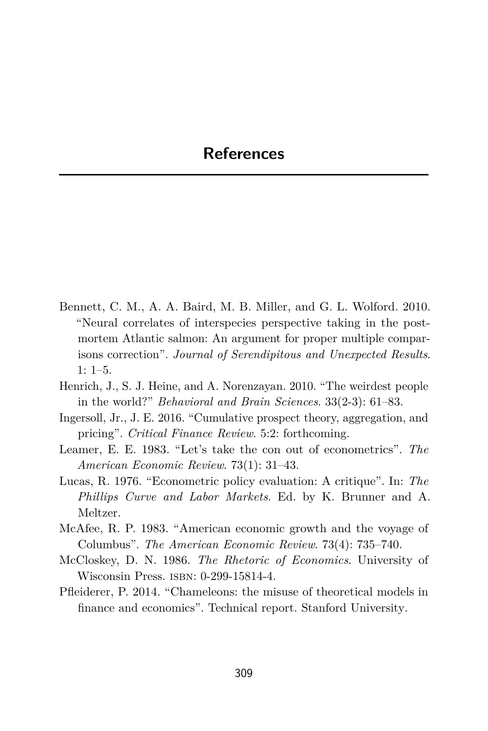# References

Bennett, C. M., A. A. Baird, M. B. Miller, and G. L. Wolford. 2010. "Neural correlates of interspecies perspective taking in the post-mortem Atlantic salmon: An argument for proper multiple comparisons correction". *Journal of Serendipitous and Unexpected Results*. 1: 1–5.

Henrich, J., S. J. Heine, and A. Norenzayan. 2010. "The weirdest people in the world?" *Behavioral and Brain Sciences*. 33(2-3): 61–83.

Ingersoll, Jr., J. E. 2016. "Cumulative prospect theory, aggregation, and pricing". *Critical Finance Review*. 5:2: forthcoming.

Leamer, E. E. 1983. "Let's take the con out of econometrics". *The American Economic Review*. 73(1): 31–43.

Lucas, R. 1976. "Econometric policy evaluation: A critique". In: *The Phillips Curve and Labor Markets*. Ed. by K. Brunner and A. Meltzer.

McAfee, R. P. 1983. "American economic growth and the voyage of Columbus". *The American Economic Review*. 73(4): 735–740.

McCloskey, D. N. 1986. *The Rhetoric of Economics*. University of Wisconsin Press. ISBN: 0-299-15814-4.

Pfleiderer, P. 2014. "Chameleons: the misuse of theoretical models in finance and economics". Technical report. Stanford University.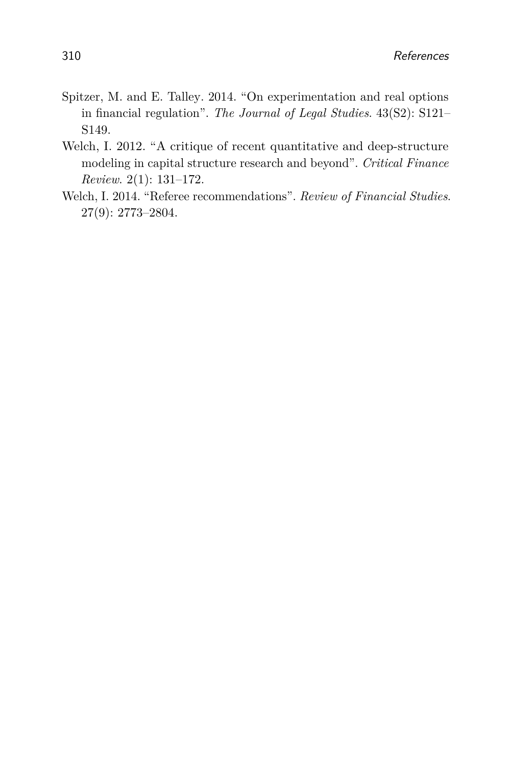Spitzer, M. and E. Talley. 2014. "On experimentation and real options in financial regulation". *The Journal of Legal Studies*. 43(S2): S121–S149.

Welch, I. 2012. "A critique of recent quantitative and deep-structure modeling in capital structure research and beyond". *Critical Finance Review*. 2(1): 131–172.

Welch, I. 2014. "Referee recommendations". *Review of Financial Studies*. 27(9): 2773–2804.